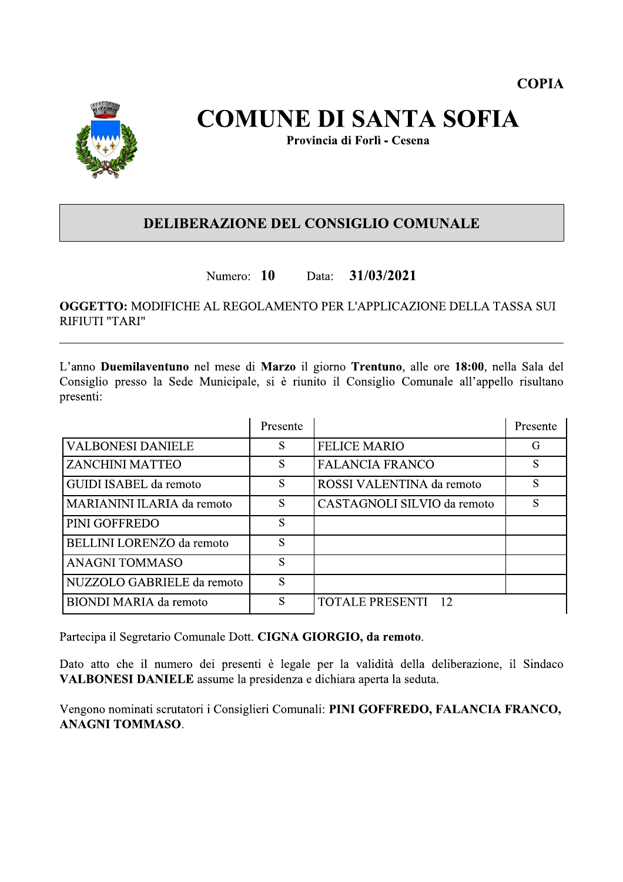**COPIA**

# COMUNE DI SANTA SOFIA

**Provincia di Forlì - Cesena**

## DELIBERAZIONE DEL CONSIGLIO COMUNALE

Numero: **10** Data: **31/03/2021**

**OGGETTO:** MODIFICHE AL REGOLAMENTO PER L'APPLICAZIONE DELLA TASSA SUI RIFIUTI "TARI"

---

L'anno **Duemilaventuno** nel mese di **Marzo** il giorno **Trentuno**, alle ore **18:00**, nella Sala del Consiglio presso la Sede Municipale, si è riunito il Consiglio Comunale all'appello risultano presenti:

| | Presente | | Presente |
|---|---|---|---|
| VALBONESI DANIELE | S | FELICE MARIO | G |
| ZANCHINI MATTEO | S | FALANCIA FRANCO | S |
| GUIDI ISABEL da remoto | S | ROSSI VALENTINA da remoto | S |
| MARIANINI ILARIA da remoto | S | CASTAGNOLI SILVIO da remoto | S |
| PINI GOFFREDO | S | | |
| BELLINI LORENZO da remoto | S | | |
| ANAGNI TOMMASO | S | | |
| NUZZOLO GABRIELE da remoto | S | | |
| BIONDI MARIA da remoto | S | TOTALE PRESENTI 12 | |

Partecipa il Segretario Comunale Dott. **CIGNA GIORGIO, da remoto**.

Dato atto che il numero dei presenti è legale per la validità della deliberazione, il Sindaco **VALBONESI DANIELE** assume la presidenza e dichiara aperta la seduta.

Vengono nominati scrutatori i Consiglieri Comunali: **PINI GOFFREDO, FALANCIA FRANCO, ANAGNI TOMMASO**.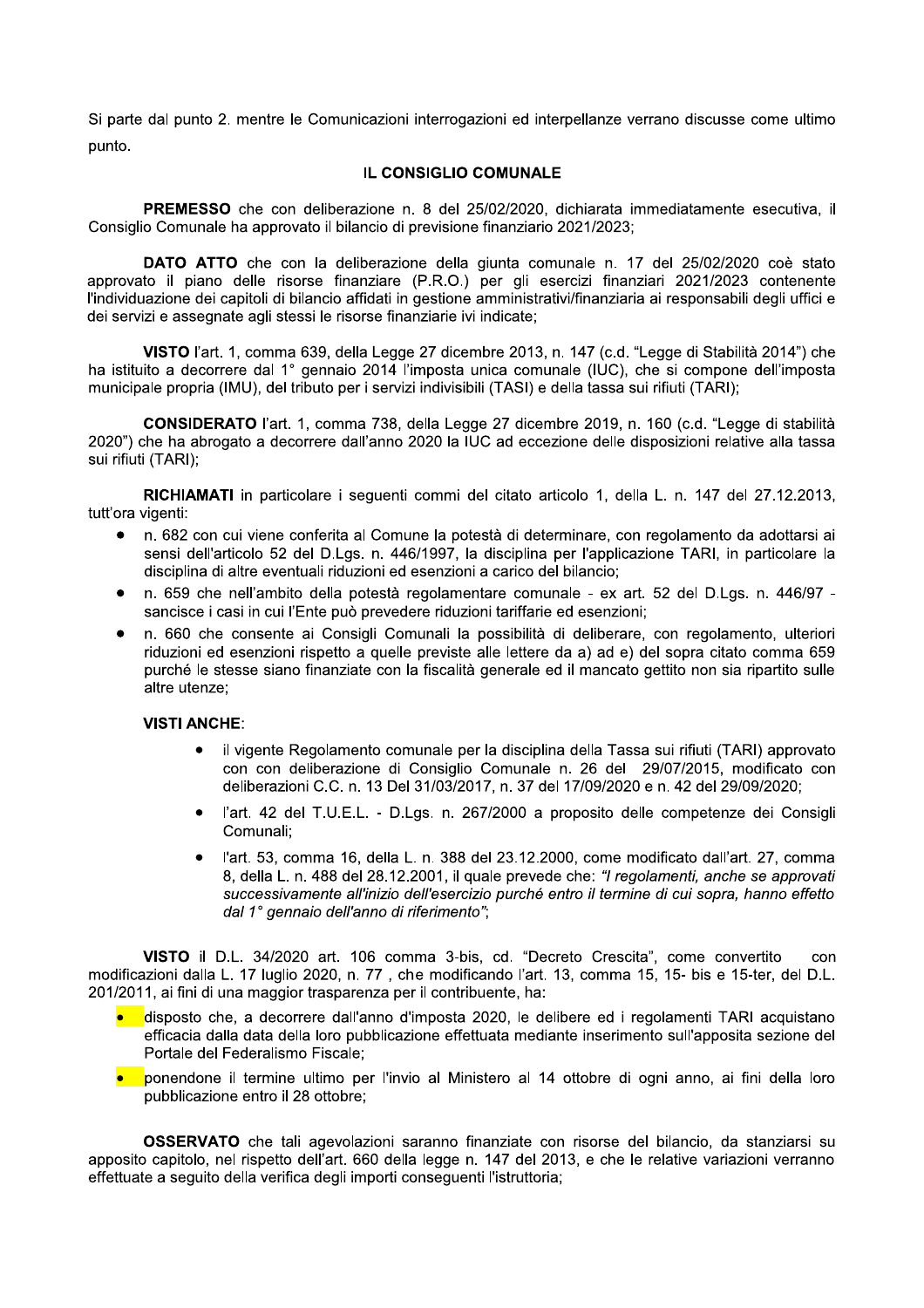Si parte dal punto 2. mentre le Comunicazioni interrogazioni ed interpellanze verrano discusse come ultimo punto.

## IL CONSIGLIO COMUNALE

**PREMESSO** che con deliberazione n. 8 del 25/02/2020, dichiarata immediatamente esecutiva, il Consiglio Comunale ha approvato il bilancio di previsione finanziario 2021/2023;

**DATO ATTO** che con la deliberazione della giunta comunale n. 17 del 25/02/2020 coè stato approvato il piano delle risorse finanziare (P.R.O.) per gli esercizi finanziari 2021/2023 contenente l'individuazione dei capitoli di bilancio affidati in gestione amministrativi/finanziaria ai responsabili degli uffici e dei servizi e assegnate agli stessi le risorse finanziarie ivi indicate;

**VISTO** l'art. 1, comma 639, della Legge 27 dicembre 2013, n. 147 (c.d. "Legge di Stabilità 2014") che ha istituito a decorrere dal 1° gennaio 2014 l'imposta unica comunale (IUC), che si compone dell'imposta municipale propria (IMU), del tributo per i servizi indivisibili (TASI) e della tassa sui rifiuti (TARI);

**CONSIDERATO** l'art. 1, comma 738, della Legge 27 dicembre 2019, n. 160 (c.d. "Legge di stabilità 2020") che ha abrogato a decorrere dall'anno 2020 la IUC ad eccezione delle disposizioni relative alla tassa sui rifiuti (TARI);

**RICHIAMATI** in particolare i seguenti commi del citato articolo 1, della L. n. 147 del 27.12.2013, tutt'ora vigenti:

- n. 682 con cui viene conferita al Comune la potestà di determinare, con regolamento da adottarsi ai sensi dell'articolo 52 del D.Lgs. n. 446/1997, la disciplina per l'applicazione TARI, in particolare la disciplina di altre eventuali riduzioni ed esenzioni a carico del bilancio;
- n. 659 che nell'ambito della potestà regolamentare comunale - ex art. 52 del D.Lgs. n. 446/97 - sancisce i casi in cui l'Ente può prevedere riduzioni tariffarie ed esenzioni;
- n. 660 che consente ai Consigli Comunali la possibilità di deliberare, con regolamento, ulteriori riduzioni ed esenzioni rispetto a quelle previste alle lettere da a) ad e) del sopra citato comma 659 purché le stesse siano finanziate con la fiscalità generale ed il mancato gettito non sia ripartito sulle altre utenze;

**VISTI ANCHE**:

- il vigente Regolamento comunale per la disciplina della Tassa sui rifiuti (TARI) approvato con con deliberazione di Consiglio Comunale n. 26 del 29/07/2015, modificato con deliberazioni C.C. n. 13 Del 31/03/2017, n. 37 del 17/09/2020 e n. 42 del 29/09/2020;
- l'art. 42 del T.U.E.L. - D.Lgs. n. 267/2000 a proposito delle competenze dei Consigli Comunali;
- l'art. 53, comma 16, della L. n. 388 del 23.12.2000, come modificato dall'art. 27, comma 8, della L. n. 488 del 28.12.2001, il quale prevede che: *"I regolamenti, anche se approvati successivamente all'inizio dell'esercizio purché entro il termine di cui sopra, hanno effetto dal 1° gennaio dell'anno di riferimento"*;

**VISTO** il D.L. 34/2020 art. 106 comma 3-bis, cd. "Decreto Crescita", come convertito con modificazioni dalla L. 17 luglio 2020, n. 77 , che modificando l'art. 13, comma 15, 15- bis e 15-ter, del D.L. 201/2011, ai fini di una maggior trasparenza per il contribuente, ha:

- disposto che, a decorrere dall'anno d'imposta 2020, le delibere ed i regolamenti TARI acquistano efficacia dalla data della loro pubblicazione effettuata mediante inserimento sull'apposita sezione del Portale del Federalismo Fiscale;
- ponendone il termine ultimo per l'invio al Ministero al 14 ottobre di ogni anno, ai fini della loro pubblicazione entro il 28 ottobre;

**OSSERVATO** che tali agevolazioni saranno finanziate con risorse del bilancio, da stanziarsi su apposito capitolo, nel rispetto dell'art. 660 della legge n. 147 del 2013, e che le relative variazioni verranno effettuate a seguito della verifica degli importi conseguenti l'istruttoria;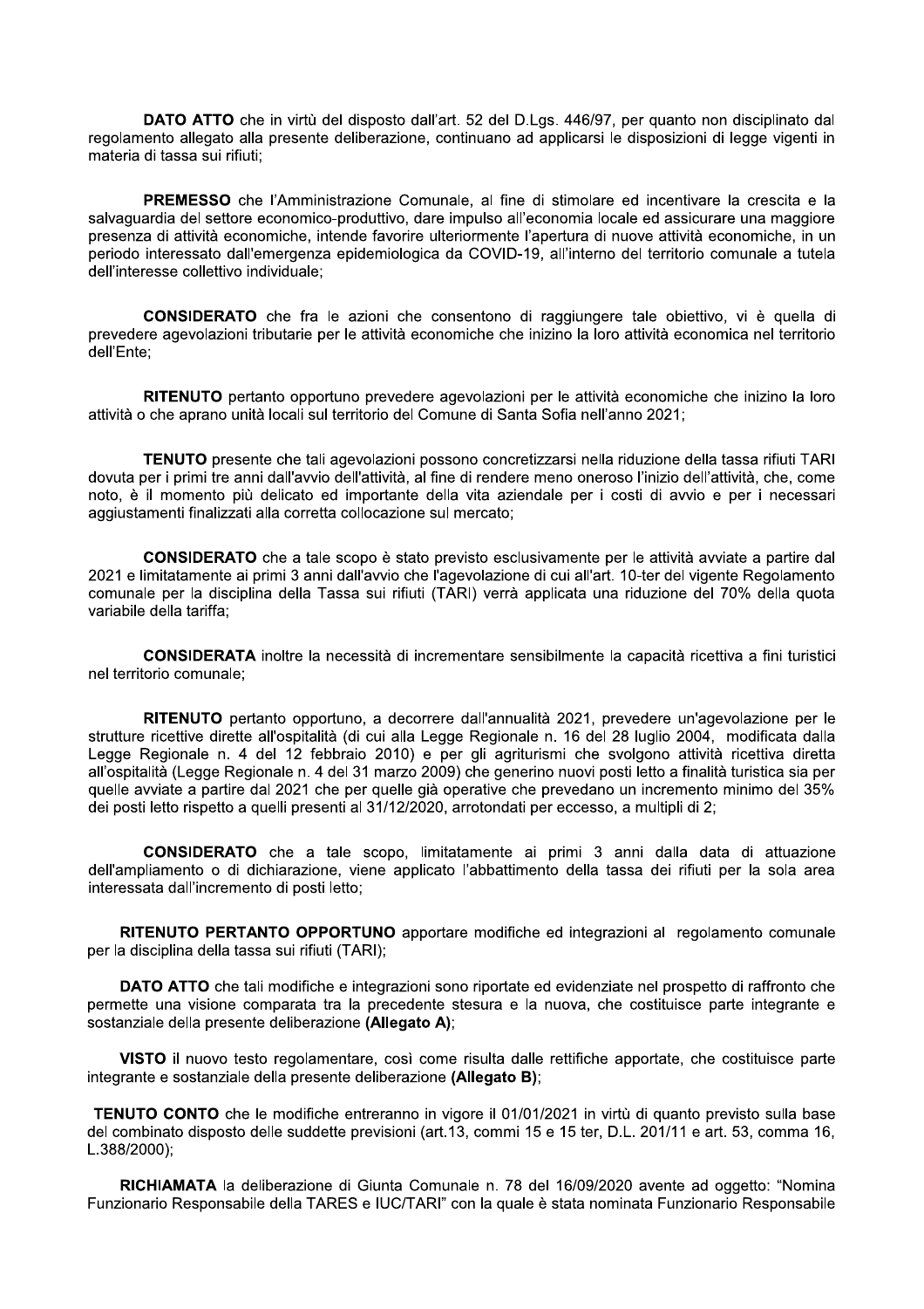**DATO ATTO** che in virtù del disposto dall'art. 52 del D.Lgs. 446/97, per quanto non disciplinato dal regolamento allegato alla presente deliberazione, continuano ad applicarsi le disposizioni di legge vigenti in materia di tassa sui rifiuti;

**PREMESSO** che l'Amministrazione Comunale, al fine di stimolare ed incentivare la crescita e la salvaguardia del settore economico-produttivo, dare impulso all'economia locale ed assicurare una maggiore presenza di attività economiche, intende favorire ulteriormente l'apertura di nuove attività economiche, in un periodo interessato dall'emergenza epidemiologica da COVID-19, all'interno del territorio comunale a tutela dell'interesse collettivo individuale;

**CONSIDERATO** che fra le azioni che consentono di raggiungere tale obiettivo, vi è quella di prevedere agevolazioni tributarie per le attività economiche che inizino la loro attività economica nel territorio dell'Ente;

**RITENUTO** pertanto opportuno prevedere agevolazioni per le attività economiche che inizino la loro attività o che aprano unità locali sul territorio del Comune di Santa Sofia nell'anno 2021;

**TENUTO** presente che tali agevolazioni possono concretizzarsi nella riduzione della tassa rifiuti TARI dovuta per i primi tre anni dall'avvio dell'attività, al fine di rendere meno oneroso l'inizio dell'attività, che, come noto, è il momento più delicato ed importante della vita aziendale per i costi di avvio e per i necessari aggiustamenti finalizzati alla corretta collocazione sul mercato;

**CONSIDERATO** che a tale scopo è stato previsto esclusivamente per le attività avviate a partire dal 2021 e limitatamente ai primi 3 anni dall'avvio che l'agevolazione di cui all'art. 10-ter del vigente Regolamento comunale per la disciplina della Tassa sui rifiuti (TARI) verrà applicata una riduzione del 70% della quota variabile della tariffa;

**CONSIDERATA** inoltre la necessità di incrementare sensibilmente la capacità ricettiva a fini turistici nel territorio comunale;

**RITENUTO** pertanto opportuno, a decorrere dall'annualità 2021, prevedere un'agevolazione per le strutture ricettive dirette all'ospitalità (di cui alla Legge Regionale n. 16 del 28 luglio 2004, modificata dalla Legge Regionale n. 4 del 12 febbraio 2010) e per gli agriturismi che svolgono attività ricettiva diretta all'ospitalità (Legge Regionale n. 4 del 31 marzo 2009) che generino nuovi posti letto a finalità turistica sia per quelle avviate a partire dal 2021 che per quelle già operative che prevedano un incremento minimo del 35% dei posti letto rispetto a quelli presenti al 31/12/2020, arrotondati per eccesso, a multipli di 2;

**CONSIDERATO** che a tale scopo, limitatamente ai primi 3 anni dalla data di attuazione dell'ampliamento o di dichiarazione, viene applicato l'abbattimento della tassa dei rifiuti per la sola area interessata dall'incremento di posti letto;

**RITENUTO PERTANTO OPPORTUNO** apportare modifiche ed integrazioni al regolamento comunale per la disciplina della tassa sui rifiuti (TARI);

**DATO ATTO** che tali modifiche e integrazioni sono riportate ed evidenziate nel prospetto di raffronto che permette una visione comparata tra la precedente stesura e la nuova, che costituisce parte integrante e sostanziale della presente deliberazione **(Allegato A)**;

**VISTO** il nuovo testo regolamentare, così come risulta dalle rettifiche apportate, che costituisce parte integrante e sostanziale della presente deliberazione **(Allegato B)**;

**TENUTO CONTO** che le modifiche entreranno in vigore il 01/01/2021 in virtù di quanto previsto sulla base del combinato disposto delle suddette previsioni (art.13, commi 15 e 15 ter, D.L. 201/11 e art. 53, comma 16, L.388/2000);

**RICHIAMATA** la deliberazione di Giunta Comunale n. 78 del 16/09/2020 avente ad oggetto: "Nomina Funzionario Responsabile della TARES e IUC/TARI" con la quale è stata nominata Funzionario Responsabile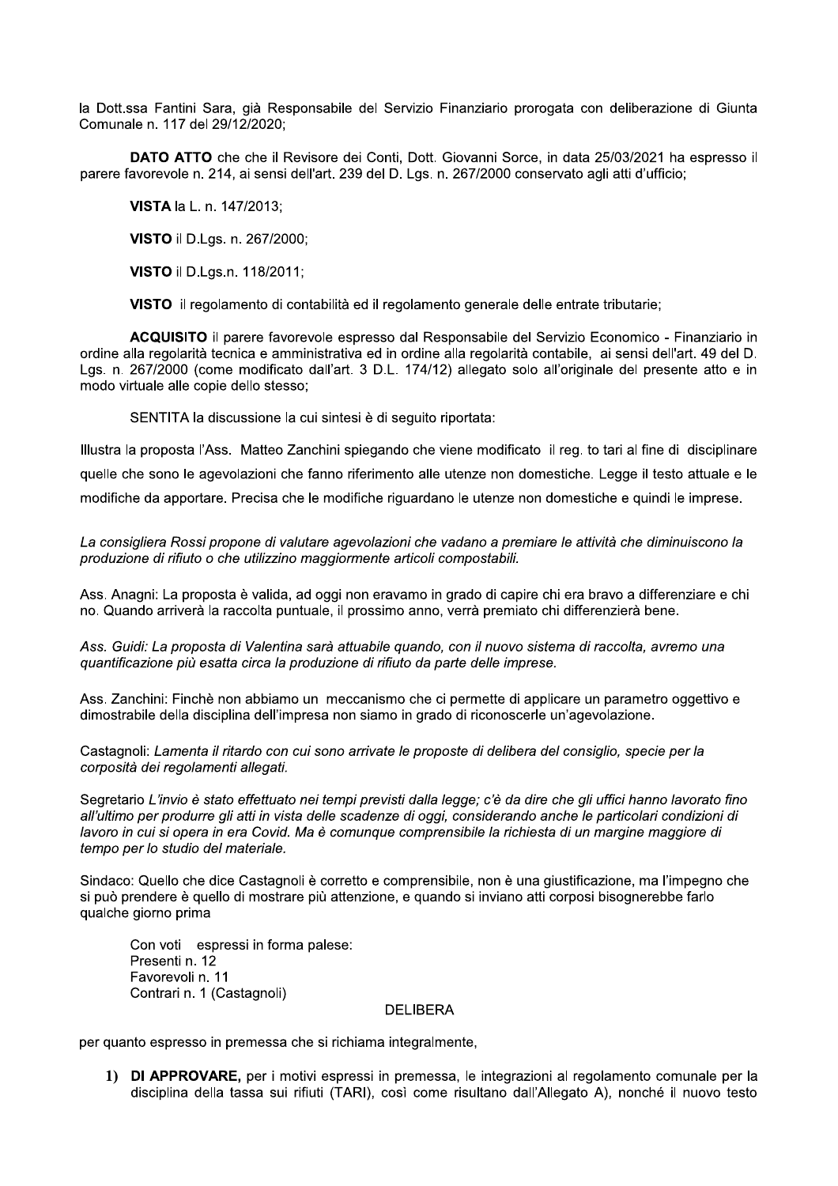la Dott.ssa Fantini Sara, già Responsabile del Servizio Finanziario prorogata con deliberazione di Giunta Comunale n. 117 del 29/12/2020;

**DATO ATTO** che che il Revisore dei Conti, Dott. Giovanni Sorce, in data 25/03/2021 ha espresso il parere favorevole n. 214, ai sensi dell'art. 239 del D. Lgs. n. 267/2000 conservato agli atti d'ufficio;

**VISTA** la L. n. 147/2013;

**VISTO** il D.Lgs. n. 267/2000;

**VISTO** il D.Lgs.n. 118/2011;

**VISTO** il regolamento di contabilità ed il regolamento generale delle entrate tributarie;

**ACQUISITO** il parere favorevole espresso dal Responsabile del Servizio Economico - Finanziario in ordine alla regolarità tecnica e amministrativa ed in ordine alla regolarità contabile, ai sensi dell'art. 49 del D. Lgs. n. 267/2000 (come modificato dall'art. 3 D.L. 174/12) allegato solo all'originale del presente atto e in modo virtuale alle copie dello stesso;

SENTITA la discussione la cui sintesi è di seguito riportata:

Illustra la proposta l'Ass. Matteo Zanchini spiegando che viene modificato il reg. to tari al fine di disciplinare quelle che sono le agevolazioni che fanno riferimento alle utenze non domestiche. Legge il testo attuale e le modifiche da apportare. Precisa che le modifiche riguardano le utenze non domestiche e quindi le imprese.

*La consigliera Rossi propone di valutare agevolazioni che vadano a premiare le attività che diminuiscono la produzione di rifiuto o che utilizzino maggiormente articoli compostabili.*

Ass. Anagni: La proposta è valida, ad oggi non eravamo in grado di capire chi era bravo a differenziare e chi no. Quando arriverà la raccolta puntuale, il prossimo anno, verrà premiato chi differenzierà bene.

*Ass. Guidi: La proposta di Valentina sarà attuabile quando, con il nuovo sistema di raccolta, avremo una quantificazione più esatta circa la produzione di rifiuto da parte delle imprese.*

Ass. Zanchini: Finchè non abbiamo un meccanismo che ci permette di applicare un parametro oggettivo e dimostrabile della disciplina dell'impresa non siamo in grado di riconoscerle un'agevolazione.

Castagnoli: *Lamenta il ritardo con cui sono arrivate le proposte di delibera del consiglio, specie per la corposità dei regolamenti allegati.*

Segretario *L'invio è stato effettuato nei tempi previsti dalla legge; c'è da dire che gli uffici hanno lavorato fino all'ultimo per produrre gli atti in vista delle scadenze di oggi, considerando anche le particolari condizioni di lavoro in cui si opera in era Covid. Ma è comunque comprensibile la richiesta di un margine maggiore di tempo per lo studio del materiale.*

Sindaco: Quello che dice Castagnoli è corretto e comprensibile, non è una giustificazione, ma l'impegno che si può prendere è quello di mostrare più attenzione, e quando si inviano atti corposi bisognerebbe farlo qualche giorno prima

Con voti espressi in forma palese:
Presenti n. 12
Favorevoli n. 11
Contrari n. 1 (Castagnoli)

DELIBERA

per quanto espresso in premessa che si richiama integralmente,

1) **DI APPROVARE,** per i motivi espressi in premessa, le integrazioni al regolamento comunale per la disciplina della tassa sui rifiuti (TARI), così come risultano dall'Allegato A), nonché il nuovo testo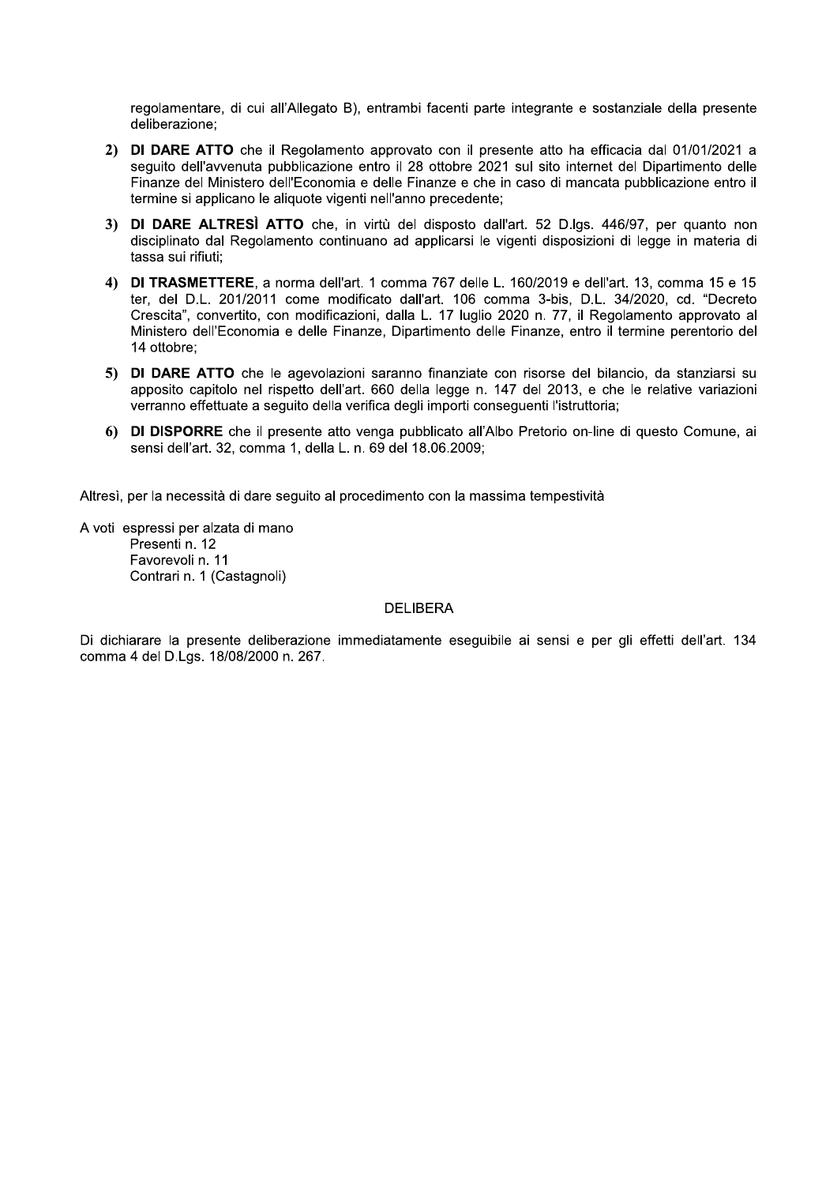regolamentare, di cui all'Allegato B), entrambi facenti parte integrante e sostanziale della presente deliberazione;

2) **DI DARE ATTO** che il Regolamento approvato con il presente atto ha efficacia dal 01/01/2021 a seguito dell'avvenuta pubblicazione entro il 28 ottobre 2021 sul sito internet del Dipartimento delle Finanze del Ministero dell'Economia e delle Finanze e che in caso di mancata pubblicazione entro il termine si applicano le aliquote vigenti nell'anno precedente;

3) **DI DARE ALTRESÌ ATTO** che, in virtù del disposto dall'art. 52 D.lgs. 446/97, per quanto non disciplinato dal Regolamento continuano ad applicarsi le vigenti disposizioni di legge in materia di tassa sui rifiuti;

4) **DI TRASMETTERE**, a norma dell'art. 1 comma 767 delle L. 160/2019 e dell'art. 13, comma 15 e 15 ter, del D.L. 201/2011 come modificato dall'art. 106 comma 3-bis, D.L. 34/2020, cd. "Decreto Crescita", convertito, con modificazioni, dalla L. 17 luglio 2020 n. 77, il Regolamento approvato al Ministero dell'Economia e delle Finanze, Dipartimento delle Finanze, entro il termine perentorio del 14 ottobre;

5) **DI DARE ATTO** che le agevolazioni saranno finanziate con risorse del bilancio, da stanziarsi su apposito capitolo nel rispetto dell'art. 660 della legge n. 147 del 2013, e che le relative variazioni verranno effettuate a seguito della verifica degli importi conseguenti l'istruttoria;

6) **DI DISPORRE** che il presente atto venga pubblicato all'Albo Pretorio on-line di questo Comune, ai sensi dell'art. 32, comma 1, della L. n. 69 del 18.06.2009;

Altresì, per la necessità di dare seguito al procedimento con la massima tempestività

A voti espressi per alzata di mano
Presenti n. 12
Favorevoli n. 11
Contrari n. 1 (Castagnoli)

DELIBERA

Di dichiarare la presente deliberazione immediatamente eseguibile ai sensi e per gli effetti dell'art. 134 comma 4 del D.Lgs. 18/08/2000 n. 267.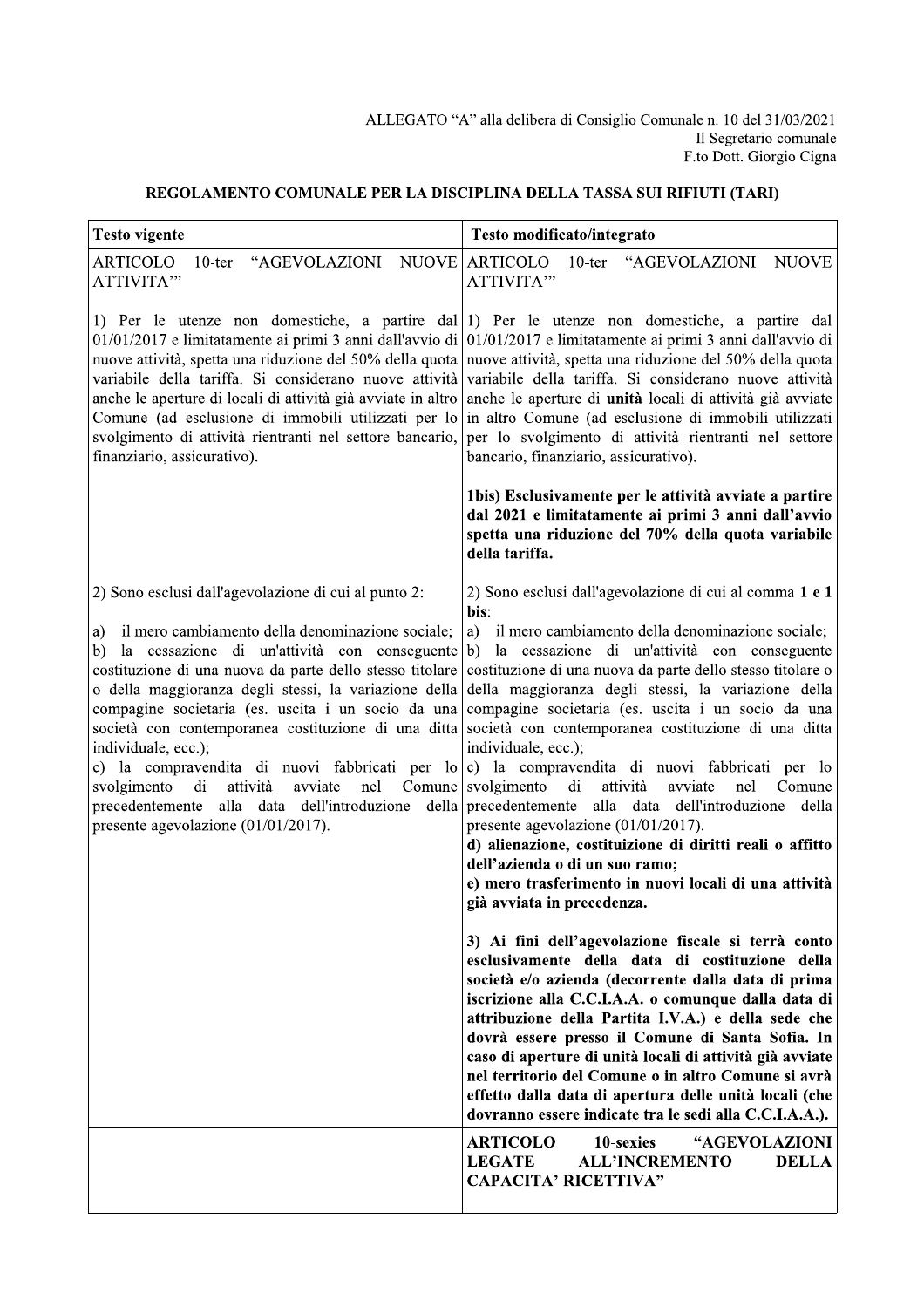ALLEGATO "A" alla delibera di Consiglio Comunale n. 10 del 31/03/2021
Il Segretario comunale
F.to Dott. Giorgio Cigna

**REGOLAMENTO COMUNALE PER LA DISCIPLINA DELLA TASSA SUI RIFIUTI (TARI)**

| **Testo vigente** | **Testo modificato/integrato** |
|---|---|
| ARTICOLO 10-ter "AGEVOLAZIONI NUOVE ATTIVITA'"<br><br>1) Per le utenze non domestiche, a partire dal 01/01/2017 e limitatamente ai primi 3 anni dall'avvio di nuove attività, spetta una riduzione del 50% della quota variabile della tariffa. Si considerano nuove attività anche le aperture di locali di attività già avviate in altro Comune (ad esclusione di immobili utilizzati per lo svolgimento di attività rientranti nel settore bancario, finanziario, assicurativo).<br><br>2) Sono esclusi dall'agevolazione di cui al punto 2:<br><br>a) il mero cambiamento della denominazione sociale;<br>b) la cessazione di un'attività con conseguente costituzione di una nuova da parte dello stesso titolare o della maggioranza degli stessi, la variazione della compagine societaria (es. uscita i un socio da una società con contemporanea costituzione di una ditta individuale, ecc.);<br>c) la compravendita di nuovi fabbricati per lo svolgimento di attività avviate nel Comune precedentemente alla data dell'introduzione della presente agevolazione (01/01/2017). | ARTICOLO 10-ter "AGEVOLAZIONI NUOVE ATTIVITA'"<br><br>1) Per le utenze non domestiche, a partire dal 01/01/2017 e limitatamente ai primi 3 anni dall'avvio di nuove attività, spetta una riduzione del 50% della quota variabile della tariffa. Si considerano nuove attività anche le aperture di **unità** locali di attività già avviate in altro Comune (ad esclusione di immobili utilizzati per lo svolgimento di attività rientranti nel settore bancario, finanziario, assicurativo).<br><br>**1bis) Esclusivamente per le attività avviate a partire dal 2021 e limitatamente ai primi 3 anni dall'avvio spetta una riduzione del 70% della quota variabile della tariffa.**<br><br>2) Sono esclusi dall'agevolazione di cui al comma **1 e 1 bis**:<br>a) il mero cambiamento della denominazione sociale;<br>b) la cessazione di un'attività con conseguente costituzione di una nuova da parte dello stesso titolare o della maggioranza degli stessi, la variazione della compagine societaria (es. uscita i un socio da una società con contemporanea costituzione di una ditta individuale, ecc.);<br>c) la compravendita di nuovi fabbricati per lo svolgimento di attività avviate nel Comune precedentemente alla data dell'introduzione della presente agevolazione (01/01/2017).<br>**d) alienazione, costituizione di diritti reali o affitto dell'azienda o di un suo ramo;**<br>**e) mero trasferimento in nuovi locali di una attività già avviata in precedenza.**<br><br>**3) Ai fini dell'agevolazione fiscale si terrà conto esclusivamente della data di costituzione della società e/o azienda (decorrente dalla data di prima iscrizione alla C.C.I.A.A. o comunque dalla data di attribuzione della Partita I.V.A.) e della sede che dovrà essere presso il Comune di Santa Sofia. In caso di aperture di unità locali di attività già avviate nel territorio del Comune o in altro Comune si avrà effetto dalla data di apertura delle unità locali (che dovranno essere indicate tra le sedi alla C.C.I.A.A.).** |
| | **ARTICOLO 10-sexies "AGEVOLAZIONI LEGATE ALL'INCREMENTO DELLA CAPACITA' RICETTIVA"** |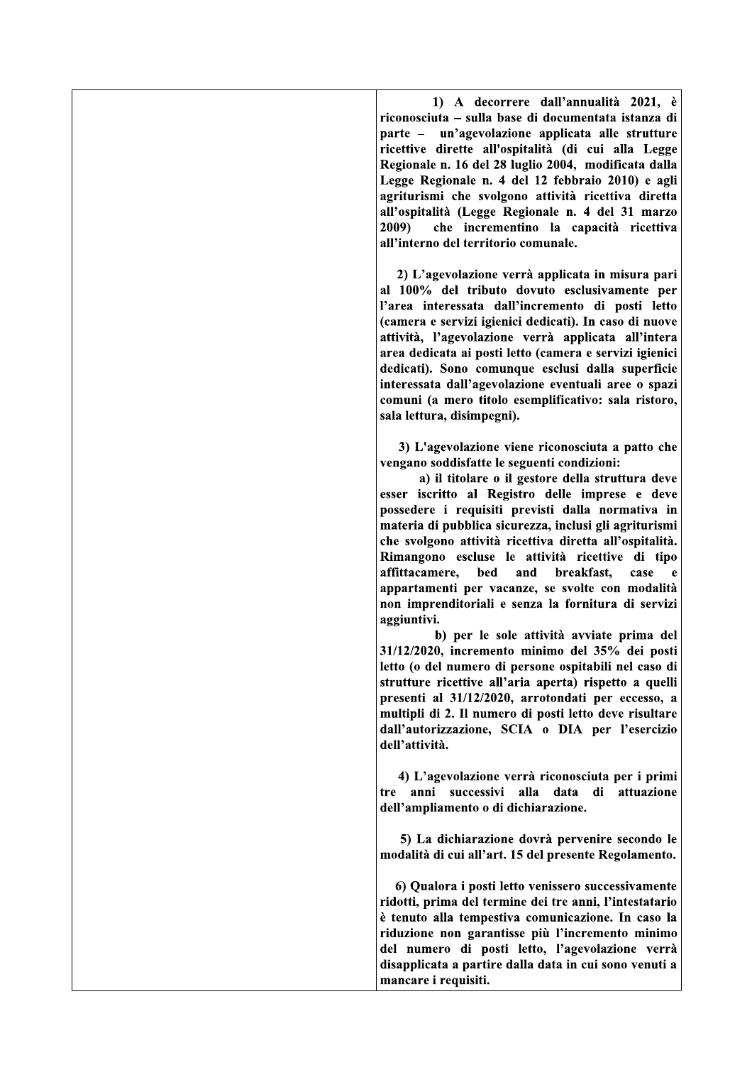| | |
|---|---|
| | **1) A decorrere dall'annualità 2021, è riconosciuta – sulla base di documentata istanza di parte – un'agevolazione applicata alle strutture ricettive dirette all'ospitalità (di cui alla Legge Regionale n. 16 del 28 luglio 2004, modificata dalla Legge Regionale n. 4 del 12 febbraio 2010) e agli agriturismi che svolgono attività ricettiva diretta all'ospitalità (Legge Regionale n. 4 del 31 marzo 2009) che incrementino la capacità ricettiva all'interno del territorio comunale.**<br><br>**2) L'agevolazione verrà applicata in misura pari al 100% del tributo dovuto esclusivamente per l'area interessata dall'incremento di posti letto (camera e servizi igienici dedicati). In caso di nuove attività, l'agevolazione verrà applicata all'intera area dedicata ai posti letto (camera e servizi igienici dedicati). Sono comunque esclusi dalla superficie interessata dall'agevolazione eventuali aree o spazi comuni (a mero titolo esemplificativo: sala ristoro, sala lettura, disimpegni).**<br><br>**3) L'agevolazione viene riconosciuta a patto che vengano soddisfatte le seguenti condizioni:**<br>**a) il titolare o il gestore della struttura deve esser iscritto al Registro delle imprese e deve possedere i requisiti previsti dalla normativa in materia di pubblica sicurezza, inclusi gli agriturismi che svolgono attività ricettiva diretta all'ospitalità. Rimangono escluse le attività ricettive di tipo affittacamere, bed and breakfast, case e appartamenti per vacanze, se svolte con modalità non imprenditoriali e senza la fornitura di servizi aggiuntivi.**<br>**b) per le sole attività avviate prima del 31/12/2020, incremento minimo del 35% dei posti letto (o del numero di persone ospitabili nel caso di strutture ricettive all'aria aperta) rispetto a quelli presenti al 31/12/2020, arrotondati per eccesso, a multipli di 2. Il numero di posti letto deve risultare dall'autorizzazione, SCIA o DIA per l'esercizio dell'attività.**<br><br>**4) L'agevolazione verrà riconosciuta per i primi tre anni successivi alla data di attuazione dell'ampliamento o di dichiarazione.**<br><br>**5) La dichiarazione dovrà pervenire secondo le modalità di cui all'art. 15 del presente Regolamento.**<br><br>**6) Qualora i posti letto venissero successivamente ridotti, prima del termine dei tre anni, l'intestatario è tenuto alla tempestiva comunicazione. In caso la riduzione non garantisse più l'incremento minimo del numero di posti letto, l'agevolazione verrà disapplicata a partire dalla data in cui sono venuti a mancare i requisiti.** |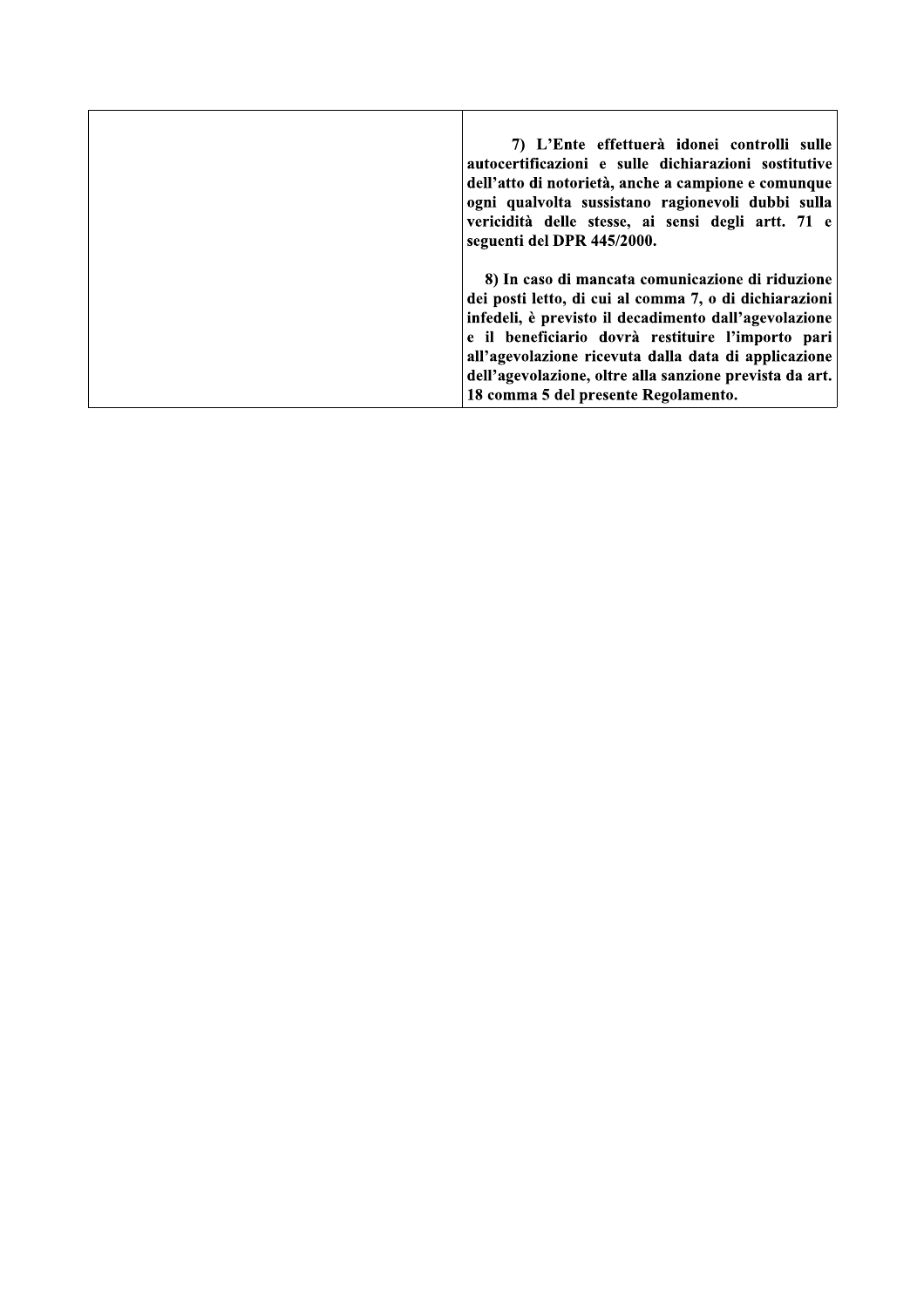| | |
|---|---|
| | **7) L'Ente effettuerà idonei controlli sulle autocertificazioni e sulle dichiarazioni sostitutive dell'atto di notorietà, anche a campione e comunque ogni qualvolta sussistano ragionevoli dubbi sulla vericidità delle stesse, ai sensi degli artt. 71 e seguenti del DPR 445/2000.**<br><br>**8) In caso di mancata comunicazione di riduzione dei posti letto, di cui al comma 7, o di dichiarazioni infedeli, è previsto il decadimento dall'agevolazione e il beneficiario dovrà restituire l'importo pari all'agevolazione ricevuta dalla data di applicazione dell'agevolazione, oltre alla sanzione prevista da art. 18 comma 5 del presente Regolamento.** |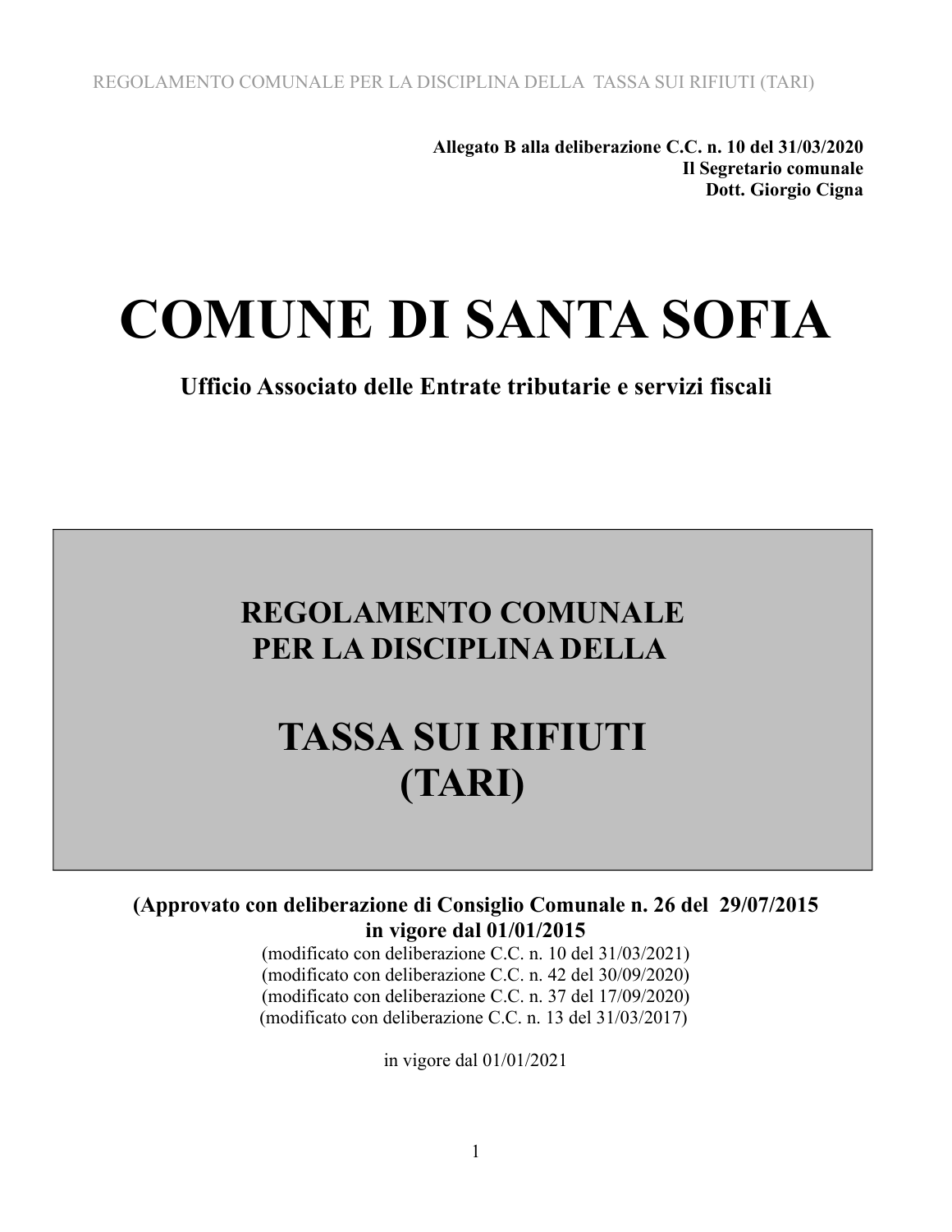**Allegato B alla deliberazione C.C. n. 10 del 31/03/2020**
**Il Segretario comunale**
**Dott. Giorgio Cigna**

# COMUNE DI SANTA SOFIA

**Ufficio Associato delle Entrate tributarie e servizi fiscali**

## REGOLAMENTO COMUNALE PER LA DISCIPLINA DELLA

## TASSA SUI RIFIUTI (TARI)

**(Approvato con deliberazione di Consiglio Comunale n. 26 del 29/07/2015 in vigore dal 01/01/2015**

(modificato con deliberazione C.C. n. 10 del 31/03/2021)
(modificato con deliberazione C.C. n. 42 del 30/09/2020)
(modificato con deliberazione C.C. n. 37 del 17/09/2020)
(modificato con deliberazione C.C. n. 13 del 31/03/2017)

in vigore dal 01/01/2021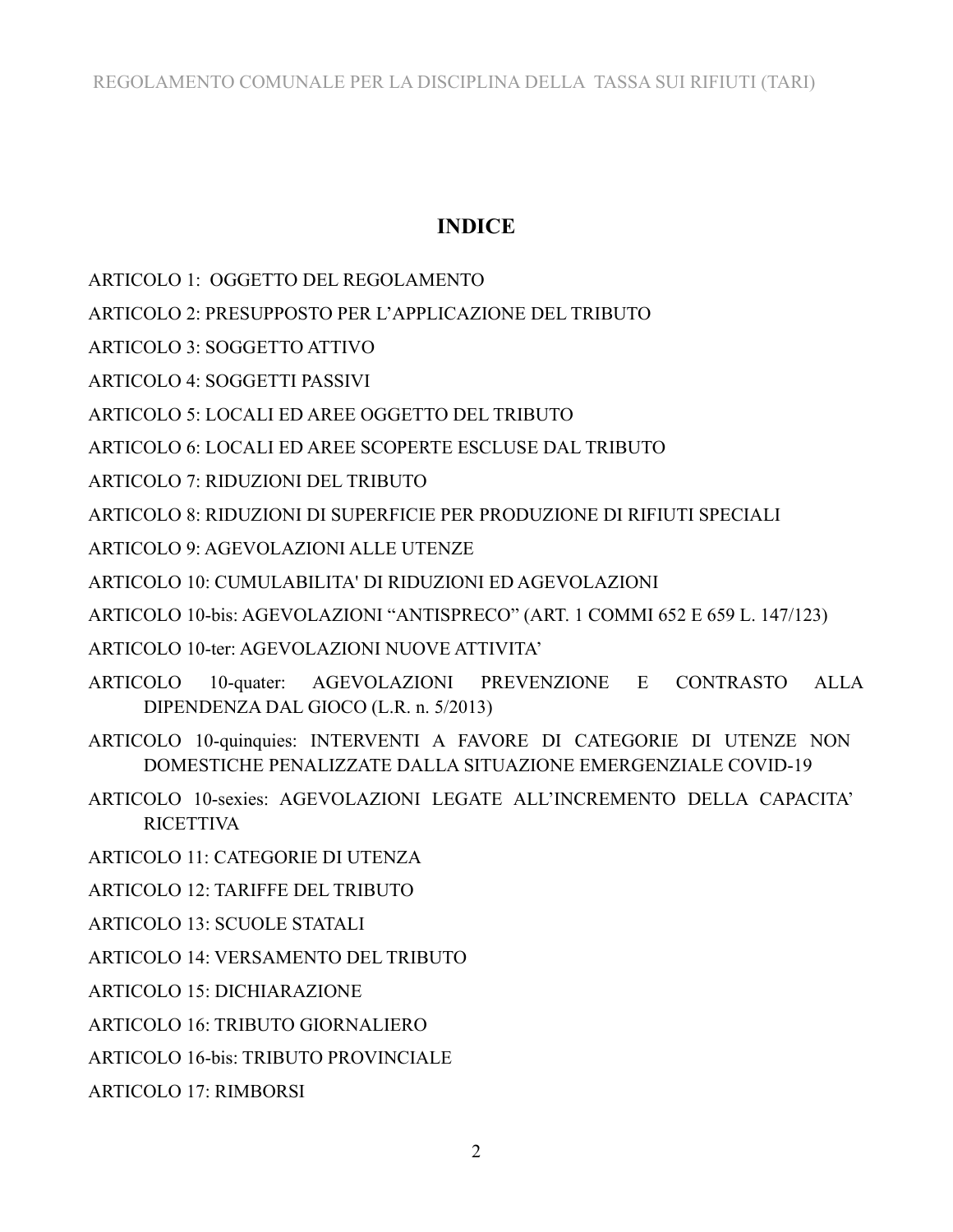# INDICE

ARTICOLO 1: OGGETTO DEL REGOLAMENTO

ARTICOLO 2: PRESUPPOSTO PER L'APPLICAZIONE DEL TRIBUTO

ARTICOLO 3: SOGGETTO ATTIVO

ARTICOLO 4: SOGGETTI PASSIVI

ARTICOLO 5: LOCALI ED AREE OGGETTO DEL TRIBUTO

ARTICOLO 6: LOCALI ED AREE SCOPERTE ESCLUSE DAL TRIBUTO

ARTICOLO 7: RIDUZIONI DEL TRIBUTO

ARTICOLO 8: RIDUZIONI DI SUPERFICIE PER PRODUZIONE DI RIFIUTI SPECIALI

ARTICOLO 9: AGEVOLAZIONI ALLE UTENZE

ARTICOLO 10: CUMULABILITA' DI RIDUZIONI ED AGEVOLAZIONI

ARTICOLO 10-bis: AGEVOLAZIONI "ANTISPRECO" (ART. 1 COMMI 652 E 659 L. 147/123)

ARTICOLO 10-ter: AGEVOLAZIONI NUOVE ATTIVITA'

ARTICOLO 10-quater: AGEVOLAZIONI PREVENZIONE E CONTRASTO ALLA DIPENDENZA DAL GIOCO (L.R. n. 5/2013)

ARTICOLO 10-quinquies: INTERVENTI A FAVORE DI CATEGORIE DI UTENZE NON DOMESTICHE PENALIZZATE DALLA SITUAZIONE EMERGENZIALE COVID-19

ARTICOLO 10-sexies: AGEVOLAZIONI LEGATE ALL'INCREMENTO DELLA CAPACITA' RICETTIVA

ARTICOLO 11: CATEGORIE DI UTENZA

ARTICOLO 12: TARIFFE DEL TRIBUTO

ARTICOLO 13: SCUOLE STATALI

ARTICOLO 14: VERSAMENTO DEL TRIBUTO

ARTICOLO 15: DICHIARAZIONE

ARTICOLO 16: TRIBUTO GIORNALIERO

ARTICOLO 16-bis: TRIBUTO PROVINCIALE

ARTICOLO 17: RIMBORSI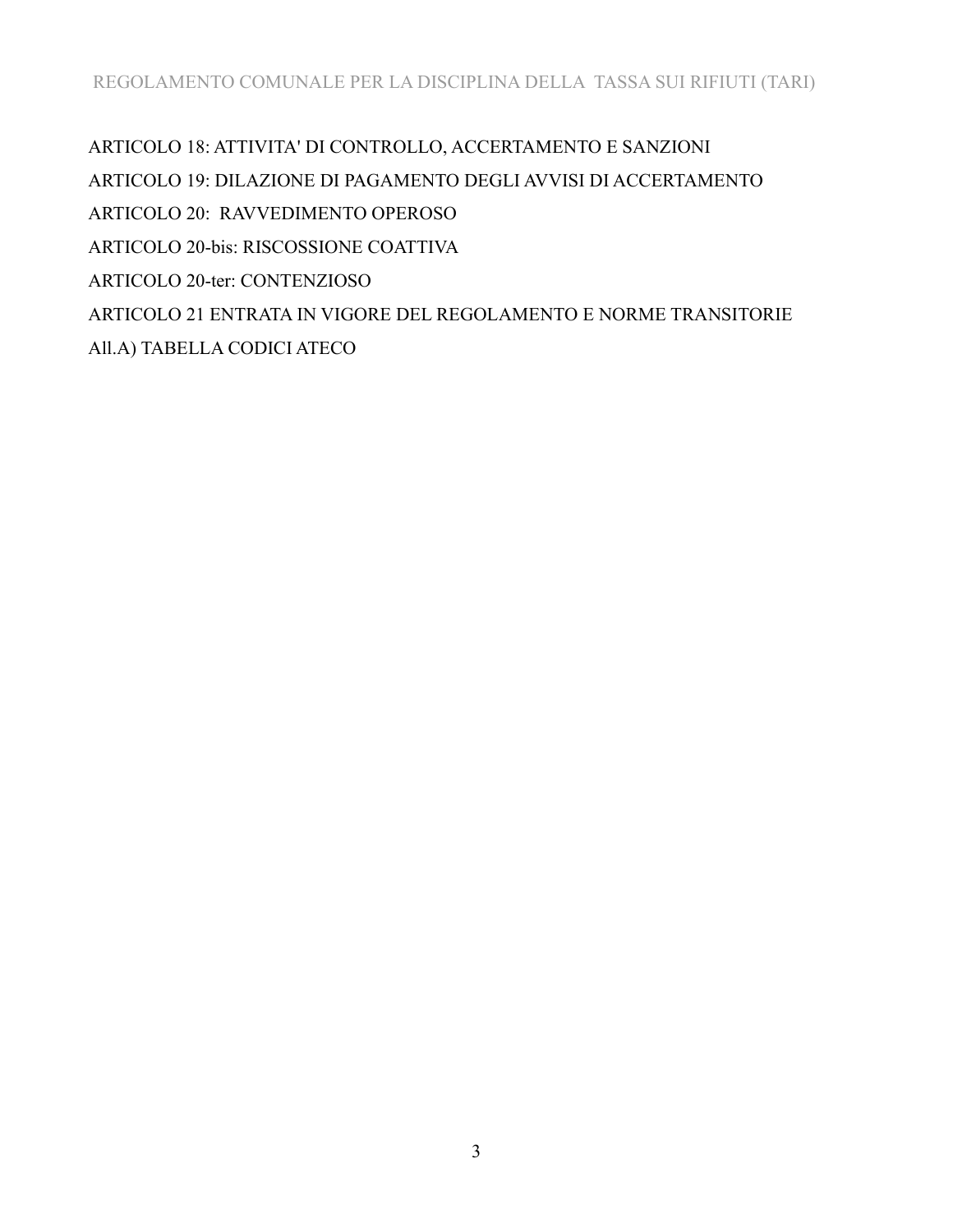ARTICOLO 18: ATTIVITA' DI CONTROLLO, ACCERTAMENTO E SANZIONI

ARTICOLO 19: DILAZIONE DI PAGAMENTO DEGLI AVVISI DI ACCERTAMENTO

ARTICOLO 20: RAVVEDIMENTO OPEROSO

ARTICOLO 20-bis: RISCOSSIONE COATTIVA

ARTICOLO 20-ter: CONTENZIOSO

ARTICOLO 21 ENTRATA IN VIGORE DEL REGOLAMENTO E NORME TRANSITORIE

All.A) TABELLA CODICI ATECO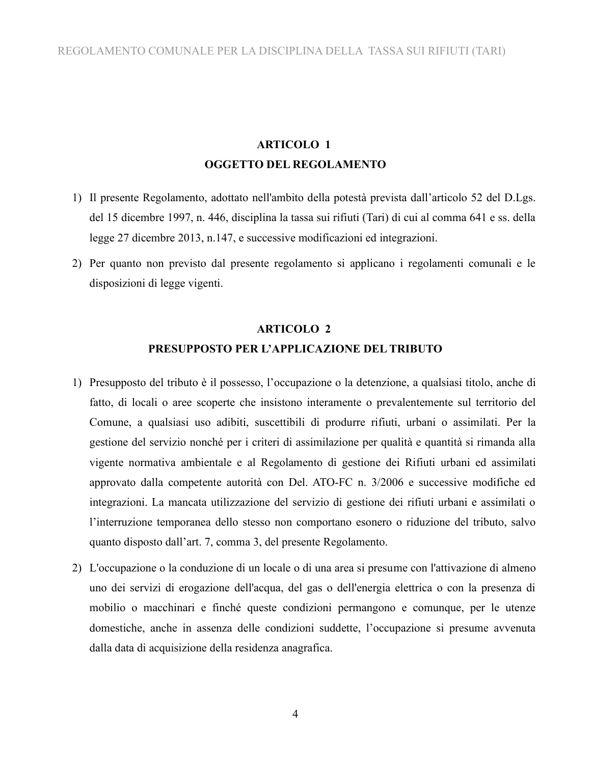## ARTICOLO 1
## OGGETTO DEL REGOLAMENTO

1) Il presente Regolamento, adottato nell'ambito della potestà prevista dall'articolo 52 del D.Lgs. del 15 dicembre 1997, n. 446, disciplina la tassa sui rifiuti (Tari) di cui al comma 641 e ss. della legge 27 dicembre 2013, n.147, e successive modificazioni ed integrazioni.

2) Per quanto non previsto dal presente regolamento si applicano i regolamenti comunali e le disposizioni di legge vigenti.

## ARTICOLO 2
## PRESUPPOSTO PER L'APPLICAZIONE DEL TRIBUTO

1) Presupposto del tributo è il possesso, l'occupazione o la detenzione, a qualsiasi titolo, anche di fatto, di locali o aree scoperte che insistono interamente o prevalentemente sul territorio del Comune, a qualsiasi uso adibiti, suscettibili di produrre rifiuti, urbani o assimilati. Per la gestione del servizio nonché per i criteri di assimilazione per qualità e quantità si rimanda alla vigente normativa ambientale e al Regolamento di gestione dei Rifiuti urbani ed assimilati approvato dalla competente autorità con Del. ATO-FC n. 3/2006 e successive modifiche ed integrazioni. La mancata utilizzazione del servizio di gestione dei rifiuti urbani e assimilati o l'interruzione temporanea dello stesso non comportano esonero o riduzione del tributo, salvo quanto disposto dall'art. 7, comma 3, del presente Regolamento.

2) L'occupazione o la conduzione di un locale o di una area si presume con l'attivazione di almeno uno dei servizi di erogazione dell'acqua, del gas o dell'energia elettrica o con la presenza di mobilio o macchinari e finché queste condizioni permangono e comunque, per le utenze domestiche, anche in assenza delle condizioni suddette, l'occupazione si presume avvenuta dalla data di acquisizione della residenza anagrafica.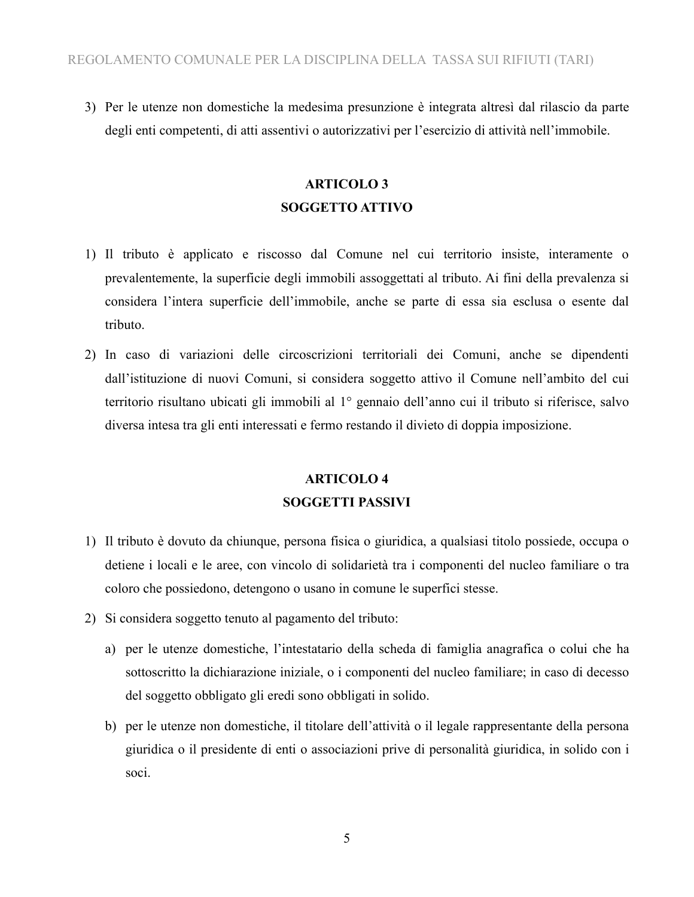3) Per le utenze non domestiche la medesima presunzione è integrata altresì dal rilascio da parte degli enti competenti, di atti assentivi o autorizzativi per l'esercizio di attività nell'immobile.

## ARTICOLO 3
## SOGGETTO ATTIVO

1) Il tributo è applicato e riscosso dal Comune nel cui territorio insiste, interamente o prevalentemente, la superficie degli immobili assoggettati al tributo. Ai fini della prevalenza si considera l'intera superficie dell'immobile, anche se parte di essa sia esclusa o esente dal tributo.
2) In caso di variazioni delle circoscrizioni territoriali dei Comuni, anche se dipendenti dall'istituzione di nuovi Comuni, si considera soggetto attivo il Comune nell'ambito del cui territorio risultano ubicati gli immobili al 1° gennaio dell'anno cui il tributo si riferisce, salvo diversa intesa tra gli enti interessati e fermo restando il divieto di doppia imposizione.

## ARTICOLO 4
## SOGGETTI PASSIVI

1) Il tributo è dovuto da chiunque, persona fisica o giuridica, a qualsiasi titolo possiede, occupa o detiene i locali e le aree, con vincolo di solidarietà tra i componenti del nucleo familiare o tra coloro che possiedono, detengono o usano in comune le superfici stesse.
2) Si considera soggetto tenuto al pagamento del tributo:
   a) per le utenze domestiche, l'intestatario della scheda di famiglia anagrafica o colui che ha sottoscritto la dichiarazione iniziale, o i componenti del nucleo familiare; in caso di decesso del soggetto obbligato gli eredi sono obbligati in solido.
   b) per le utenze non domestiche, il titolare dell'attività o il legale rappresentante della persona giuridica o il presidente di enti o associazioni prive di personalità giuridica, in solido con i soci.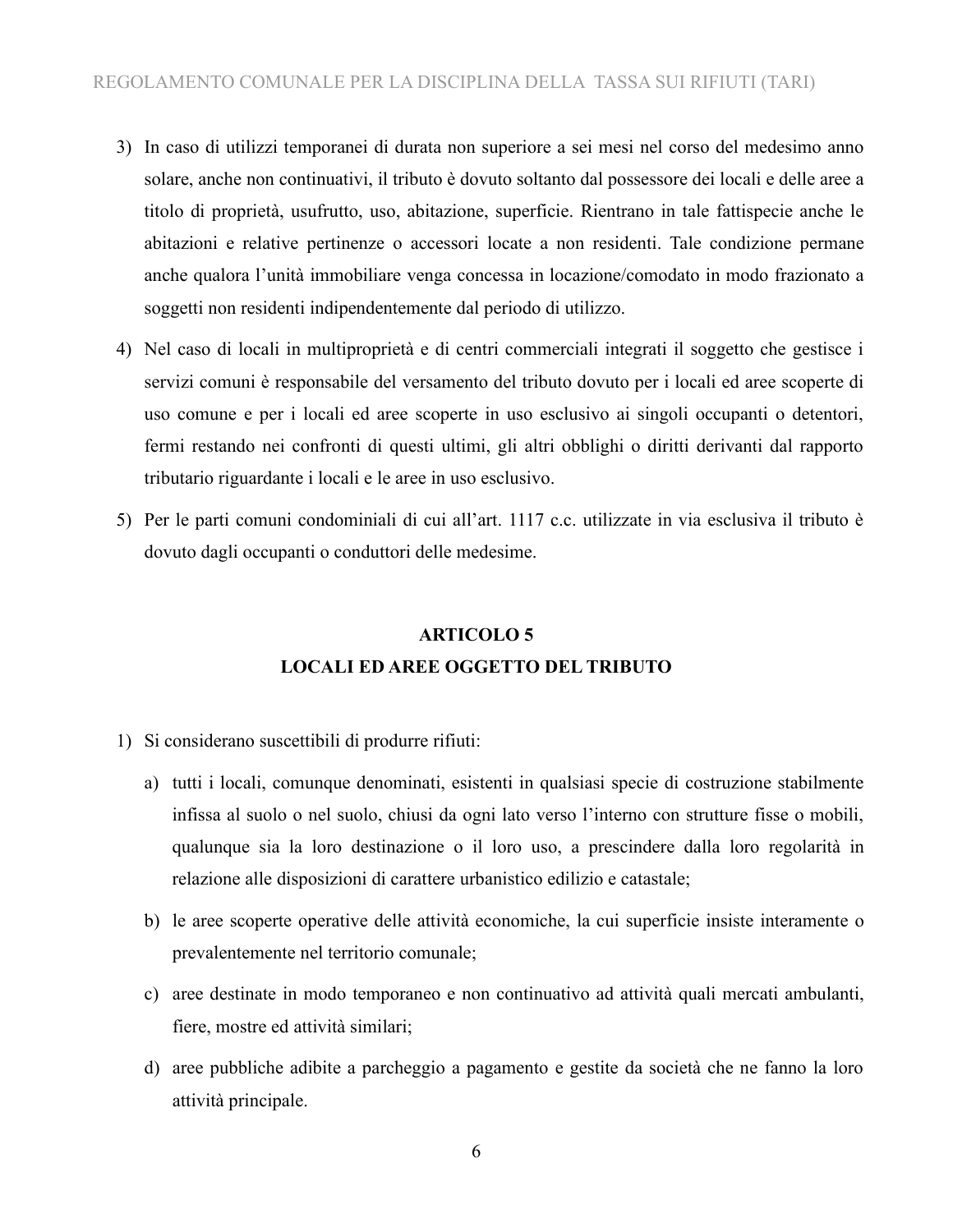3) In caso di utilizzi temporanei di durata non superiore a sei mesi nel corso del medesimo anno solare, anche non continuativi, il tributo è dovuto soltanto dal possessore dei locali e delle aree a titolo di proprietà, usufrutto, uso, abitazione, superficie. Rientrano in tale fattispecie anche le abitazioni e relative pertinenze o accessori locate a non residenti. Tale condizione permane anche qualora l'unità immobiliare venga concessa in locazione/comodato in modo frazionato a soggetti non residenti indipendentemente dal periodo di utilizzo.

4) Nel caso di locali in multiproprietà e di centri commerciali integrati il soggetto che gestisce i servizi comuni è responsabile del versamento del tributo dovuto per i locali ed aree scoperte di uso comune e per i locali ed aree scoperte in uso esclusivo ai singoli occupanti o detentori, fermi restando nei confronti di questi ultimi, gli altri obblighi o diritti derivanti dal rapporto tributario riguardante i locali e le aree in uso esclusivo.

5) Per le parti comuni condominiali di cui all'art. 1117 c.c. utilizzate in via esclusiva il tributo è dovuto dagli occupanti o conduttori delle medesime.

## ARTICOLO 5
## LOCALI ED AREE OGGETTO DEL TRIBUTO

1) Si considerano suscettibili di produrre rifiuti:

   a) tutti i locali, comunque denominati, esistenti in qualsiasi specie di costruzione stabilmente infissa al suolo o nel suolo, chiusi da ogni lato verso l'interno con strutture fisse o mobili, qualunque sia la loro destinazione o il loro uso, a prescindere dalla loro regolarità in relazione alle disposizioni di carattere urbanistico edilizio e catastale;

   b) le aree scoperte operative delle attività economiche, la cui superficie insiste interamente o prevalentemente nel territorio comunale;

   c) aree destinate in modo temporaneo e non continuativo ad attività quali mercati ambulanti, fiere, mostre ed attività similari;

   d) aree pubbliche adibite a parcheggio a pagamento e gestite da società che ne fanno la loro attività principale.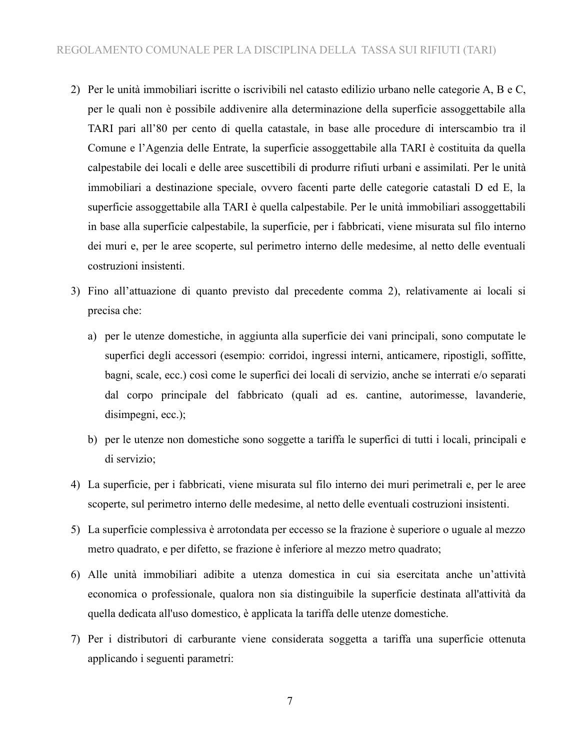2) Per le unità immobiliari iscritte o iscrivibili nel catasto edilizio urbano nelle categorie A, B e C, per le quali non è possibile addivenire alla determinazione della superficie assoggettabile alla TARI pari all'80 per cento di quella catastale, in base alle procedure di interscambio tra il Comune e l'Agenzia delle Entrate, la superficie assoggettabile alla TARI è costituita da quella calpestabile dei locali e delle aree suscettibili di produrre rifiuti urbani e assimilati. Per le unità immobiliari a destinazione speciale, ovvero facenti parte delle categorie catastali D ed E, la superficie assoggettabile alla TARI è quella calpestabile. Per le unità immobiliari assoggettabili in base alla superficie calpestabile, la superficie, per i fabbricati, viene misurata sul filo interno dei muri e, per le aree scoperte, sul perimetro interno delle medesime, al netto delle eventuali costruzioni insistenti.

3) Fino all'attuazione di quanto previsto dal precedente comma 2), relativamente ai locali si precisa che:

   a) per le utenze domestiche, in aggiunta alla superficie dei vani principali, sono computate le superfici degli accessori (esempio: corridoi, ingressi interni, anticamere, ripostigli, soffitte, bagni, scale, ecc.) così come le superfici dei locali di servizio, anche se interrati e/o separati dal corpo principale del fabbricato (quali ad es. cantine, autorimesse, lavanderie, disimpegni, ecc.);

   b) per le utenze non domestiche sono soggette a tariffa le superfici di tutti i locali, principali e di servizio;

4) La superficie, per i fabbricati, viene misurata sul filo interno dei muri perimetrali e, per le aree scoperte, sul perimetro interno delle medesime, al netto delle eventuali costruzioni insistenti.

5) La superficie complessiva è arrotondata per eccesso se la frazione è superiore o uguale al mezzo metro quadrato, e per difetto, se frazione è inferiore al mezzo metro quadrato;

6) Alle unità immobiliari adibite a utenza domestica in cui sia esercitata anche un'attività economica o professionale, qualora non sia distinguibile la superficie destinata all'attività da quella dedicata all'uso domestico, è applicata la tariffa delle utenze domestiche.

7) Per i distributori di carburante viene considerata soggetta a tariffa una superficie ottenuta applicando i seguenti parametri: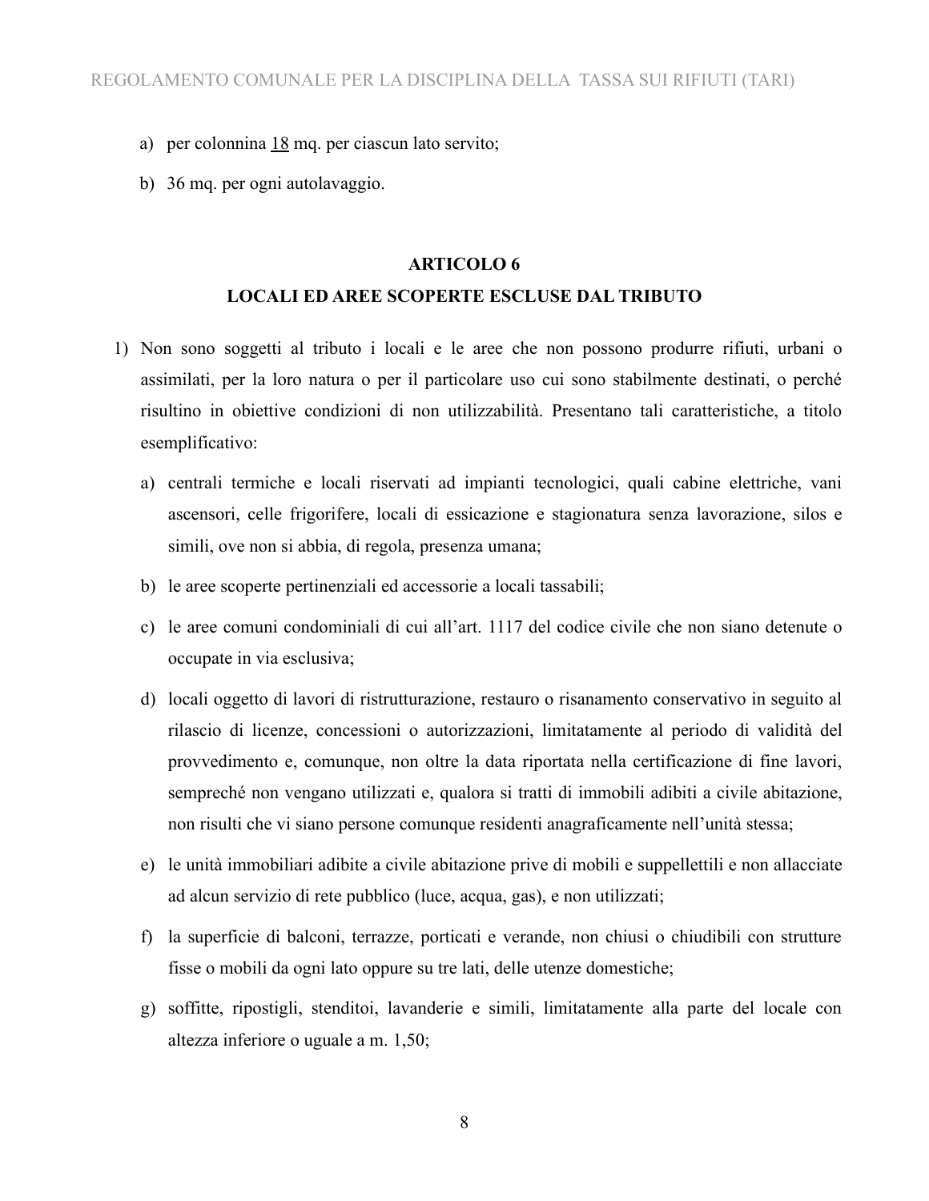a) per colonnina <u>18</u> mq. per ciascun lato servito;

b) 36 mq. per ogni autolavaggio.

## ARTICOLO 6
## LOCALI ED AREE SCOPERTE ESCLUSE DAL TRIBUTO

1) Non sono soggetti al tributo i locali e le aree che non possono produrre rifiuti, urbani o assimilati, per la loro natura o per il particolare uso cui sono stabilmente destinati, o perché risultino in obiettive condizioni di non utilizzabilità. Presentano tali caratteristiche, a titolo esemplificativo:

   a) centrali termiche e locali riservati ad impianti tecnologici, quali cabine elettriche, vani ascensori, celle frigorifere, locali di essicazione e stagionatura senza lavorazione, silos e simili, ove non si abbia, di regola, presenza umana;

   b) le aree scoperte pertinenziali ed accessorie a locali tassabili;

   c) le aree comuni condominiali di cui all'art. 1117 del codice civile che non siano detenute o occupate in via esclusiva;

   d) locali oggetto di lavori di ristrutturazione, restauro o risanamento conservativo in seguito al rilascio di licenze, concessioni o autorizzazioni, limitatamente al periodo di validità del provvedimento e, comunque, non oltre la data riportata nella certificazione di fine lavori, sempreché non vengano utilizzati e, qualora si tratti di immobili adibiti a civile abitazione, non risulti che vi siano persone comunque residenti anagraficamente nell'unità stessa;

   e) le unità immobiliari adibite a civile abitazione prive di mobili e suppellettili e non allacciate ad alcun servizio di rete pubblico (luce, acqua, gas), e non utilizzati;

   f) la superficie di balconi, terrazze, porticati e verande, non chiusi o chiudibili con strutture fisse o mobili da ogni lato oppure su tre lati, delle utenze domestiche;

   g) soffitte, ripostigli, stenditoi, lavanderie e simili, limitatamente alla parte del locale con altezza inferiore o uguale a m. 1,50;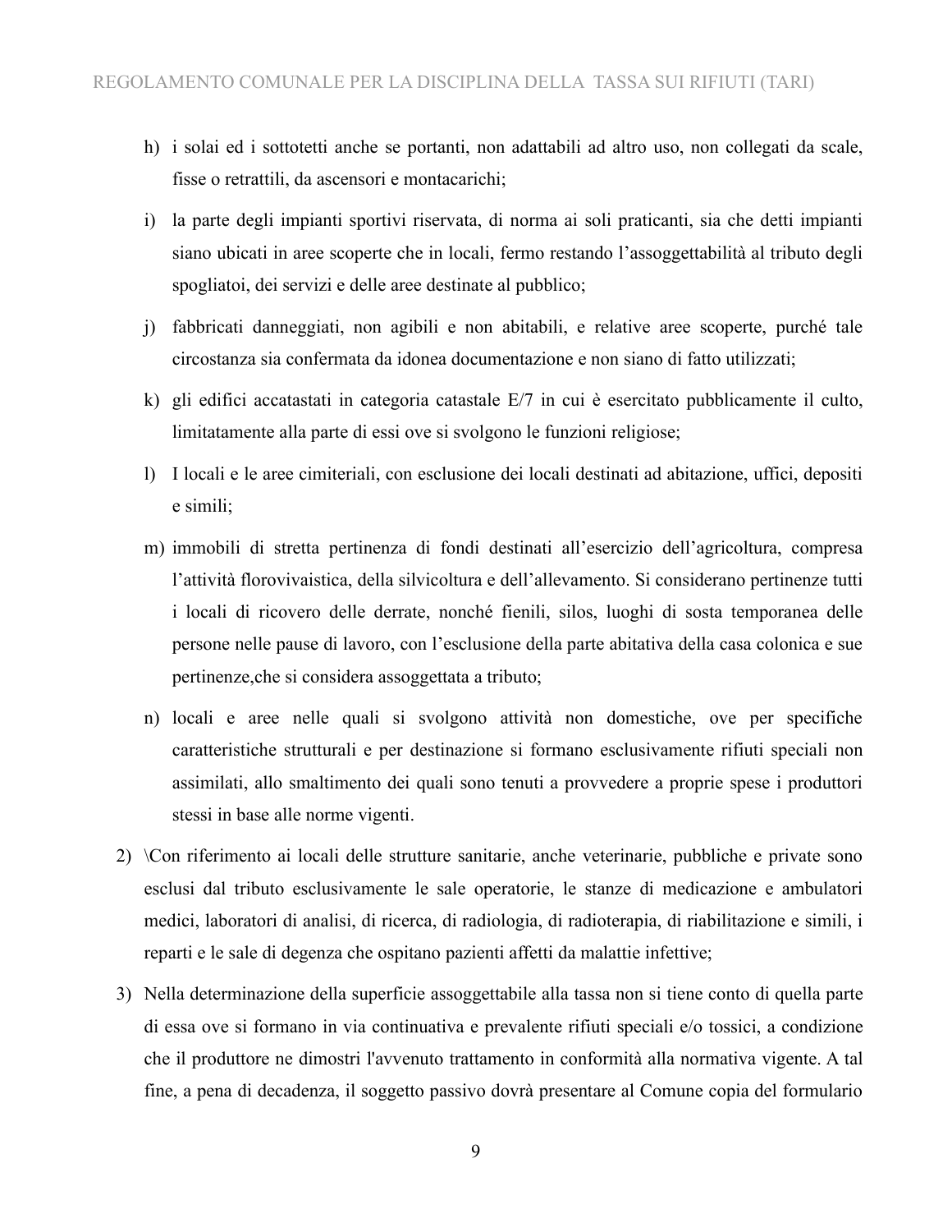h) i solai ed i sottotetti anche se portanti, non adattabili ad altro uso, non collegati da scale, fisse o retrattili, da ascensori e montacarichi;

i) la parte degli impianti sportivi riservata, di norma ai soli praticanti, sia che detti impianti siano ubicati in aree scoperte che in locali, fermo restando l'assoggettabilità al tributo degli spogliatoi, dei servizi e delle aree destinate al pubblico;

j) fabbricati danneggiati, non agibili e non abitabili, e relative aree scoperte, purché tale circostanza sia confermata da idonea documentazione e non siano di fatto utilizzati;

k) gli edifici accatastati in categoria catastale E/7 in cui è esercitato pubblicamente il culto, limitatamente alla parte di essi ove si svolgono le funzioni religiose;

l) I locali e le aree cimiteriali, con esclusione dei locali destinati ad abitazione, uffici, depositi e simili;

m) immobili di stretta pertinenza di fondi destinati all'esercizio dell'agricoltura, compresa l'attività florovivaistica, della silvicoltura e dell'allevamento. Si considerano pertinenze tutti i locali di ricovero delle derrate, nonché fienili, silos, luoghi di sosta temporanea delle persone nelle pause di lavoro, con l'esclusione della parte abitativa della casa colonica e sue pertinenze,che si considera assoggettata a tributo;

n) locali e aree nelle quali si svolgono attività non domestiche, ove per specifiche caratteristiche strutturali e per destinazione si formano esclusivamente rifiuti speciali non assimilati, allo smaltimento dei quali sono tenuti a provvedere a proprie spese i produttori stessi in base alle norme vigenti.

2) \Con riferimento ai locali delle strutture sanitarie, anche veterinarie, pubbliche e private sono esclusi dal tributo esclusivamente le sale operatorie, le stanze di medicazione e ambulatori medici, laboratori di analisi, di ricerca, di radiologia, di radioterapia, di riabilitazione e simili, i reparti e le sale di degenza che ospitano pazienti affetti da malattie infettive;

3) Nella determinazione della superficie assoggettabile alla tassa non si tiene conto di quella parte di essa ove si formano in via continuativa e prevalente rifiuti speciali e/o tossici, a condizione che il produttore ne dimostri l'avvenuto trattamento in conformità alla normativa vigente. A tal fine, a pena di decadenza, il soggetto passivo dovrà presentare al Comune copia del formulario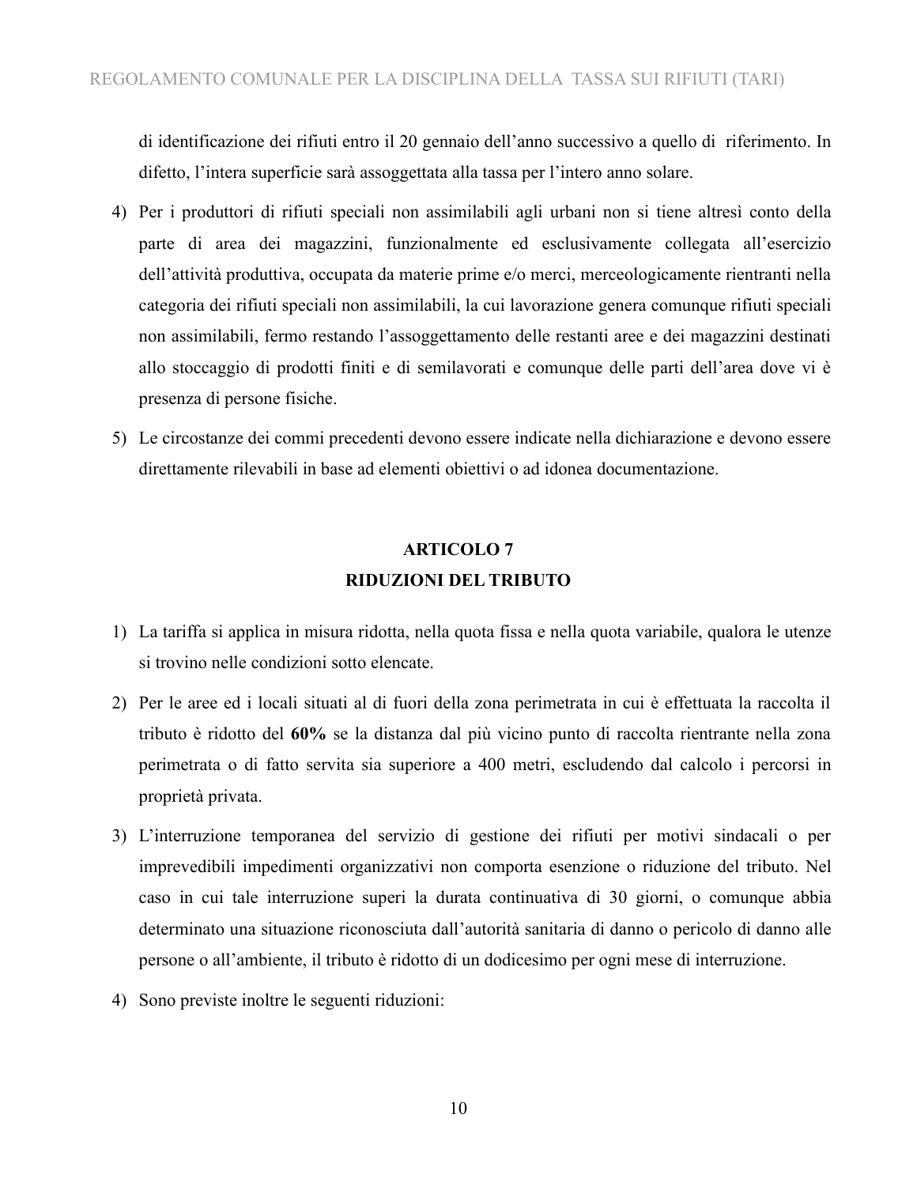di identificazione dei rifiuti entro il 20 gennaio dell'anno successivo a quello di riferimento. In difetto, l'intera superficie sarà assoggettata alla tassa per l'intero anno solare.

4) Per i produttori di rifiuti speciali non assimilabili agli urbani non si tiene altresì conto della parte di area dei magazzini, funzionalmente ed esclusivamente collegata all'esercizio dell'attività produttiva, occupata da materie prime e/o merci, merceologicamente rientranti nella categoria dei rifiuti speciali non assimilabili, la cui lavorazione genera comunque rifiuti speciali non assimilabili, fermo restando l'assoggettamento delle restanti aree e dei magazzini destinati allo stoccaggio di prodotti finiti e di semilavorati e comunque delle parti dell'area dove vi è presenza di persone fisiche.

5) Le circostanze dei commi precedenti devono essere indicate nella dichiarazione e devono essere direttamente rilevabili in base ad elementi obiettivi o ad idonea documentazione.

## ARTICOLO 7
## RIDUZIONI DEL TRIBUTO

1) La tariffa si applica in misura ridotta, nella quota fissa e nella quota variabile, qualora le utenze si trovino nelle condizioni sotto elencate.

2) Per le aree ed i locali situati al di fuori della zona perimetrata in cui è effettuata la raccolta il tributo è ridotto del **60%** se la distanza dal più vicino punto di raccolta rientrante nella zona perimetrata o di fatto servita sia superiore a 400 metri, escludendo dal calcolo i percorsi in proprietà privata.

3) L'interruzione temporanea del servizio di gestione dei rifiuti per motivi sindacali o per imprevedibili impedimenti organizzativi non comporta esenzione o riduzione del tributo. Nel caso in cui tale interruzione superi la durata continuativa di 30 giorni, o comunque abbia determinato una situazione riconosciuta dall'autorità sanitaria di danno o pericolo di danno alle persone o all'ambiente, il tributo è ridotto di un dodicesimo per ogni mese di interruzione.

4) Sono previste inoltre le seguenti riduzioni: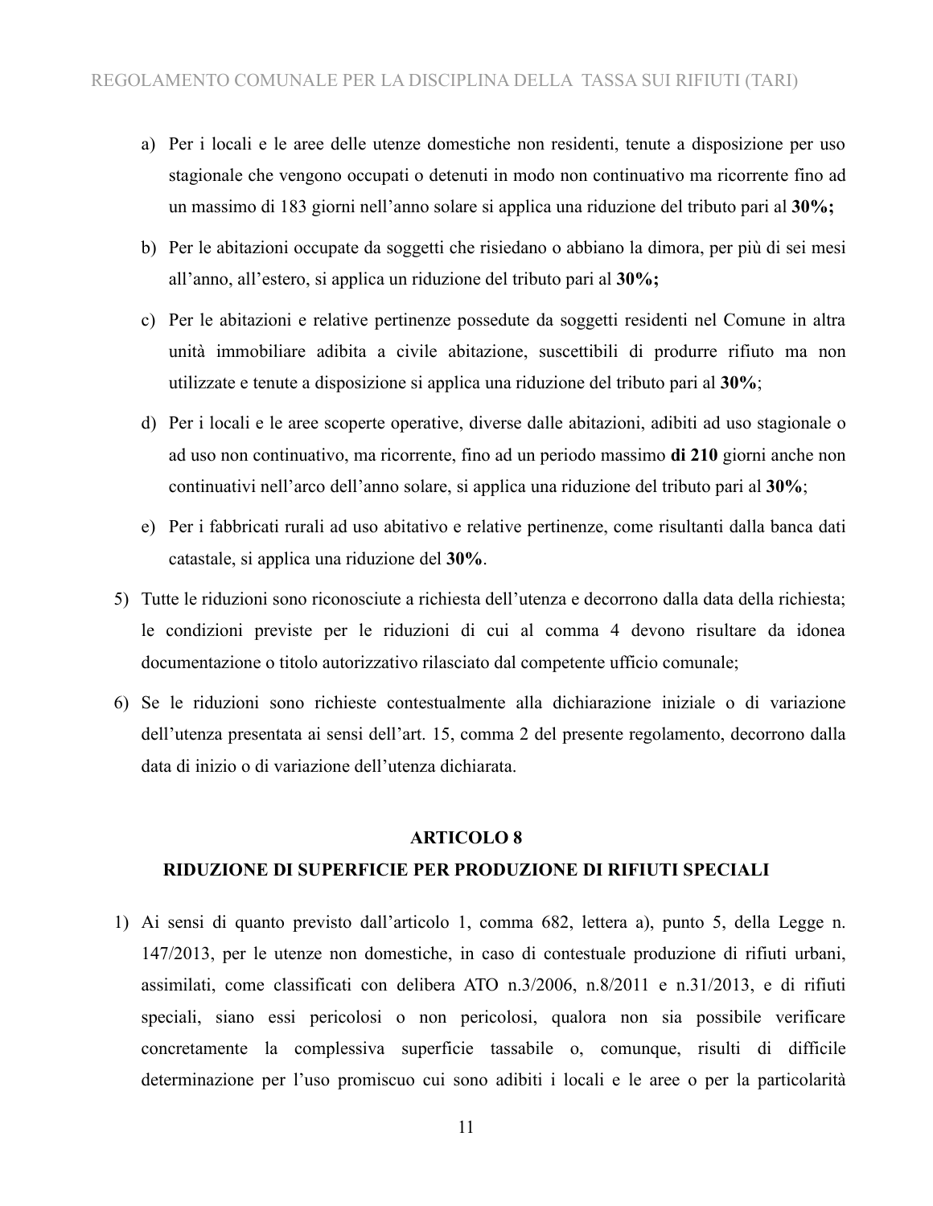a) Per i locali e le aree delle utenze domestiche non residenti, tenute a disposizione per uso stagionale che vengono occupati o detenuti in modo non continuativo ma ricorrente fino ad un massimo di 183 giorni nell'anno solare si applica una riduzione del tributo pari al **30%;**

b) Per le abitazioni occupate da soggetti che risiedano o abbiano la dimora, per più di sei mesi all'anno, all'estero, si applica un riduzione del tributo pari al **30%;**

c) Per le abitazioni e relative pertinenze possedute da soggetti residenti nel Comune in altra unità immobiliare adibita a civile abitazione, suscettibili di produrre rifiuto ma non utilizzate e tenute a disposizione si applica una riduzione del tributo pari al **30%**;

d) Per i locali e le aree scoperte operative, diverse dalle abitazioni, adibiti ad uso stagionale o ad uso non continuativo, ma ricorrente, fino ad un periodo massimo **di 210** giorni anche non continuativi nell'arco dell'anno solare, si applica una riduzione del tributo pari al **30%**;

e) Per i fabbricati rurali ad uso abitativo e relative pertinenze, come risultanti dalla banca dati catastale, si applica una riduzione del **30%**.

5) Tutte le riduzioni sono riconosciute a richiesta dell'utenza e decorrono dalla data della richiesta; le condizioni previste per le riduzioni di cui al comma 4 devono risultare da idonea documentazione o titolo autorizzativo rilasciato dal competente ufficio comunale;

6) Se le riduzioni sono richieste contestualmente alla dichiarazione iniziale o di variazione dell'utenza presentata ai sensi dell'art. 15, comma 2 del presente regolamento, decorrono dalla data di inizio o di variazione dell'utenza dichiarata.

## ARTICOLO 8
## RIDUZIONE DI SUPERFICIE PER PRODUZIONE DI RIFIUTI SPECIALI

1) Ai sensi di quanto previsto dall'articolo 1, comma 682, lettera a), punto 5, della Legge n. 147/2013, per le utenze non domestiche, in caso di contestuale produzione di rifiuti urbani, assimilati, come classificati con delibera ATO n.3/2006, n.8/2011 e n.31/2013, e di rifiuti speciali, siano essi pericolosi o non pericolosi, qualora non sia possibile verificare concretamente la complessiva superficie tassabile o, comunque, risulti di difficile determinazione per l'uso promiscuo cui sono adibiti i locali e le aree o per la particolarità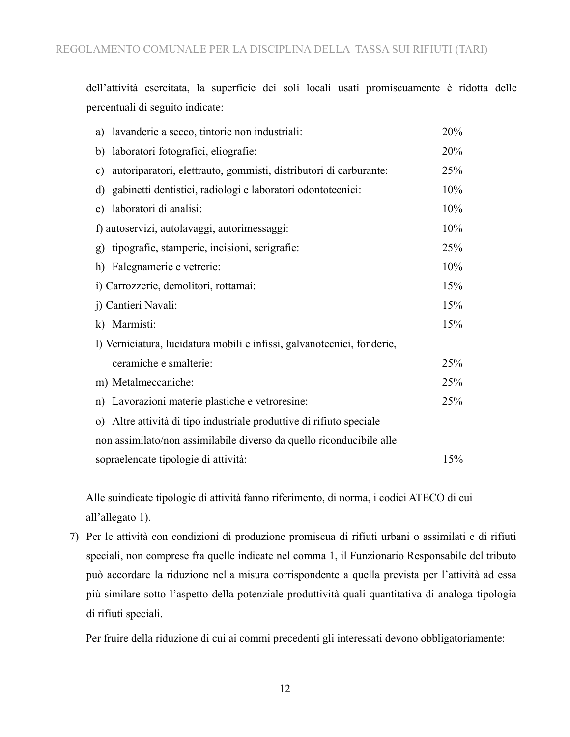dell'attività esercitata, la superficie dei soli locali usati promiscuamente è ridotta delle percentuali di seguito indicate:

| | |
|---|---|
| a) lavanderie a secco, tintorie non industriali: | 20% |
| b) laboratori fotografici, eliografie: | 20% |
| c) autoriparatori, elettrauto, gommisti, distributori di carburante: | 25% |
| d) gabinetti dentistici, radiologi e laboratori odontotecnici: | 10% |
| e) laboratori di analisi: | 10% |
| f) autoservizi, autolavaggi, autorimessaggi: | 10% |
| g) tipografie, stamperie, incisioni, serigrafie: | 25% |
| h) Falegnamerie e vetrerie: | 10% |
| i) Carrozzerie, demolitori, rottamai: | 15% |
| j) Cantieri Navali: | 15% |
| k) Marmisti: | 15% |
| l) Verniciatura, lucidatura mobili e infissi, galvanotecnici, fonderie, ceramiche e smalterie: | 25% |
| m) Metalmeccaniche: | 25% |
| n) Lavorazioni materie plastiche e vetroresine: | 25% |
| o) Altre attività di tipo industriale produttive di rifiuto speciale non assimilato/non assimilabile diverso da quello riconducibile alle sopraelencate tipologie di attività: | 15% |

Alle suindicate tipologie di attività fanno riferimento, di norma, i codici ATECO di cui all'allegato 1).

7) Per le attività con condizioni di produzione promiscua di rifiuti urbani o assimilati e di rifiuti speciali, non comprese fra quelle indicate nel comma 1, il Funzionario Responsabile del tributo può accordare la riduzione nella misura corrispondente a quella prevista per l'attività ad essa più similare sotto l'aspetto della potenziale produttività quali-quantitativa di analoga tipologia di rifiuti speciali.

   Per fruire della riduzione di cui ai commi precedenti gli interessati devono obbligatoriamente: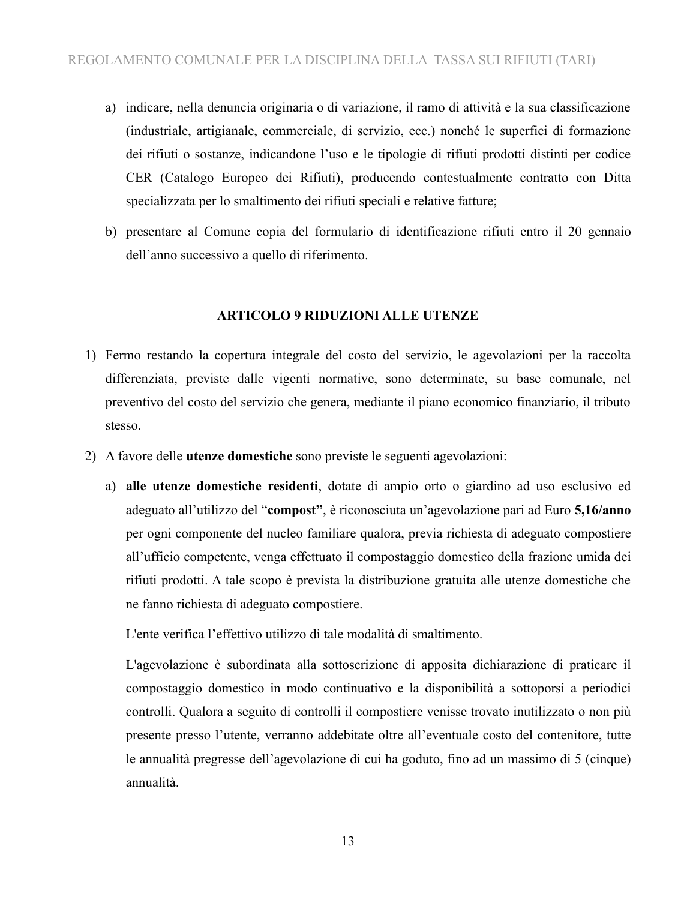a) indicare, nella denuncia originaria o di variazione, il ramo di attività e la sua classificazione (industriale, artigianale, commerciale, di servizio, ecc.) nonché le superfici di formazione dei rifiuti o sostanze, indicandone l'uso e le tipologie di rifiuti prodotti distinti per codice CER (Catalogo Europeo dei Rifiuti), producendo contestualmente contratto con Ditta specializzata per lo smaltimento dei rifiuti speciali e relative fatture;

b) presentare al Comune copia del formulario di identificazione rifiuti entro il 20 gennaio dell'anno successivo a quello di riferimento.

## ARTICOLO 9 RIDUZIONI ALLE UTENZE

1) Fermo restando la copertura integrale del costo del servizio, le agevolazioni per la raccolta differenziata, previste dalle vigenti normative, sono determinate, su base comunale, nel preventivo del costo del servizio che genera, mediante il piano economico finanziario, il tributo stesso.

2) A favore delle **utenze domestiche** sono previste le seguenti agevolazioni:

   a) **alle utenze domestiche residenti**, dotate di ampio orto o giardino ad uso esclusivo ed adeguato all'utilizzo del "**compost"**, è riconosciuta un'agevolazione pari ad Euro **5,16/anno** per ogni componente del nucleo familiare qualora, previa richiesta di adeguato compostiere all'ufficio competente, venga effettuato il compostaggio domestico della frazione umida dei rifiuti prodotti. A tale scopo è prevista la distribuzione gratuita alle utenze domestiche che ne fanno richiesta di adeguato compostiere.

      L'ente verifica l'effettivo utilizzo di tale modalità di smaltimento.

      L'agevolazione è subordinata alla sottoscrizione di apposita dichiarazione di praticare il compostaggio domestico in modo continuativo e la disponibilità a sottoporsi a periodici controlli. Qualora a seguito di controlli il compostiere venisse trovato inutilizzato o non più presente presso l'utente, verranno addebitate oltre all'eventuale costo del contenitore, tutte le annualità pregresse dell'agevolazione di cui ha goduto, fino ad un massimo di 5 (cinque) annualità.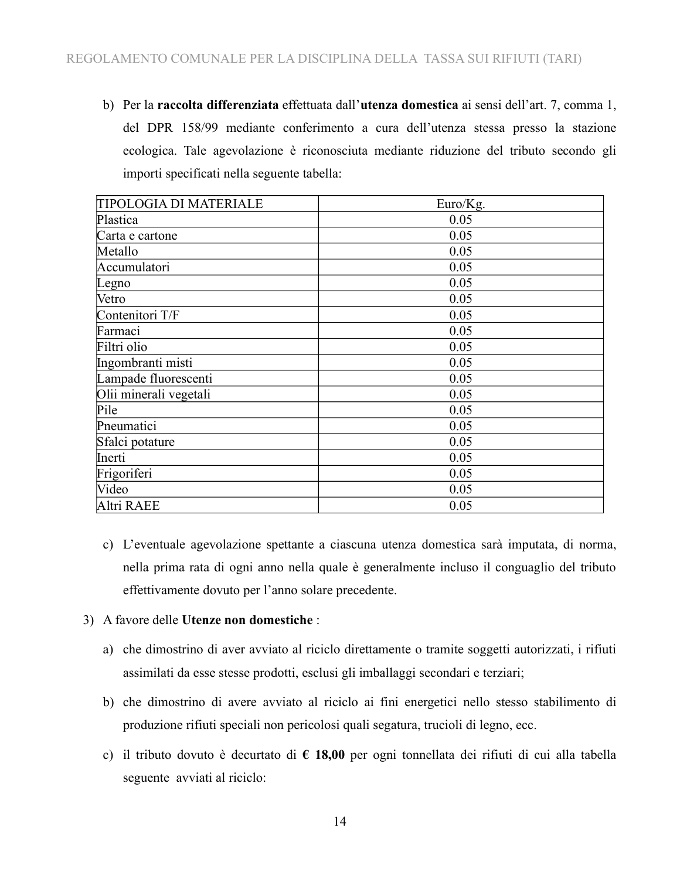b) Per la **raccolta differenziata** effettuata dall'**utenza domestica** ai sensi dell'art. 7, comma 1, del DPR 158/99 mediante conferimento a cura dell'utenza stessa presso la stazione ecologica. Tale agevolazione è riconosciuta mediante riduzione del tributo secondo gli importi specificati nella seguente tabella:

| TIPOLOGIA DI MATERIALE | Euro/Kg. |
|---|---|
| Plastica | 0.05 |
| Carta e cartone | 0.05 |
| Metallo | 0.05 |
| Accumulatori | 0.05 |
| Legno | 0.05 |
| Vetro | 0.05 |
| Contenitori T/F | 0.05 |
| Farmaci | 0.05 |
| Filtri olio | 0.05 |
| Ingombranti misti | 0.05 |
| Lampade fluorescenti | 0.05 |
| Olii minerali vegetali | 0.05 |
| Pile | 0.05 |
| Pneumatici | 0.05 |
| Sfalci potature | 0.05 |
| Inerti | 0.05 |
| Frigoriferi | 0.05 |
| Video | 0.05 |
| Altri RAEE | 0.05 |

c) L'eventuale agevolazione spettante a ciascuna utenza domestica sarà imputata, di norma, nella prima rata di ogni anno nella quale è generalmente incluso il conguaglio del tributo effettivamente dovuto per l'anno solare precedente.

3) A favore delle **Utenze non domestiche** :

a) che dimostrino di aver avviato al riciclo direttamente o tramite soggetti autorizzati, i rifiuti assimilati da esse stesse prodotti, esclusi gli imballaggi secondari e terziari;

b) che dimostrino di avere avviato al riciclo ai fini energetici nello stesso stabilimento di produzione rifiuti speciali non pericolosi quali segatura, trucioli di legno, ecc.

c) il tributo dovuto è decurtato di **€ 18,00** per ogni tonnellata dei rifiuti di cui alla tabella seguente avviati al riciclo: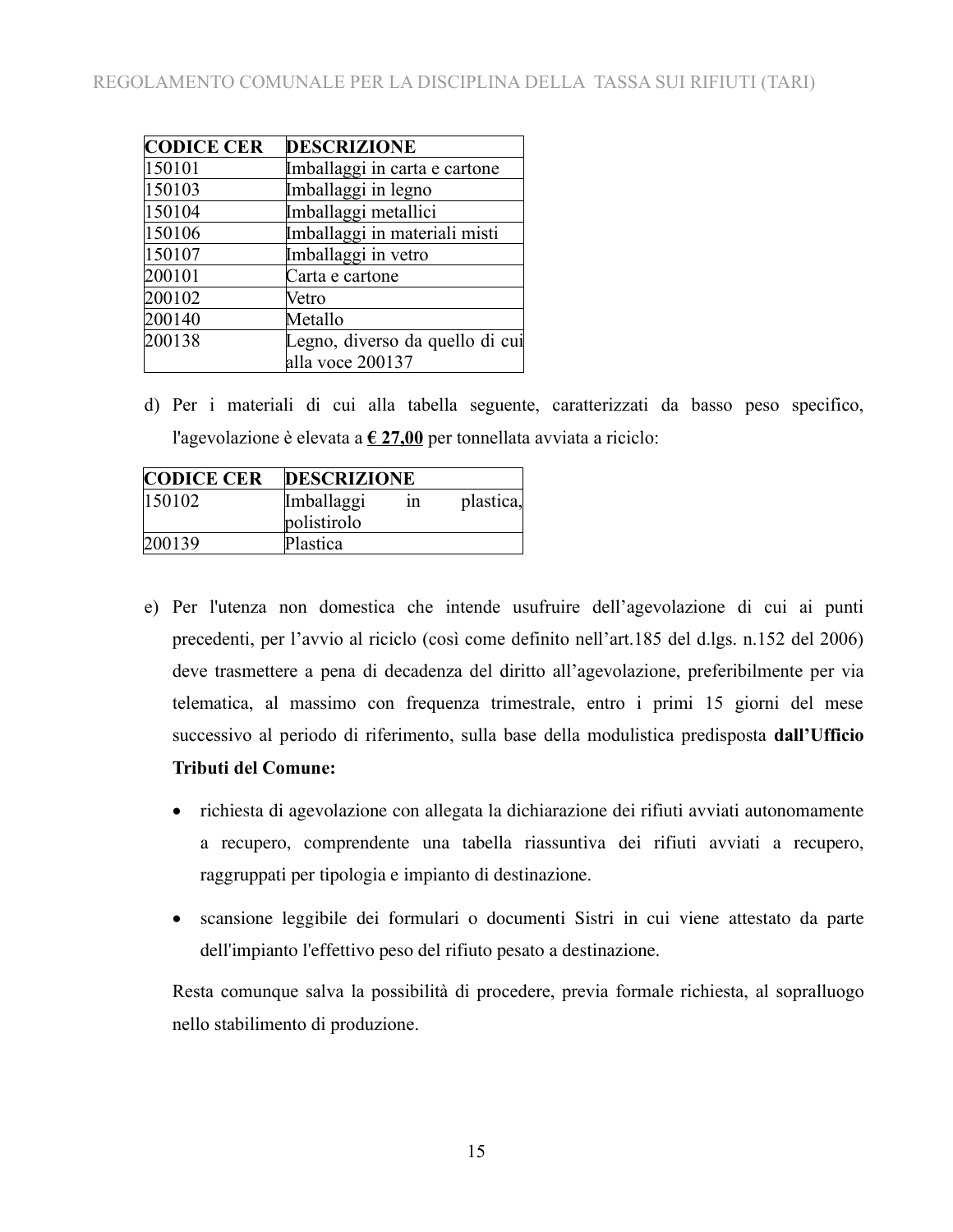| CODICE CER | DESCRIZIONE |
| --- | --- |
| 150101 | Imballaggi in carta e cartone |
| 150103 | Imballaggi in legno |
| 150104 | Imballaggi metallici |
| 150106 | Imballaggi in materiali misti |
| 150107 | Imballaggi in vetro |
| 200101 | Carta e cartone |
| 200102 | Vetro |
| 200140 | Metallo |
| 200138 | Legno, diverso da quello di cui alla voce 200137 |

d) Per i materiali di cui alla tabella seguente, caratterizzati da basso peso specifico, l'agevolazione è elevata a **€ 27,00** per tonnellata avviata a riciclo:

| CODICE CER | DESCRIZIONE |
| --- | --- |
| 150102 | Imballaggi in plastica, polistirolo |
| 200139 | Plastica |

e) Per l'utenza non domestica che intende usufruire dell'agevolazione di cui ai punti precedenti, per l'avvio al riciclo (così come definito nell'art.185 del d.lgs. n.152 del 2006) deve trasmettere a pena di decadenza del diritto all'agevolazione, preferibilmente per via telematica, al massimo con frequenza trimestrale, entro i primi 15 giorni del mese successivo al periodo di riferimento, sulla base della modulistica predisposta **dall'Ufficio Tributi del Comune:**

- richiesta di agevolazione con allegata la dichiarazione dei rifiuti avviati autonomamente a recupero, comprendente una tabella riassuntiva dei rifiuti avviati a recupero, raggruppati per tipologia e impianto di destinazione.
- scansione leggibile dei formulari o documenti Sistri in cui viene attestato da parte dell'impianto l'effettivo peso del rifiuto pesato a destinazione.

Resta comunque salva la possibilità di procedere, previa formale richiesta, al sopralluogo nello stabilimento di produzione.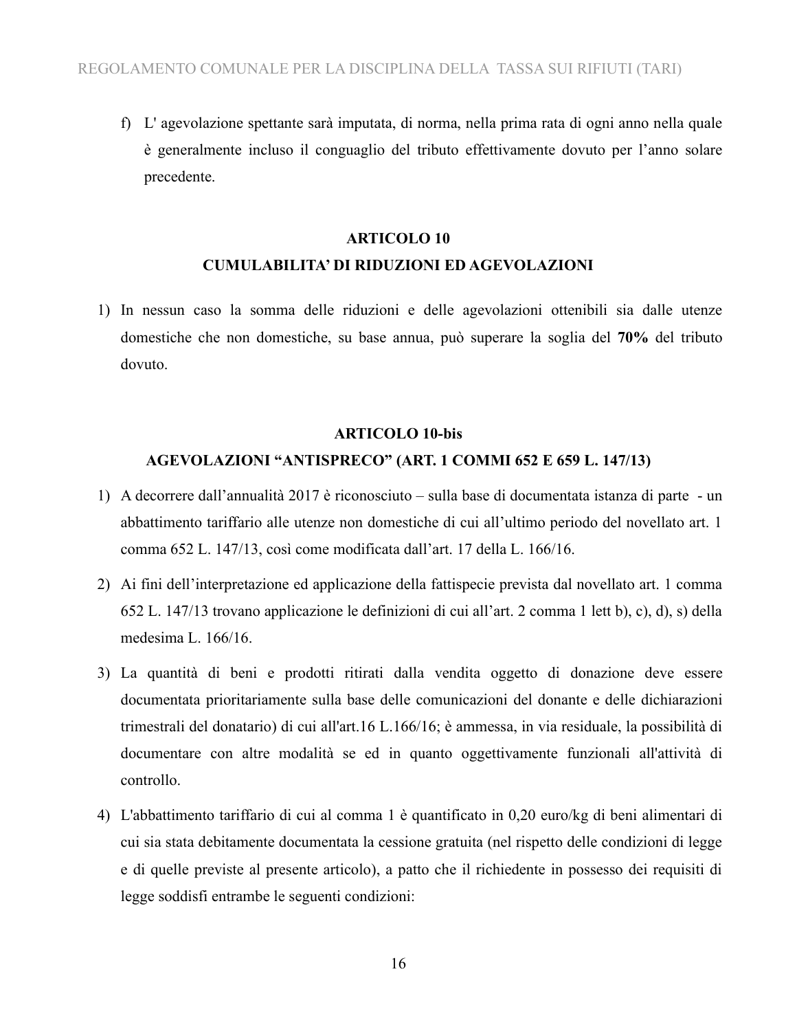f) L' agevolazione spettante sarà imputata, di norma, nella prima rata di ogni anno nella quale è generalmente incluso il conguaglio del tributo effettivamente dovuto per l'anno solare precedente.

## ARTICOLO 10
## CUMULABILITA' DI RIDUZIONI ED AGEVOLAZIONI

1) In nessun caso la somma delle riduzioni e delle agevolazioni ottenibili sia dalle utenze domestiche che non domestiche, su base annua, può superare la soglia del **70%** del tributo dovuto.

## ARTICOLO 10-bis
## AGEVOLAZIONI "ANTISPRECO" (ART. 1 COMMI 652 E 659 L. 147/13)

1) A decorrere dall'annualità 2017 è riconosciuto – sulla base di documentata istanza di parte - un abbattimento tariffario alle utenze non domestiche di cui all'ultimo periodo del novellato art. 1 comma 652 L. 147/13, così come modificata dall'art. 17 della L. 166/16.
2) Ai fini dell'interpretazione ed applicazione della fattispecie prevista dal novellato art. 1 comma 652 L. 147/13 trovano applicazione le definizioni di cui all'art. 2 comma 1 lett b), c), d), s) della medesima L. 166/16.
3) La quantità di beni e prodotti ritirati dalla vendita oggetto di donazione deve essere documentata prioritariamente sulla base delle comunicazioni del donante e delle dichiarazioni trimestrali del donatario) di cui all'art.16 L.166/16; è ammessa, in via residuale, la possibilità di documentare con altre modalità se ed in quanto oggettivamente funzionali all'attività di controllo.
4) L'abbattimento tariffario di cui al comma 1 è quantificato in 0,20 euro/kg di beni alimentari di cui sia stata debitamente documentata la cessione gratuita (nel rispetto delle condizioni di legge e di quelle previste al presente articolo), a patto che il richiedente in possesso dei requisiti di legge soddisfi entrambe le seguenti condizioni: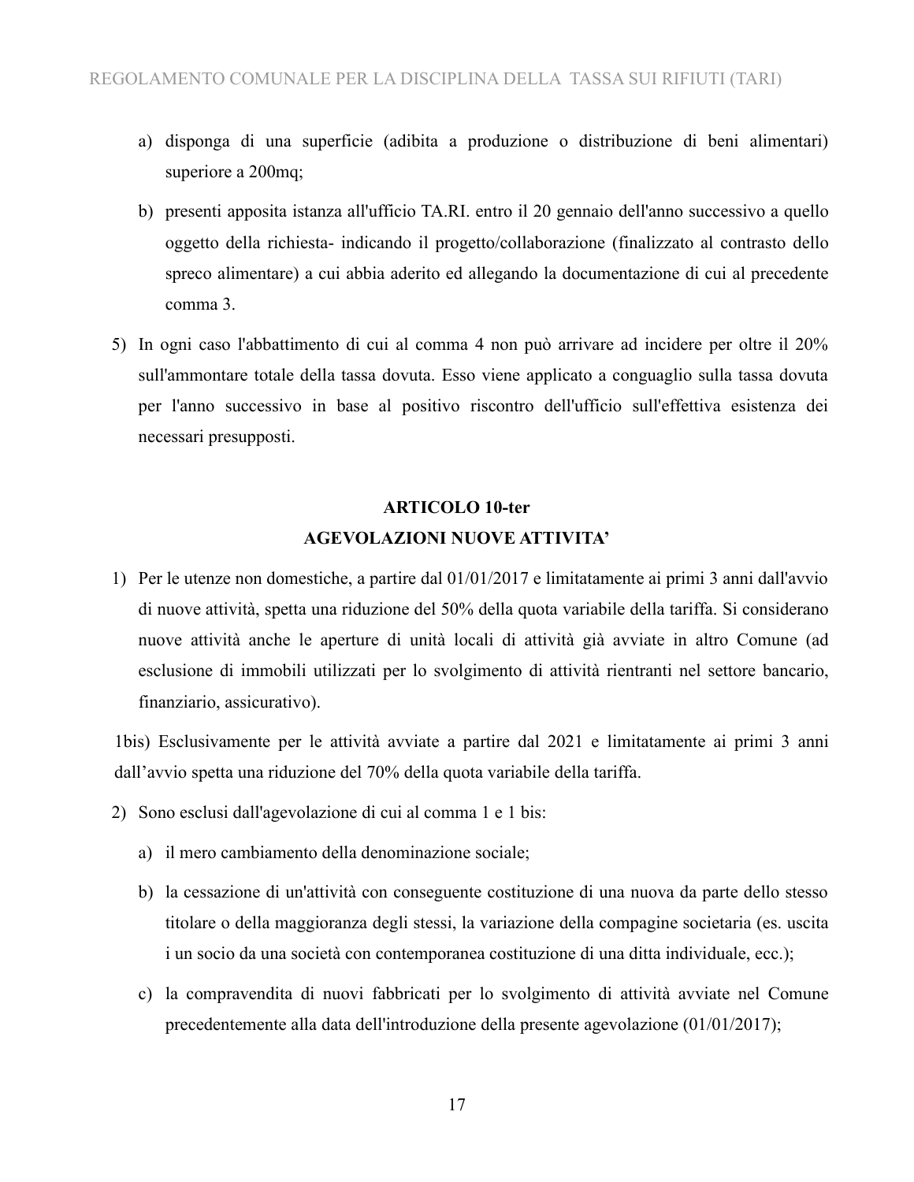a) disponga di una superficie (adibita a produzione o distribuzione di beni alimentari) superiore a 200mq;

b) presenti apposita istanza all'ufficio TA.RI. entro il 20 gennaio dell'anno successivo a quello oggetto della richiesta- indicando il progetto/collaborazione (finalizzato al contrasto dello spreco alimentare) a cui abbia aderito ed allegando la documentazione di cui al precedente comma 3.

5) In ogni caso l'abbattimento di cui al comma 4 non può arrivare ad incidere per oltre il 20% sull'ammontare totale della tassa dovuta. Esso viene applicato a conguaglio sulla tassa dovuta per l'anno successivo in base al positivo riscontro dell'ufficio sull'effettiva esistenza dei necessari presupposti.

## ARTICOLO 10-ter
## AGEVOLAZIONI NUOVE ATTIVITA'

1) Per le utenze non domestiche, a partire dal 01/01/2017 e limitatamente ai primi 3 anni dall'avvio di nuove attività, spetta una riduzione del 50% della quota variabile della tariffa. Si considerano nuove attività anche le aperture di unità locali di attività già avviate in altro Comune (ad esclusione di immobili utilizzati per lo svolgimento di attività rientranti nel settore bancario, finanziario, assicurativo).

1bis) Esclusivamente per le attività avviate a partire dal 2021 e limitatamente ai primi 3 anni dall'avvio spetta una riduzione del 70% della quota variabile della tariffa.

2) Sono esclusi dall'agevolazione di cui al comma 1 e 1 bis:

a) il mero cambiamento della denominazione sociale;

b) la cessazione di un'attività con conseguente costituzione di una nuova da parte dello stesso titolare o della maggioranza degli stessi, la variazione della compagine societaria (es. uscita i un socio da una società con contemporanea costituzione di una ditta individuale, ecc.);

c) la compravendita di nuovi fabbricati per lo svolgimento di attività avviate nel Comune precedentemente alla data dell'introduzione della presente agevolazione (01/01/2017);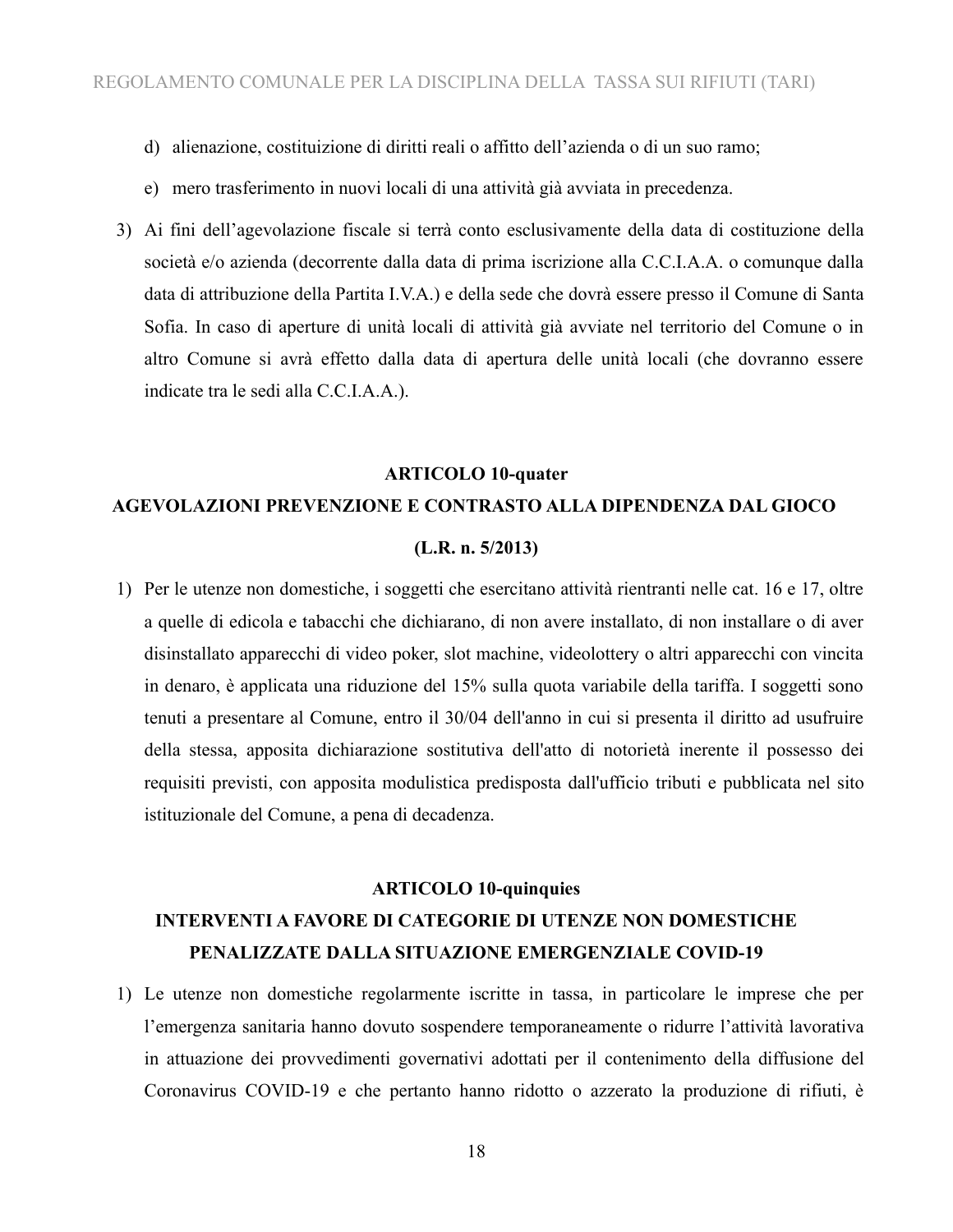d) alienazione, costituizione di diritti reali o affitto dell'azienda o di un suo ramo;

e) mero trasferimento in nuovi locali di una attività già avviata in precedenza.

3) Ai fini dell'agevolazione fiscale si terrà conto esclusivamente della data di costituzione della società e/o azienda (decorrente dalla data di prima iscrizione alla C.C.I.A.A. o comunque dalla data di attribuzione della Partita I.V.A.) e della sede che dovrà essere presso il Comune di Santa Sofia. In caso di aperture di unità locali di attività già avviate nel territorio del Comune o in altro Comune si avrà effetto dalla data di apertura delle unità locali (che dovranno essere indicate tra le sedi alla C.C.I.A.A.).

## ARTICOLO 10-quater
## AGEVOLAZIONI PREVENZIONE E CONTRASTO ALLA DIPENDENZA DAL GIOCO
## (L.R. n. 5/2013)

1) Per le utenze non domestiche, i soggetti che esercitano attività rientranti nelle cat. 16 e 17, oltre a quelle di edicola e tabacchi che dichiarano, di non avere installato, di non installare o di aver disinstallato apparecchi di video poker, slot machine, videolottery o altri apparecchi con vincita in denaro, è applicata una riduzione del 15% sulla quota variabile della tariffa. I soggetti sono tenuti a presentare al Comune, entro il 30/04 dell'anno in cui si presenta il diritto ad usufruire della stessa, apposita dichiarazione sostitutiva dell'atto di notorietà inerente il possesso dei requisiti previsti, con apposita modulistica predisposta dall'ufficio tributi e pubblicata nel sito istituzionale del Comune, a pena di decadenza.

## ARTICOLO 10-quinquies
## INTERVENTI A FAVORE DI CATEGORIE DI UTENZE NON DOMESTICHE PENALIZZATE DALLA SITUAZIONE EMERGENZIALE COVID-19

1) Le utenze non domestiche regolarmente iscritte in tassa, in particolare le imprese che per l'emergenza sanitaria hanno dovuto sospendere temporaneamente o ridurre l'attività lavorativa in attuazione dei provvedimenti governativi adottati per il contenimento della diffusione del Coronavirus COVID-19 e che pertanto hanno ridotto o azzerato la produzione di rifiuti, è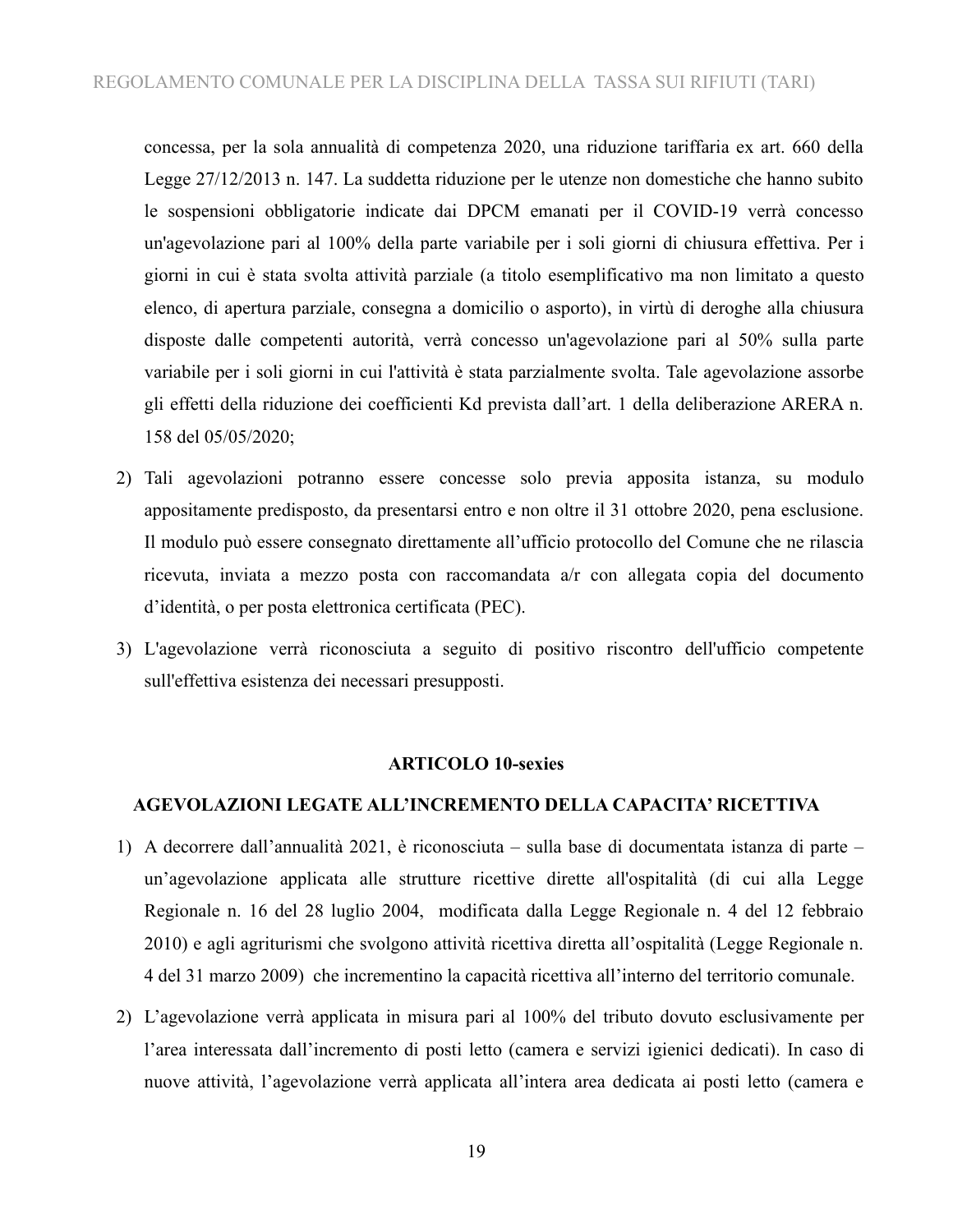concessa, per la sola annualità di competenza 2020, una riduzione tariffaria ex art. 660 della Legge 27/12/2013 n. 147. La suddetta riduzione per le utenze non domestiche che hanno subito le sospensioni obbligatorie indicate dai DPCM emanati per il COVID-19 verrà concesso un'agevolazione pari al 100% della parte variabile per i soli giorni di chiusura effettiva. Per i giorni in cui è stata svolta attività parziale (a titolo esemplificativo ma non limitato a questo elenco, di apertura parziale, consegna a domicilio o asporto), in virtù di deroghe alla chiusura disposte dalle competenti autorità, verrà concesso un'agevolazione pari al 50% sulla parte variabile per i soli giorni in cui l'attività è stata parzialmente svolta. Tale agevolazione assorbe gli effetti della riduzione dei coefficienti Kd prevista dall'art. 1 della deliberazione ARERA n. 158 del 05/05/2020;

2) Tali agevolazioni potranno essere concesse solo previa apposita istanza, su modulo appositamente predisposto, da presentarsi entro e non oltre il 31 ottobre 2020, pena esclusione. Il modulo può essere consegnato direttamente all'ufficio protocollo del Comune che ne rilascia ricevuta, inviata a mezzo posta con raccomandata a/r con allegata copia del documento d'identità, o per posta elettronica certificata (PEC).

3) L'agevolazione verrà riconosciuta a seguito di positivo riscontro dell'ufficio competente sull'effettiva esistenza dei necessari presupposti.

### ARTICOLO 10-sexies

### AGEVOLAZIONI LEGATE ALL'INCREMENTO DELLA CAPACITA' RICETTIVA

1) A decorrere dall'annualità 2021, è riconosciuta – sulla base di documentata istanza di parte – un'agevolazione applicata alle strutture ricettive dirette all'ospitalità (di cui alla Legge Regionale n. 16 del 28 luglio 2004, modificata dalla Legge Regionale n. 4 del 12 febbraio 2010) e agli agriturismi che svolgono attività ricettiva diretta all'ospitalità (Legge Regionale n. 4 del 31 marzo 2009) che incrementino la capacità ricettiva all'interno del territorio comunale.

2) L'agevolazione verrà applicata in misura pari al 100% del tributo dovuto esclusivamente per l'area interessata dall'incremento di posti letto (camera e servizi igienici dedicati). In caso di nuove attività, l'agevolazione verrà applicata all'intera area dedicata ai posti letto (camera e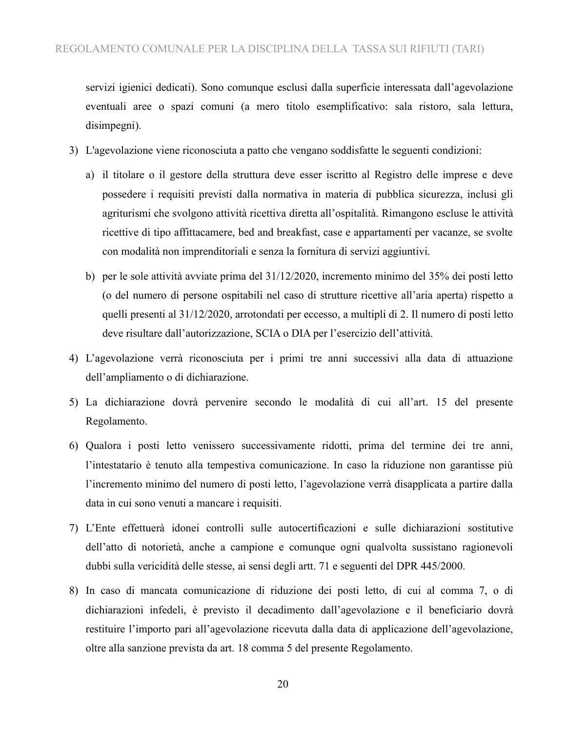servizi igienici dedicati). Sono comunque esclusi dalla superficie interessata dall'agevolazione eventuali aree o spazi comuni (a mero titolo esemplificativo: sala ristoro, sala lettura, disimpegni).

3) L'agevolazione viene riconosciuta a patto che vengano soddisfatte le seguenti condizioni:

   a) il titolare o il gestore della struttura deve esser iscritto al Registro delle imprese e deve possedere i requisiti previsti dalla normativa in materia di pubblica sicurezza, inclusi gli agriturismi che svolgono attività ricettiva diretta all'ospitalità. Rimangono escluse le attività ricettive di tipo affittacamere, bed and breakfast, case e appartamenti per vacanze, se svolte con modalità non imprenditoriali e senza la fornitura di servizi aggiuntivi.

   b) per le sole attività avviate prima del 31/12/2020, incremento minimo del 35% dei posti letto (o del numero di persone ospitabili nel caso di strutture ricettive all'aria aperta) rispetto a quelli presenti al 31/12/2020, arrotondati per eccesso, a multipli di 2. Il numero di posti letto deve risultare dall'autorizzazione, SCIA o DIA per l'esercizio dell'attività.

4) L'agevolazione verrà riconosciuta per i primi tre anni successivi alla data di attuazione dell'ampliamento o di dichiarazione.

5) La dichiarazione dovrà pervenire secondo le modalità di cui all'art. 15 del presente Regolamento.

6) Qualora i posti letto venissero successivamente ridotti, prima del termine dei tre anni, l'intestatario è tenuto alla tempestiva comunicazione. In caso la riduzione non garantisse più l'incremento minimo del numero di posti letto, l'agevolazione verrà disapplicata a partire dalla data in cui sono venuti a mancare i requisiti.

7) L'Ente effettuerà idonei controlli sulle autocertificazioni e sulle dichiarazioni sostitutive dell'atto di notorietà, anche a campione e comunque ogni qualvolta sussistano ragionevoli dubbi sulla vericidità delle stesse, ai sensi degli artt. 71 e seguenti del DPR 445/2000.

8) In caso di mancata comunicazione di riduzione dei posti letto, di cui al comma 7, o di dichiarazioni infedeli, è previsto il decadimento dall'agevolazione e il beneficiario dovrà restituire l'importo pari all'agevolazione ricevuta dalla data di applicazione dell'agevolazione, oltre alla sanzione prevista da art. 18 comma 5 del presente Regolamento.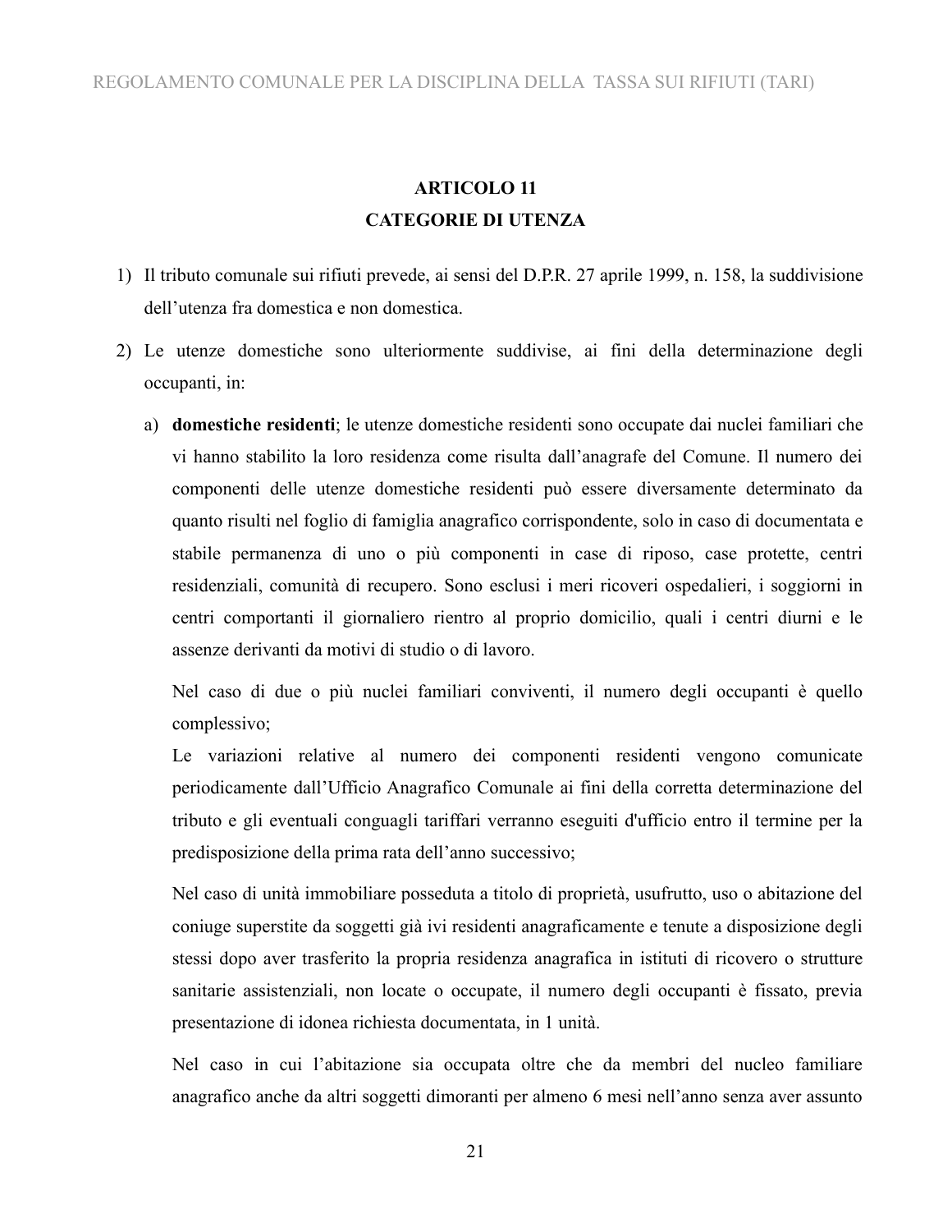## ARTICOLO 11
## CATEGORIE DI UTENZA

1) Il tributo comunale sui rifiuti prevede, ai sensi del D.P.R. 27 aprile 1999, n. 158, la suddivisione dell'utenza fra domestica e non domestica.

2) Le utenze domestiche sono ulteriormente suddivise, ai fini della determinazione degli occupanti, in:

   a) **domestiche residenti**; le utenze domestiche residenti sono occupate dai nuclei familiari che vi hanno stabilito la loro residenza come risulta dall'anagrafe del Comune. Il numero dei componenti delle utenze domestiche residenti può essere diversamente determinato da quanto risulti nel foglio di famiglia anagrafico corrispondente, solo in caso di documentata e stabile permanenza di uno o più componenti in case di riposo, case protette, centri residenziali, comunità di recupero. Sono esclusi i meri ricoveri ospedalieri, i soggiorni in centri comportanti il giornaliero rientro al proprio domicilio, quali i centri diurni e le assenze derivanti da motivi di studio o di lavoro.

   Nel caso di due o più nuclei familiari conviventi, il numero degli occupanti è quello complessivo;
   Le variazioni relative al numero dei componenti residenti vengono comunicate periodicamente dall'Ufficio Anagrafico Comunale ai fini della corretta determinazione del tributo e gli eventuali conguagli tariffari verranno eseguiti d'ufficio entro il termine per la predisposizione della prima rata dell'anno successivo;

   Nel caso di unità immobiliare posseduta a titolo di proprietà, usufrutto, uso o abitazione del coniuge superstite da soggetti già ivi residenti anagraficamente e tenute a disposizione degli stessi dopo aver trasferito la propria residenza anagrafica in istituti di ricovero o strutture sanitarie assistenziali, non locate o occupate, il numero degli occupanti è fissato, previa presentazione di idonea richiesta documentata, in 1 unità.

   Nel caso in cui l'abitazione sia occupata oltre che da membri del nucleo familiare anagrafico anche da altri soggetti dimoranti per almeno 6 mesi nell'anno senza aver assunto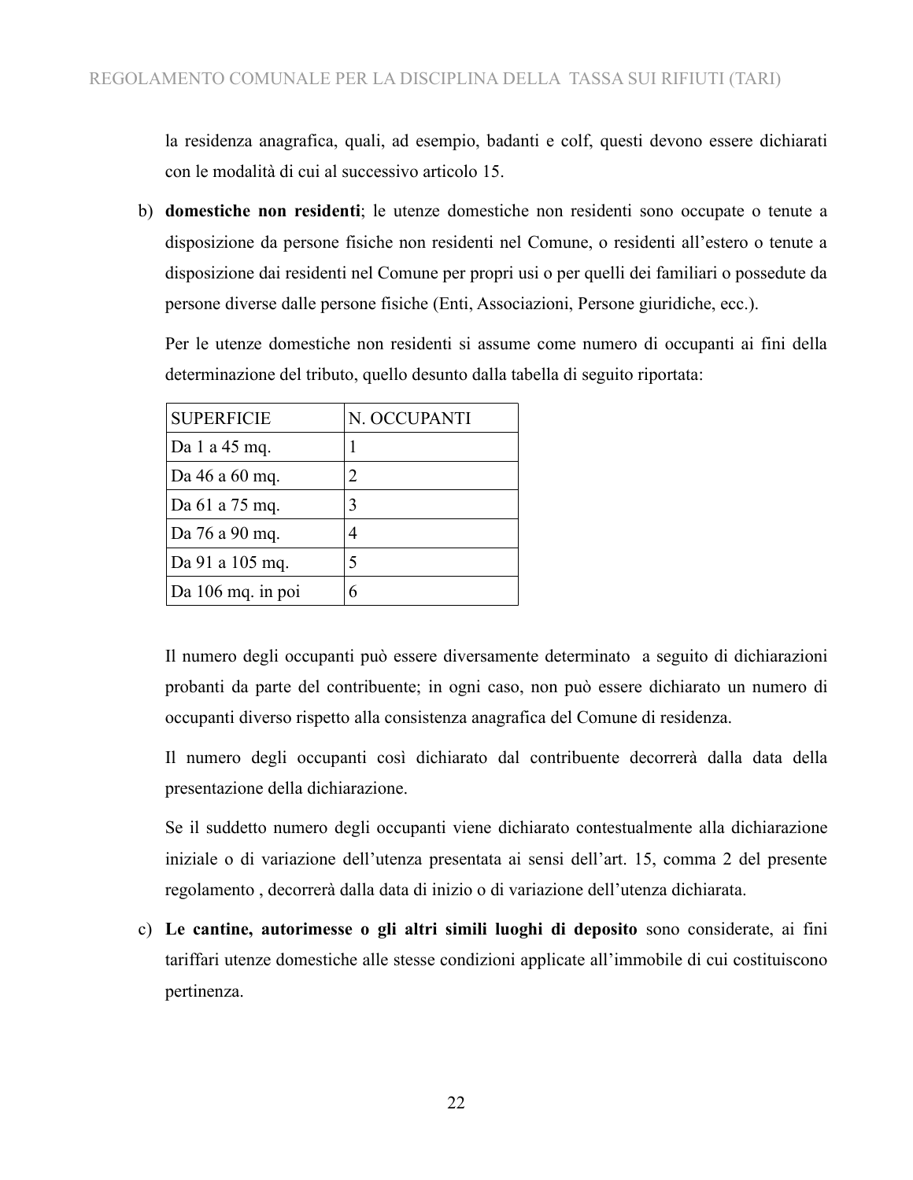la residenza anagrafica, quali, ad esempio, badanti e colf, questi devono essere dichiarati con le modalità di cui al successivo articolo 15.

b) **domestiche non residenti**; le utenze domestiche non residenti sono occupate o tenute a disposizione da persone fisiche non residenti nel Comune, o residenti all'estero o tenute a disposizione dai residenti nel Comune per propri usi o per quelli dei familiari o possedute da persone diverse dalle persone fisiche (Enti, Associazioni, Persone giuridiche, ecc.).

   Per le utenze domestiche non residenti si assume come numero di occupanti ai fini della determinazione del tributo, quello desunto dalla tabella di seguito riportata:

| SUPERFICIE | N. OCCUPANTI |
|---|---|
| Da 1 a 45 mq. | 1 |
| Da 46 a 60 mq. | 2 |
| Da 61 a 75 mq. | 3 |
| Da 76 a 90 mq. | 4 |
| Da 91 a 105 mq. | 5 |
| Da 106 mq. in poi | 6 |

   Il numero degli occupanti può essere diversamente determinato a seguito di dichiarazioni probanti da parte del contribuente; in ogni caso, non può essere dichiarato un numero di occupanti diverso rispetto alla consistenza anagrafica del Comune di residenza.

   Il numero degli occupanti così dichiarato dal contribuente decorrerà dalla data della presentazione della dichiarazione.

   Se il suddetto numero degli occupanti viene dichiarato contestualmente alla dichiarazione iniziale o di variazione dell'utenza presentata ai sensi dell'art. 15, comma 2 del presente regolamento , decorrerà dalla data di inizio o di variazione dell'utenza dichiarata.

c) **Le cantine, autorimesse o gli altri simili luoghi di deposito** sono considerate, ai fini tariffari utenze domestiche alle stesse condizioni applicate all'immobile di cui costituiscono pertinenza.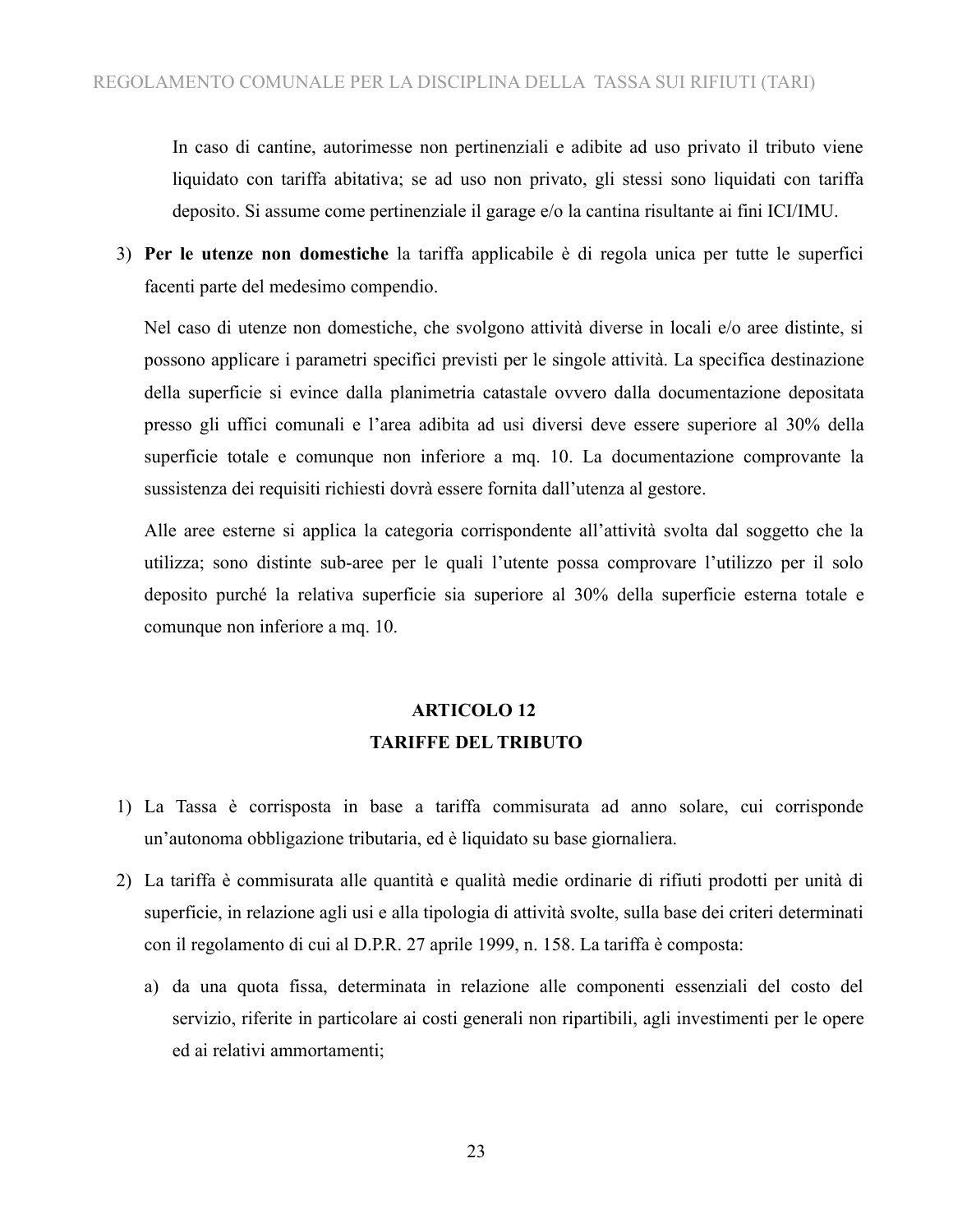In caso di cantine, autorimesse non pertinenziali e adibite ad uso privato il tributo viene liquidato con tariffa abitativa; se ad uso non privato, gli stessi sono liquidati con tariffa deposito. Si assume come pertinenziale il garage e/o la cantina risultante ai fini ICI/IMU.

3) **Per le utenze non domestiche** la tariffa applicabile è di regola unica per tutte le superfici facenti parte del medesimo compendio.

   Nel caso di utenze non domestiche, che svolgono attività diverse in locali e/o aree distinte, si possono applicare i parametri specifici previsti per le singole attività. La specifica destinazione della superficie si evince dalla planimetria catastale ovvero dalla documentazione depositata presso gli uffici comunali e l'area adibita ad usi diversi deve essere superiore al 30% della superficie totale e comunque non inferiore a mq. 10. La documentazione comprovante la sussistenza dei requisiti richiesti dovrà essere fornita dall'utenza al gestore.

   Alle aree esterne si applica la categoria corrispondente all'attività svolta dal soggetto che la utilizza; sono distinte sub-aree per le quali l'utente possa comprovare l'utilizzo per il solo deposito purché la relativa superficie sia superiore al 30% della superficie esterna totale e comunque non inferiore a mq. 10.

## ARTICOLO 12
## TARIFFE DEL TRIBUTO

1) La Tassa è corrisposta in base a tariffa commisurata ad anno solare, cui corrisponde un'autonoma obbligazione tributaria, ed è liquidato su base giornaliera.

2) La tariffa è commisurata alle quantità e qualità medie ordinarie di rifiuti prodotti per unità di superficie, in relazione agli usi e alla tipologia di attività svolte, sulla base dei criteri determinati con il regolamento di cui al D.P.R. 27 aprile 1999, n. 158. La tariffa è composta:

   a) da una quota fissa, determinata in relazione alle componenti essenziali del costo del servizio, riferite in particolare ai costi generali non ripartibili, agli investimenti per le opere ed ai relativi ammortamenti;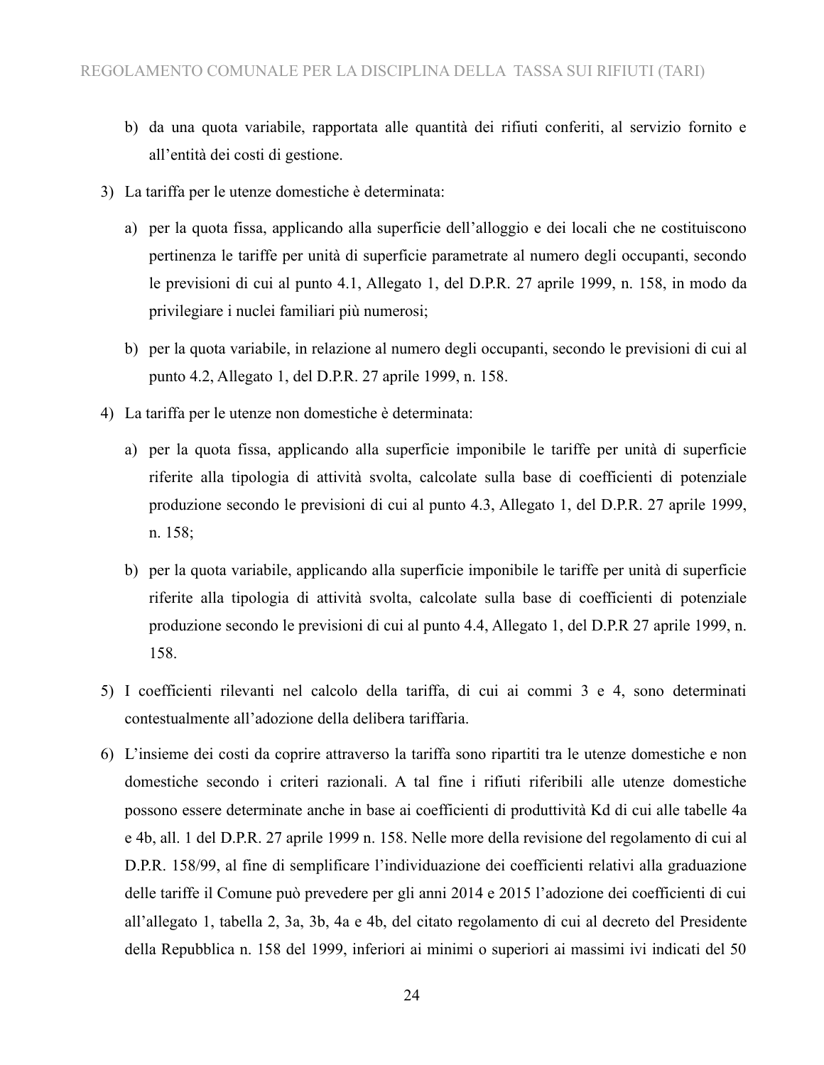b) da una quota variabile, rapportata alle quantità dei rifiuti conferiti, al servizio fornito e all'entità dei costi di gestione.

3) La tariffa per le utenze domestiche è determinata:

   a) per la quota fissa, applicando alla superficie dell'alloggio e dei locali che ne costituiscono pertinenza le tariffe per unità di superficie parametrate al numero degli occupanti, secondo le previsioni di cui al punto 4.1, Allegato 1, del D.P.R. 27 aprile 1999, n. 158, in modo da privilegiare i nuclei familiari più numerosi;

   b) per la quota variabile, in relazione al numero degli occupanti, secondo le previsioni di cui al punto 4.2, Allegato 1, del D.P.R. 27 aprile 1999, n. 158.

4) La tariffa per le utenze non domestiche è determinata:

   a) per la quota fissa, applicando alla superficie imponibile le tariffe per unità di superficie riferite alla tipologia di attività svolta, calcolate sulla base di coefficienti di potenziale produzione secondo le previsioni di cui al punto 4.3, Allegato 1, del D.P.R. 27 aprile 1999, n. 158;

   b) per la quota variabile, applicando alla superficie imponibile le tariffe per unità di superficie riferite alla tipologia di attività svolta, calcolate sulla base di coefficienti di potenziale produzione secondo le previsioni di cui al punto 4.4, Allegato 1, del D.P.R 27 aprile 1999, n. 158.

5) I coefficienti rilevanti nel calcolo della tariffa, di cui ai commi 3 e 4, sono determinati contestualmente all'adozione della delibera tariffaria.

6) L'insieme dei costi da coprire attraverso la tariffa sono ripartiti tra le utenze domestiche e non domestiche secondo i criteri razionali. A tal fine i rifiuti riferibili alle utenze domestiche possono essere determinate anche in base ai coefficienti di produttività Kd di cui alle tabelle 4a e 4b, all. 1 del D.P.R. 27 aprile 1999 n. 158. Nelle more della revisione del regolamento di cui al D.P.R. 158/99, al fine di semplificare l'individuazione dei coefficienti relativi alla graduazione delle tariffe il Comune può prevedere per gli anni 2014 e 2015 l'adozione dei coefficienti di cui all'allegato 1, tabella 2, 3a, 3b, 4a e 4b, del citato regolamento di cui al decreto del Presidente della Repubblica n. 158 del 1999, inferiori ai minimi o superiori ai massimi ivi indicati del 50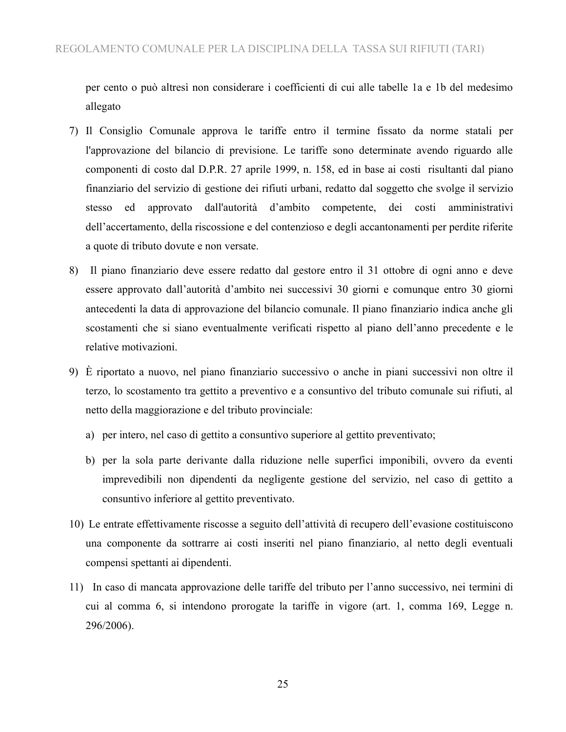per cento o può altresì non considerare i coefficienti di cui alle tabelle 1a e 1b del medesimo allegato

7) Il Consiglio Comunale approva le tariffe entro il termine fissato da norme statali per l'approvazione del bilancio di previsione. Le tariffe sono determinate avendo riguardo alle componenti di costo dal D.P.R. 27 aprile 1999, n. 158, ed in base ai costi risultanti dal piano finanziario del servizio di gestione dei rifiuti urbani, redatto dal soggetto che svolge il servizio stesso ed approvato dall'autorità d'ambito competente, dei costi amministrativi dell'accertamento, della riscossione e del contenzioso e degli accantonamenti per perdite riferite a quote di tributo dovute e non versate.

8) Il piano finanziario deve essere redatto dal gestore entro il 31 ottobre di ogni anno e deve essere approvato dall'autorità d'ambito nei successivi 30 giorni e comunque entro 30 giorni antecedenti la data di approvazione del bilancio comunale. Il piano finanziario indica anche gli scostamenti che si siano eventualmente verificati rispetto al piano dell'anno precedente e le relative motivazioni.

9) È riportato a nuovo, nel piano finanziario successivo o anche in piani successivi non oltre il terzo, lo scostamento tra gettito a preventivo e a consuntivo del tributo comunale sui rifiuti, al netto della maggiorazione e del tributo provinciale:

   a) per intero, nel caso di gettito a consuntivo superiore al gettito preventivato;

   b) per la sola parte derivante dalla riduzione nelle superfici imponibili, ovvero da eventi imprevedibili non dipendenti da negligente gestione del servizio, nel caso di gettito a consuntivo inferiore al gettito preventivato.

10) Le entrate effettivamente riscosse a seguito dell'attività di recupero dell'evasione costituiscono una componente da sottrarre ai costi inseriti nel piano finanziario, al netto degli eventuali compensi spettanti ai dipendenti.

11) In caso di mancata approvazione delle tariffe del tributo per l'anno successivo, nei termini di cui al comma 6, si intendono prorogate la tariffe in vigore (art. 1, comma 169, Legge n. 296/2006).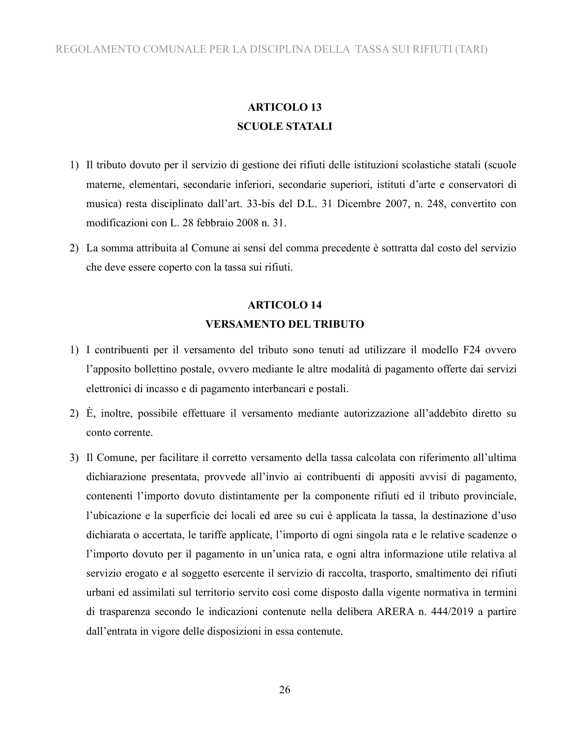## ARTICOLO 13
## SCUOLE STATALI

1) Il tributo dovuto per il servizio di gestione dei rifiuti delle istituzioni scolastiche statali (scuole materne, elementari, secondarie inferiori, secondarie superiori, istituti d'arte e conservatori di musica) resta disciplinato dall'art. 33-bis del D.L. 31 Dicembre 2007, n. 248, convertito con modificazioni con L. 28 febbraio 2008 n. 31.
2) La somma attribuita al Comune ai sensi del comma precedente è sottratta dal costo del servizio che deve essere coperto con la tassa sui rifiuti.

## ARTICOLO 14
## VERSAMENTO DEL TRIBUTO

1) I contribuenti per il versamento del tributo sono tenuti ad utilizzare il modello F24 ovvero l'apposito bollettino postale, ovvero mediante le altre modalità di pagamento offerte dai servizi elettronici di incasso e di pagamento interbancari e postali.
2) È, inoltre, possibile effettuare il versamento mediante autorizzazione all'addebito diretto su conto corrente.
3) Il Comune, per facilitare il corretto versamento della tassa calcolata con riferimento all'ultima dichiarazione presentata, provvede all'invio ai contribuenti di appositi avvisi di pagamento, contenenti l'importo dovuto distintamente per la componente rifiuti ed il tributo provinciale, l'ubicazione e la superficie dei locali ed aree su cui è applicata la tassa, la destinazione d'uso dichiarata o accertata, le tariffe applicate, l'importo di ogni singola rata e le relative scadenze o l'importo dovuto per il pagamento in un'unica rata, e ogni altra informazione utile relativa al servizio erogato e al soggetto esercente il servizio di raccolta, trasporto, smaltimento dei rifiuti urbani ed assimilati sul territorio servito così come disposto dalla vigente normativa in termini di trasparenza secondo le indicazioni contenute nella delibera ARERA n. 444/2019 a partire dall'entrata in vigore delle disposizioni in essa contenute.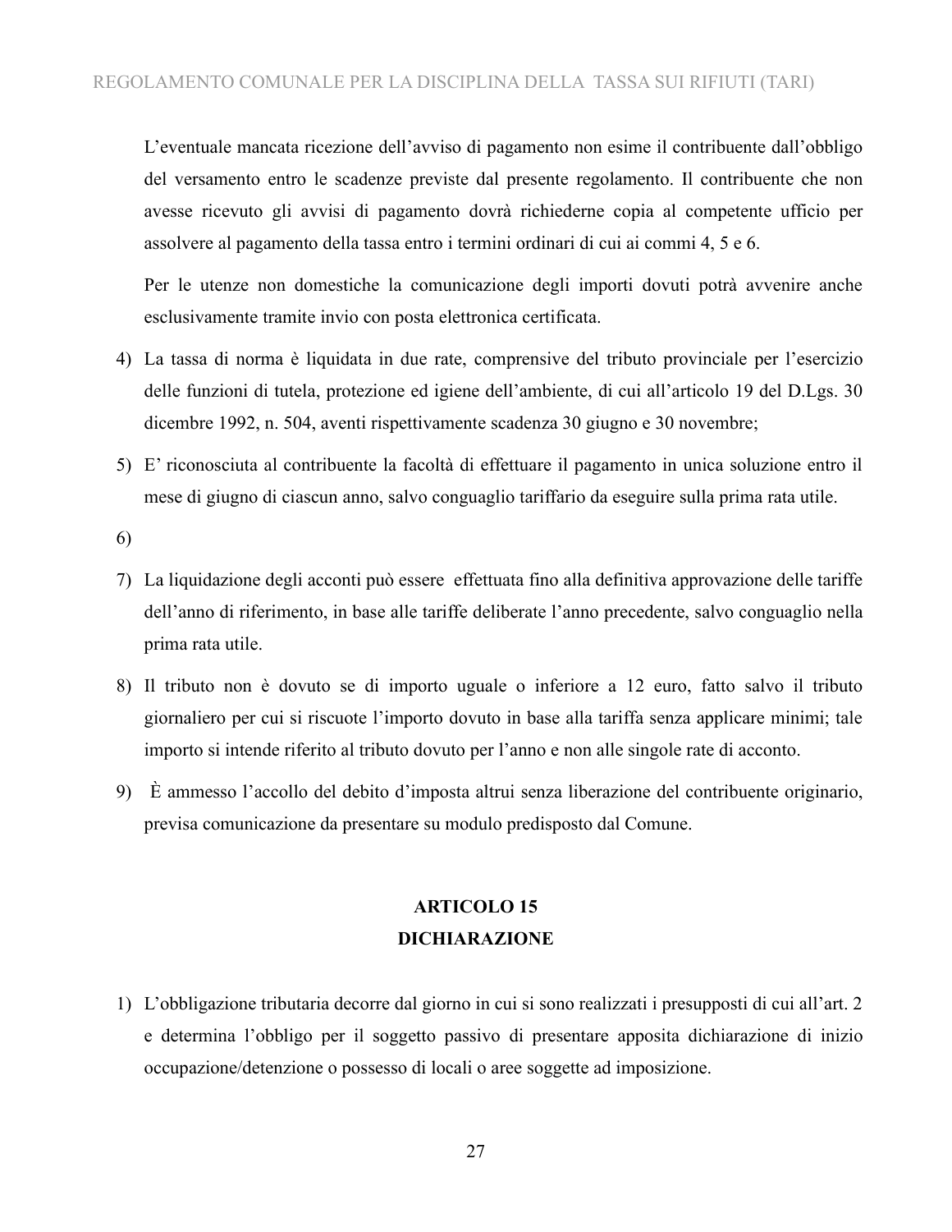L'eventuale mancata ricezione dell'avviso di pagamento non esime il contribuente dall'obbligo del versamento entro le scadenze previste dal presente regolamento. Il contribuente che non avesse ricevuto gli avvisi di pagamento dovrà richiederne copia al competente ufficio per assolvere al pagamento della tassa entro i termini ordinari di cui ai commi 4, 5 e 6.

Per le utenze non domestiche la comunicazione degli importi dovuti potrà avvenire anche esclusivamente tramite invio con posta elettronica certificata.

4) La tassa di norma è liquidata in due rate, comprensive del tributo provinciale per l'esercizio delle funzioni di tutela, protezione ed igiene dell'ambiente, di cui all'articolo 19 del D.Lgs. 30 dicembre 1992, n. 504, aventi rispettivamente scadenza 30 giugno e 30 novembre;

5) E' riconosciuta al contribuente la facoltà di effettuare il pagamento in unica soluzione entro il mese di giugno di ciascun anno, salvo conguaglio tariffario da eseguire sulla prima rata utile.

6)

7) La liquidazione degli acconti può essere effettuata fino alla definitiva approvazione delle tariffe dell'anno di riferimento, in base alle tariffe deliberate l'anno precedente, salvo conguaglio nella prima rata utile.

8) Il tributo non è dovuto se di importo uguale o inferiore a 12 euro, fatto salvo il tributo giornaliero per cui si riscuote l'importo dovuto in base alla tariffa senza applicare minimi; tale importo si intende riferito al tributo dovuto per l'anno e non alle singole rate di acconto.

9) È ammesso l'accollo del debito d'imposta altrui senza liberazione del contribuente originario, previsa comunicazione da presentare su modulo predisposto dal Comune.

## ARTICOLO 15
## DICHIARAZIONE

1) L'obbligazione tributaria decorre dal giorno in cui si sono realizzati i presupposti di cui all'art. 2 e determina l'obbligo per il soggetto passivo di presentare apposita dichiarazione di inizio occupazione/detenzione o possesso di locali o aree soggette ad imposizione.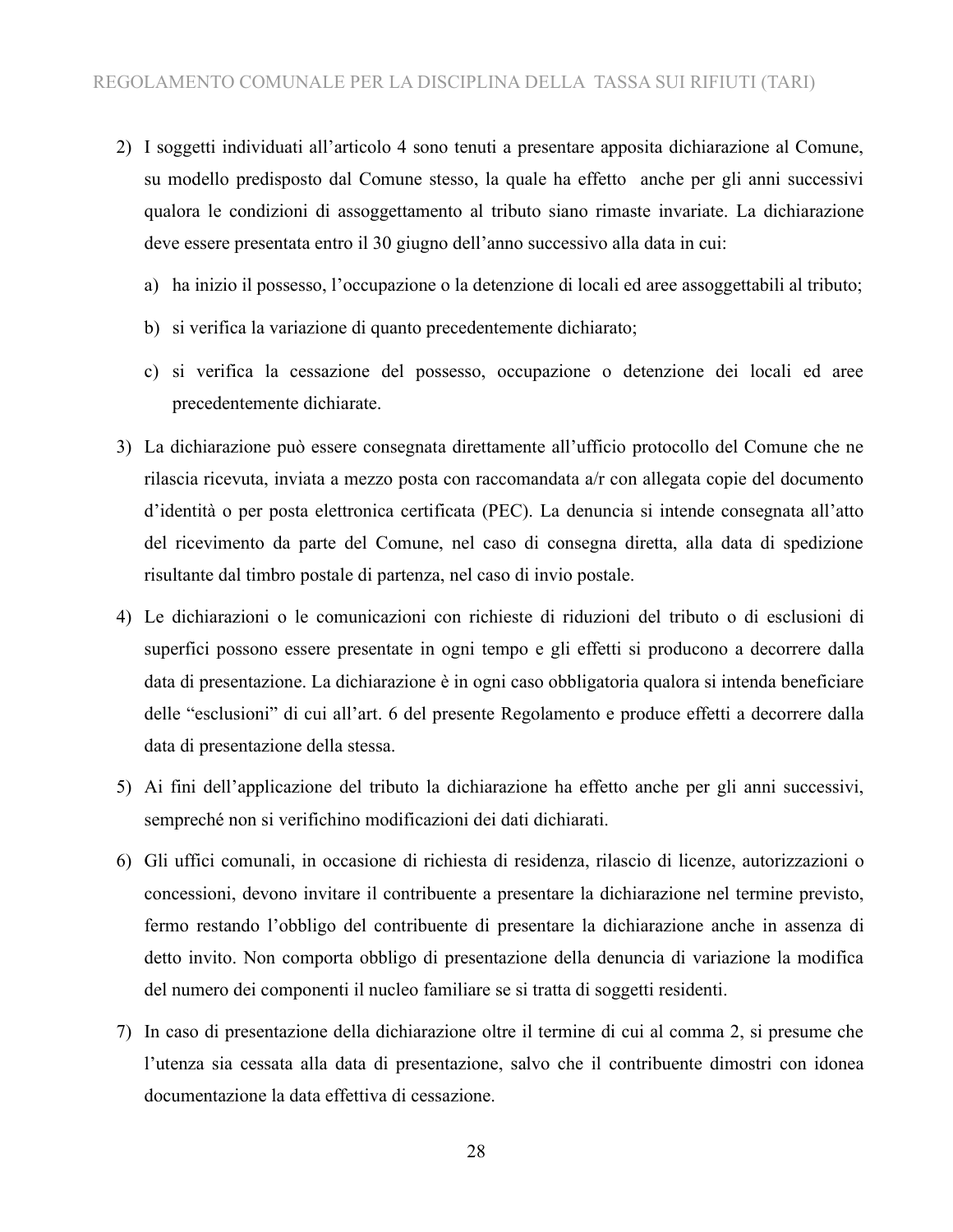2) I soggetti individuati all'articolo 4 sono tenuti a presentare apposita dichiarazione al Comune, su modello predisposto dal Comune stesso, la quale ha effetto anche per gli anni successivi qualora le condizioni di assoggettamento al tributo siano rimaste invariate. La dichiarazione deve essere presentata entro il 30 giugno dell'anno successivo alla data in cui:

   a) ha inizio il possesso, l'occupazione o la detenzione di locali ed aree assoggettabili al tributo;

   b) si verifica la variazione di quanto precedentemente dichiarato;

   c) si verifica la cessazione del possesso, occupazione o detenzione dei locali ed aree precedentemente dichiarate.

3) La dichiarazione può essere consegnata direttamente all'ufficio protocollo del Comune che ne rilascia ricevuta, inviata a mezzo posta con raccomandata a/r con allegata copie del documento d'identità o per posta elettronica certificata (PEC). La denuncia si intende consegnata all'atto del ricevimento da parte del Comune, nel caso di consegna diretta, alla data di spedizione risultante dal timbro postale di partenza, nel caso di invio postale.

4) Le dichiarazioni o le comunicazioni con richieste di riduzioni del tributo o di esclusioni di superfici possono essere presentate in ogni tempo e gli effetti si producono a decorrere dalla data di presentazione. La dichiarazione è in ogni caso obbligatoria qualora si intenda beneficiare delle "esclusioni" di cui all'art. 6 del presente Regolamento e produce effetti a decorrere dalla data di presentazione della stessa.

5) Ai fini dell'applicazione del tributo la dichiarazione ha effetto anche per gli anni successivi, sempreché non si verifichino modificazioni dei dati dichiarati.

6) Gli uffici comunali, in occasione di richiesta di residenza, rilascio di licenze, autorizzazioni o concessioni, devono invitare il contribuente a presentare la dichiarazione nel termine previsto, fermo restando l'obbligo del contribuente di presentare la dichiarazione anche in assenza di detto invito. Non comporta obbligo di presentazione della denuncia di variazione la modifica del numero dei componenti il nucleo familiare se si tratta di soggetti residenti.

7) In caso di presentazione della dichiarazione oltre il termine di cui al comma 2, si presume che l'utenza sia cessata alla data di presentazione, salvo che il contribuente dimostri con idonea documentazione la data effettiva di cessazione.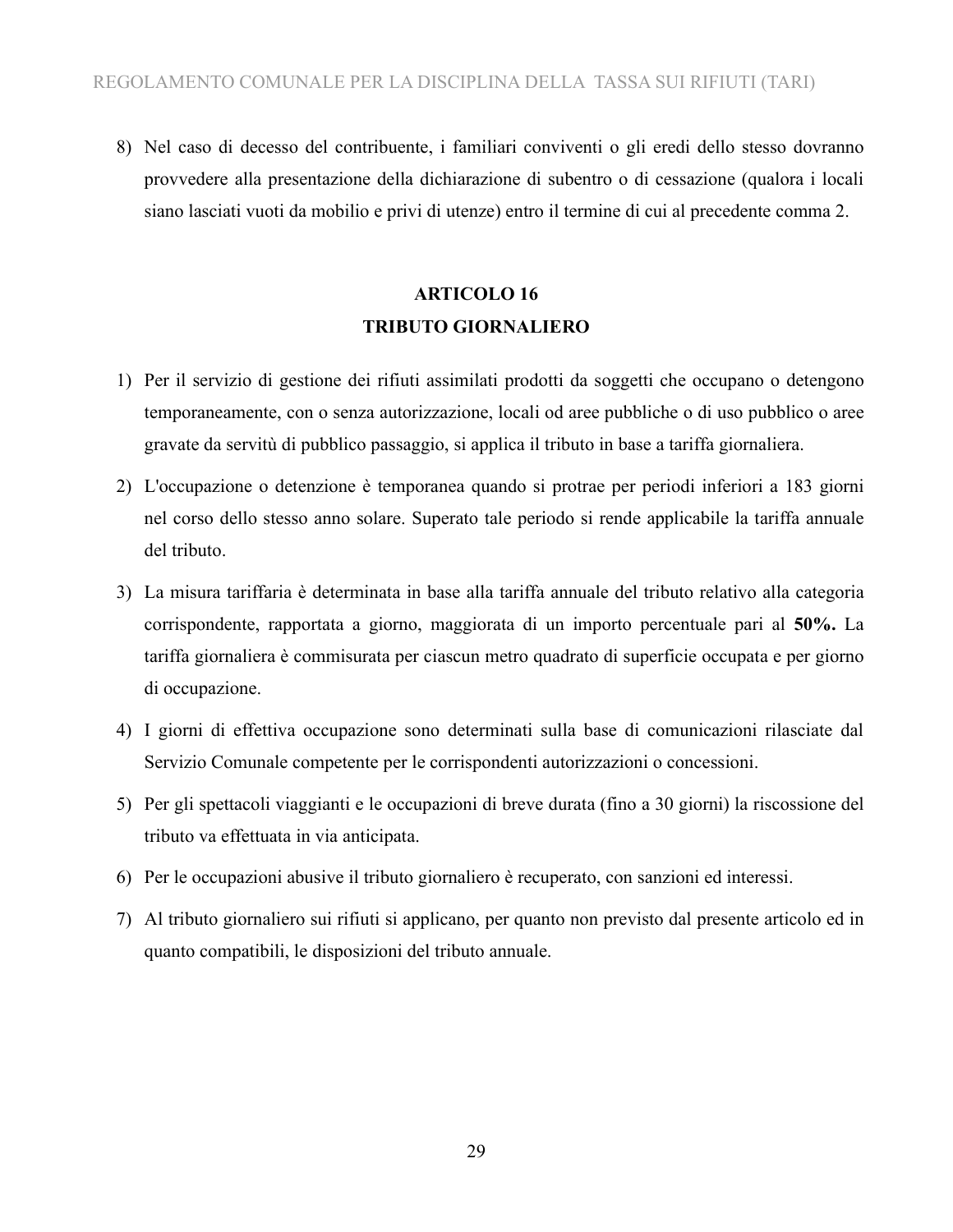8) Nel caso di decesso del contribuente, i familiari conviventi o gli eredi dello stesso dovranno provvedere alla presentazione della dichiarazione di subentro o di cessazione (qualora i locali siano lasciati vuoti da mobilio e privi di utenze) entro il termine di cui al precedente comma 2.

## ARTICOLO 16
## TRIBUTO GIORNALIERO

1) Per il servizio di gestione dei rifiuti assimilati prodotti da soggetti che occupano o detengono temporaneamente, con o senza autorizzazione, locali od aree pubbliche o di uso pubblico o aree gravate da servitù di pubblico passaggio, si applica il tributo in base a tariffa giornaliera.

2) L'occupazione o detenzione è temporanea quando si protrae per periodi inferiori a 183 giorni nel corso dello stesso anno solare. Superato tale periodo si rende applicabile la tariffa annuale del tributo.

3) La misura tariffaria è determinata in base alla tariffa annuale del tributo relativo alla categoria corrispondente, rapportata a giorno, maggiorata di un importo percentuale pari al **50%.** La tariffa giornaliera è commisurata per ciascun metro quadrato di superficie occupata e per giorno di occupazione.

4) I giorni di effettiva occupazione sono determinati sulla base di comunicazioni rilasciate dal Servizio Comunale competente per le corrispondenti autorizzazioni o concessioni.

5) Per gli spettacoli viaggianti e le occupazioni di breve durata (fino a 30 giorni) la riscossione del tributo va effettuata in via anticipata.

6) Per le occupazioni abusive il tributo giornaliero è recuperato, con sanzioni ed interessi.

7) Al tributo giornaliero sui rifiuti si applicano, per quanto non previsto dal presente articolo ed in quanto compatibili, le disposizioni del tributo annuale.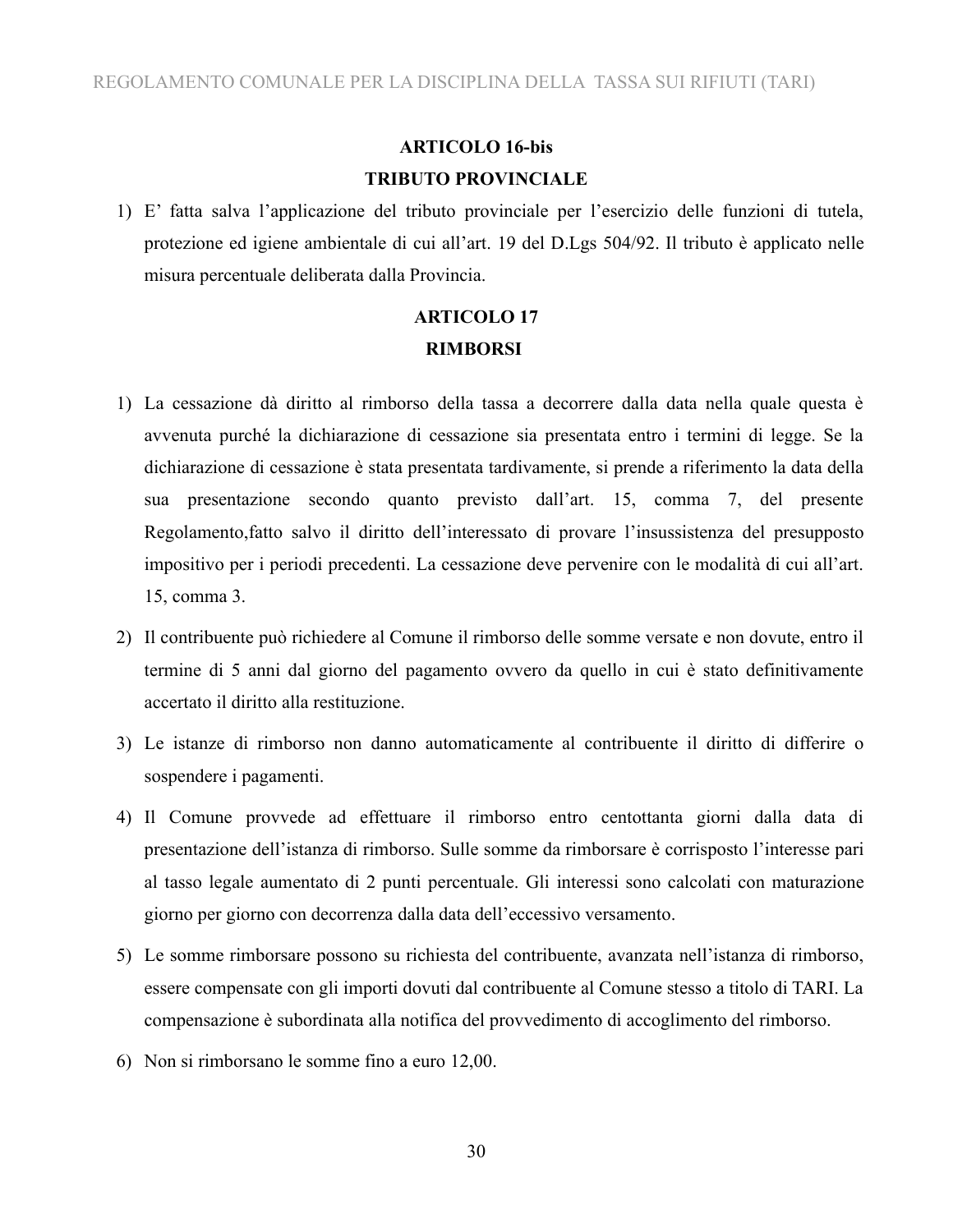## ARTICOLO 16-bis

## TRIBUTO PROVINCIALE

1) E' fatta salva l'applicazione del tributo provinciale per l'esercizio delle funzioni di tutela, protezione ed igiene ambientale di cui all'art. 19 del D.Lgs 504/92. Il tributo è applicato nelle misura percentuale deliberata dalla Provincia.

## ARTICOLO 17

## RIMBORSI

1) La cessazione dà diritto al rimborso della tassa a decorrere dalla data nella quale questa è avvenuta purché la dichiarazione di cessazione sia presentata entro i termini di legge. Se la dichiarazione di cessazione è stata presentata tardivamente, si prende a riferimento la data della sua presentazione secondo quanto previsto dall'art. 15, comma 7, del presente Regolamento,fatto salvo il diritto dell'interessato di provare l'insussistenza del presupposto impositivo per i periodi precedenti. La cessazione deve pervenire con le modalità di cui all'art. 15, comma 3.
2) Il contribuente può richiedere al Comune il rimborso delle somme versate e non dovute, entro il termine di 5 anni dal giorno del pagamento ovvero da quello in cui è stato definitivamente accertato il diritto alla restituzione.
3) Le istanze di rimborso non danno automaticamente al contribuente il diritto di differire o sospendere i pagamenti.
4) Il Comune provvede ad effettuare il rimborso entro centottanta giorni dalla data di presentazione dell'istanza di rimborso. Sulle somme da rimborsare è corrisposto l'interesse pari al tasso legale aumentato di 2 punti percentuale. Gli interessi sono calcolati con maturazione giorno per giorno con decorrenza dalla data dell'eccessivo versamento.
5) Le somme rimborsare possono su richiesta del contribuente, avanzata nell'istanza di rimborso, essere compensate con gli importi dovuti dal contribuente al Comune stesso a titolo di TARI. La compensazione è subordinata alla notifica del provvedimento di accoglimento del rimborso.
6) Non si rimborsano le somme fino a euro 12,00.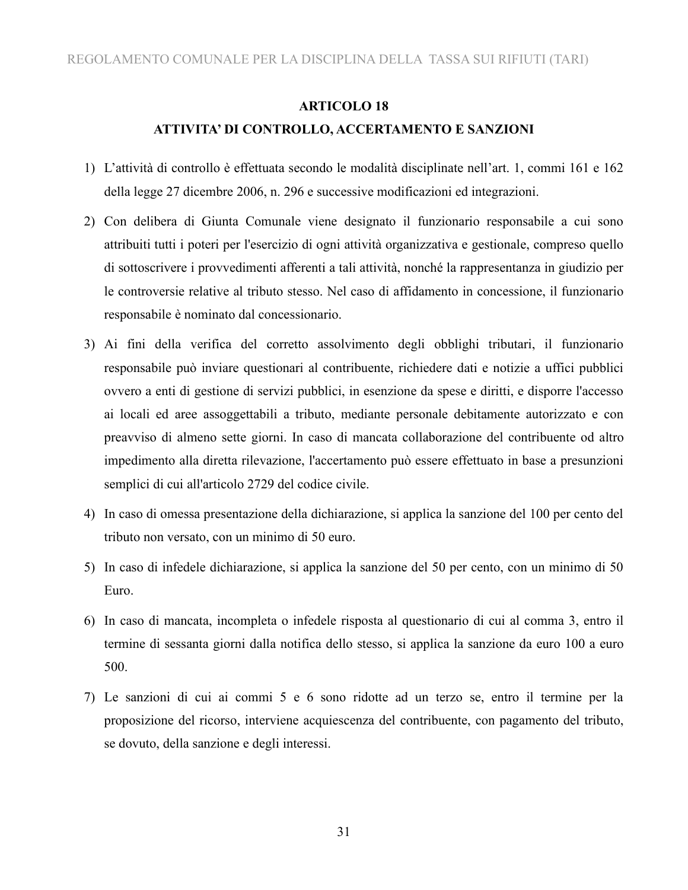## ARTICOLO 18

## ATTIVITA' DI CONTROLLO, ACCERTAMENTO E SANZIONI

1) L'attività di controllo è effettuata secondo le modalità disciplinate nell'art. 1, commi 161 e 162 della legge 27 dicembre 2006, n. 296 e successive modificazioni ed integrazioni.

2) Con delibera di Giunta Comunale viene designato il funzionario responsabile a cui sono attribuiti tutti i poteri per l'esercizio di ogni attività organizzativa e gestionale, compreso quello di sottoscrivere i provvedimenti afferenti a tali attività, nonché la rappresentanza in giudizio per le controversie relative al tributo stesso. Nel caso di affidamento in concessione, il funzionario responsabile è nominato dal concessionario.

3) Ai fini della verifica del corretto assolvimento degli obblighi tributari, il funzionario responsabile può inviare questionari al contribuente, richiedere dati e notizie a uffici pubblici ovvero a enti di gestione di servizi pubblici, in esenzione da spese e diritti, e disporre l'accesso ai locali ed aree assoggettabili a tributo, mediante personale debitamente autorizzato e con preavviso di almeno sette giorni. In caso di mancata collaborazione del contribuente od altro impedimento alla diretta rilevazione, l'accertamento può essere effettuato in base a presunzioni semplici di cui all'articolo 2729 del codice civile.

4) In caso di omessa presentazione della dichiarazione, si applica la sanzione del 100 per cento del tributo non versato, con un minimo di 50 euro.

5) In caso di infedele dichiarazione, si applica la sanzione del 50 per cento, con un minimo di 50 Euro.

6) In caso di mancata, incompleta o infedele risposta al questionario di cui al comma 3, entro il termine di sessanta giorni dalla notifica dello stesso, si applica la sanzione da euro 100 a euro 500.

7) Le sanzioni di cui ai commi 5 e 6 sono ridotte ad un terzo se, entro il termine per la proposizione del ricorso, interviene acquiescenza del contribuente, con pagamento del tributo, se dovuto, della sanzione e degli interessi.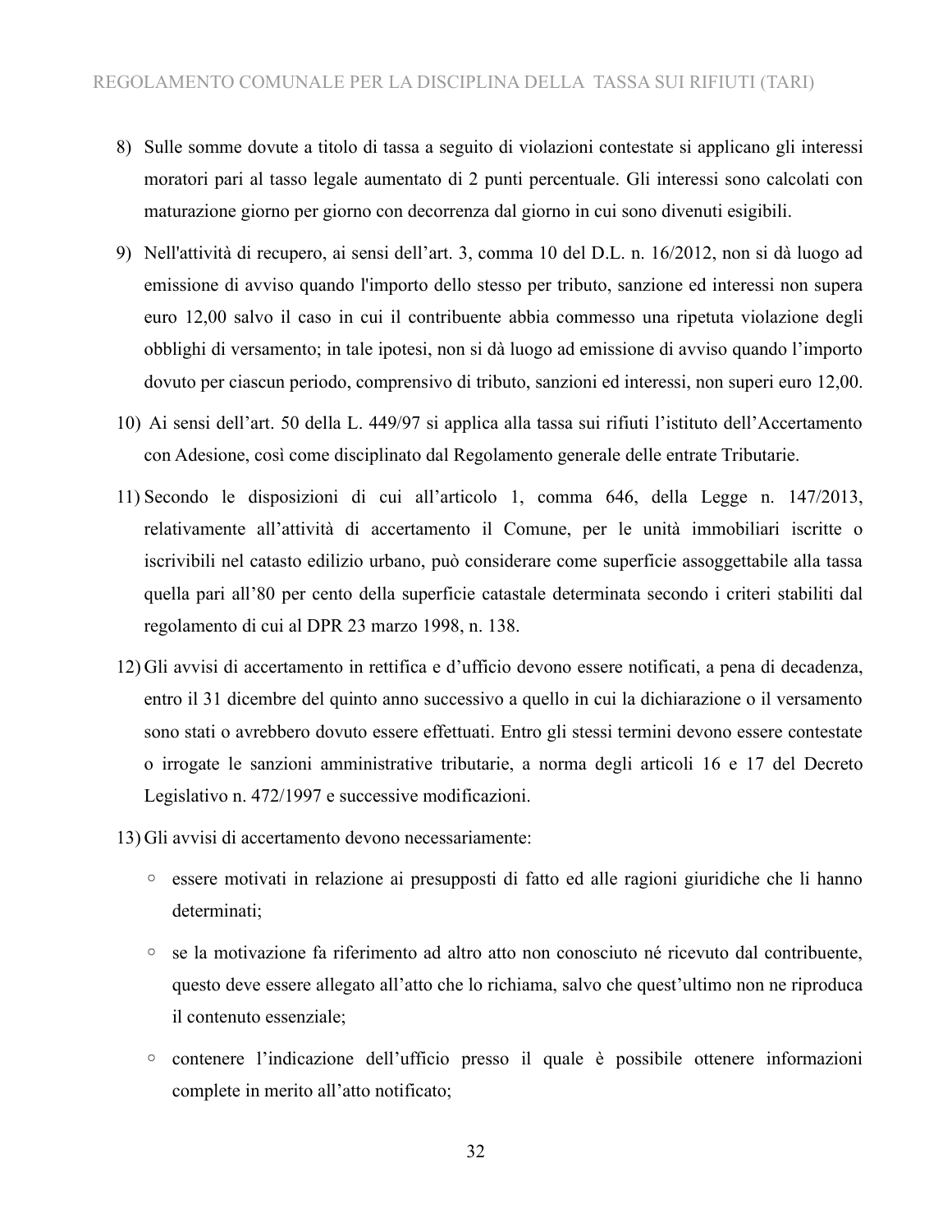8) Sulle somme dovute a titolo di tassa a seguito di violazioni contestate si applicano gli interessi moratori pari al tasso legale aumentato di 2 punti percentuale. Gli interessi sono calcolati con maturazione giorno per giorno con decorrenza dal giorno in cui sono divenuti esigibili.

9) Nell'attività di recupero, ai sensi dell'art. 3, comma 10 del D.L. n. 16/2012, non si dà luogo ad emissione di avviso quando l'importo dello stesso per tributo, sanzione ed interessi non supera euro 12,00 salvo il caso in cui il contribuente abbia commesso una ripetuta violazione degli obblighi di versamento; in tale ipotesi, non si dà luogo ad emissione di avviso quando l'importo dovuto per ciascun periodo, comprensivo di tributo, sanzioni ed interessi, non superi euro 12,00.

10) Ai sensi dell'art. 50 della L. 449/97 si applica alla tassa sui rifiuti l'istituto dell'Accertamento con Adesione, così come disciplinato dal Regolamento generale delle entrate Tributarie.

11) Secondo le disposizioni di cui all'articolo 1, comma 646, della Legge n. 147/2013, relativamente all'attività di accertamento il Comune, per le unità immobiliari iscritte o iscrivibili nel catasto edilizio urbano, può considerare come superficie assoggettabile alla tassa quella pari all'80 per cento della superficie catastale determinata secondo i criteri stabiliti dal regolamento di cui al DPR 23 marzo 1998, n. 138.

12) Gli avvisi di accertamento in rettifica e d'ufficio devono essere notificati, a pena di decadenza, entro il 31 dicembre del quinto anno successivo a quello in cui la dichiarazione o il versamento sono stati o avrebbero dovuto essere effettuati. Entro gli stessi termini devono essere contestate o irrogate le sanzioni amministrative tributarie, a norma degli articoli 16 e 17 del Decreto Legislativo n. 472/1997 e successive modificazioni.

13) Gli avvisi di accertamento devono necessariamente:

   - essere motivati in relazione ai presupposti di fatto ed alle ragioni giuridiche che li hanno determinati;
   - se la motivazione fa riferimento ad altro atto non conosciuto né ricevuto dal contribuente, questo deve essere allegato all'atto che lo richiama, salvo che quest'ultimo non ne riproduca il contenuto essenziale;
   - contenere l'indicazione dell'ufficio presso il quale è possibile ottenere informazioni complete in merito all'atto notificato;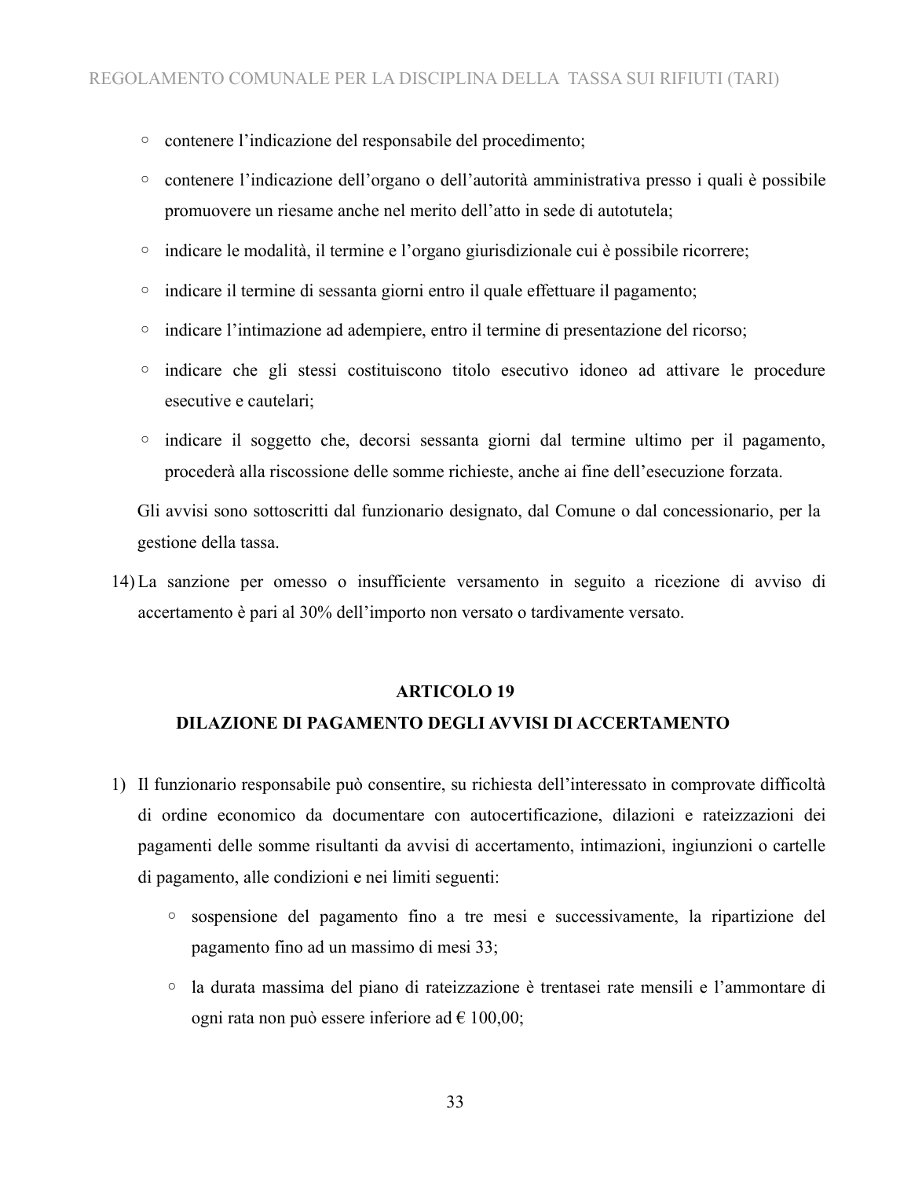- contenere l'indicazione del responsabile del procedimento;
- contenere l'indicazione dell'organo o dell'autorità amministrativa presso i quali è possibile promuovere un riesame anche nel merito dell'atto in sede di autotutela;
- indicare le modalità, il termine e l'organo giurisdizionale cui è possibile ricorrere;
- indicare il termine di sessanta giorni entro il quale effettuare il pagamento;
- indicare l'intimazione ad adempiere, entro il termine di presentazione del ricorso;
- indicare che gli stessi costituiscono titolo esecutivo idoneo ad attivare le procedure esecutive e cautelari;
- indicare il soggetto che, decorsi sessanta giorni dal termine ultimo per il pagamento, procederà alla riscossione delle somme richieste, anche ai fine dell'esecuzione forzata.

Gli avvisi sono sottoscritti dal funzionario designato, dal Comune o dal concessionario, per la gestione della tassa.

14) La sanzione per omesso o insufficiente versamento in seguito a ricezione di avviso di accertamento è pari al 30% dell'importo non versato o tardivamente versato.

## ARTICOLO 19
## DILAZIONE DI PAGAMENTO DEGLI AVVISI DI ACCERTAMENTO

1) Il funzionario responsabile può consentire, su richiesta dell'interessato in comprovate difficoltà di ordine economico da documentare con autocertificazione, dilazioni e rateizzazioni dei pagamenti delle somme risultanti da avvisi di accertamento, intimazioni, ingiunzioni o cartelle di pagamento, alle condizioni e nei limiti seguenti:
   - sospensione del pagamento fino a tre mesi e successivamente, la ripartizione del pagamento fino ad un massimo di mesi 33;
   - la durata massima del piano di rateizzazione è trentasei rate mensili e l'ammontare di ogni rata non può essere inferiore ad € 100,00;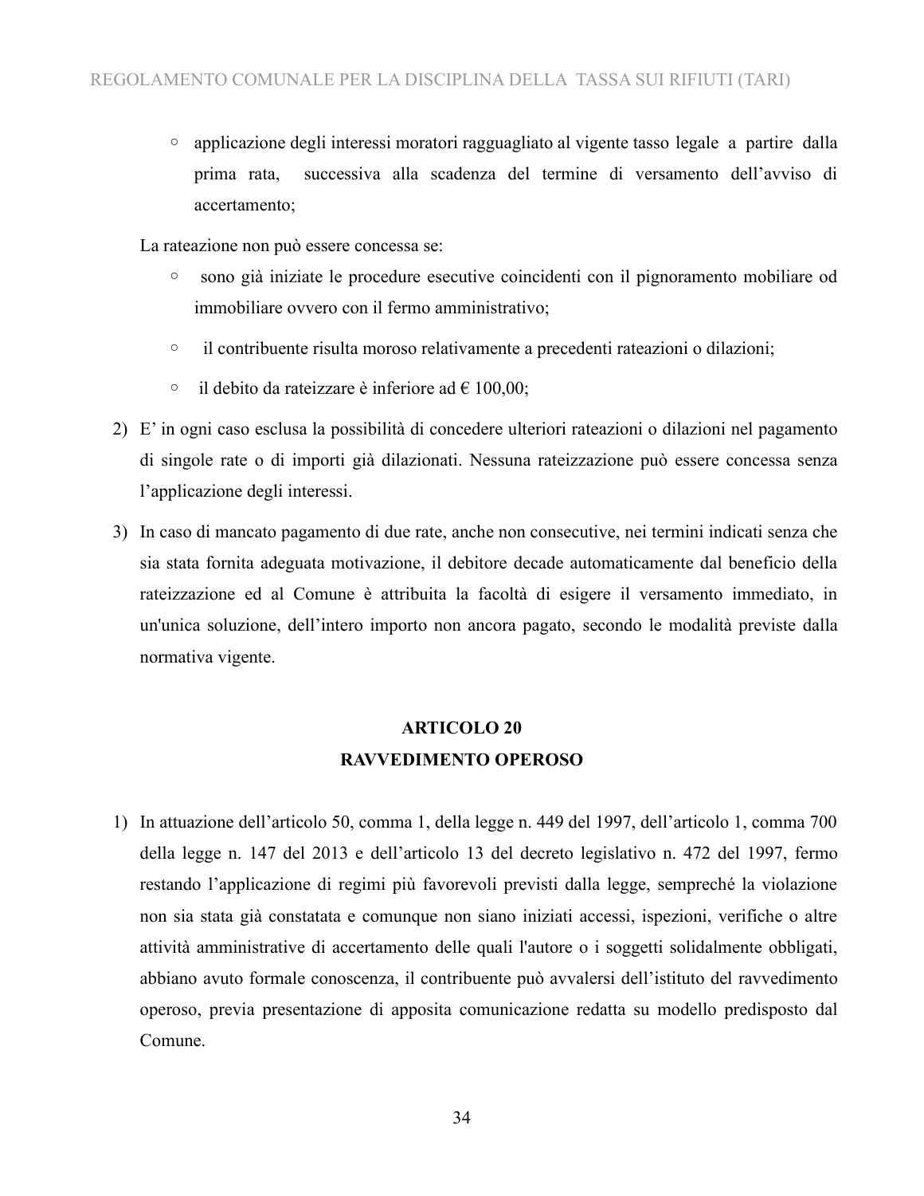- applicazione degli interessi moratori ragguagliato al vigente tasso legale a partire dalla prima rata, successiva alla scadenza del termine di versamento dell'avviso di accertamento;

La rateazione non può essere concessa se:

- sono già iniziate le procedure esecutive coincidenti con il pignoramento mobiliare od immobiliare ovvero con il fermo amministrativo;
- il contribuente risulta moroso relativamente a precedenti rateazioni o dilazioni;
- il debito da rateizzare è inferiore ad € 100,00;

2) E' in ogni caso esclusa la possibilità di concedere ulteriori rateazioni o dilazioni nel pagamento di singole rate o di importi già dilazionati. Nessuna rateizzazione può essere concessa senza l'applicazione degli interessi.

3) In caso di mancato pagamento di due rate, anche non consecutive, nei termini indicati senza che sia stata fornita adeguata motivazione, il debitore decade automaticamente dal beneficio della rateizzazione ed al Comune è attribuita la facoltà di esigere il versamento immediato, in un'unica soluzione, dell'intero importo non ancora pagato, secondo le modalità previste dalla normativa vigente.

## ARTICOLO 20
## RAVVEDIMENTO OPEROSO

1) In attuazione dell'articolo 50, comma 1, della legge n. 449 del 1997, dell'articolo 1, comma 700 della legge n. 147 del 2013 e dell'articolo 13 del decreto legislativo n. 472 del 1997, fermo restando l'applicazione di regimi più favorevoli previsti dalla legge, sempreché la violazione non sia stata già constatata e comunque non siano iniziati accessi, ispezioni, verifiche o altre attività amministrative di accertamento delle quali l'autore o i soggetti solidalmente obbligati, abbiano avuto formale conoscenza, il contribuente può avvalersi dell'istituto del ravvedimento operoso, previa presentazione di apposita comunicazione redatta su modello predisposto dal Comune.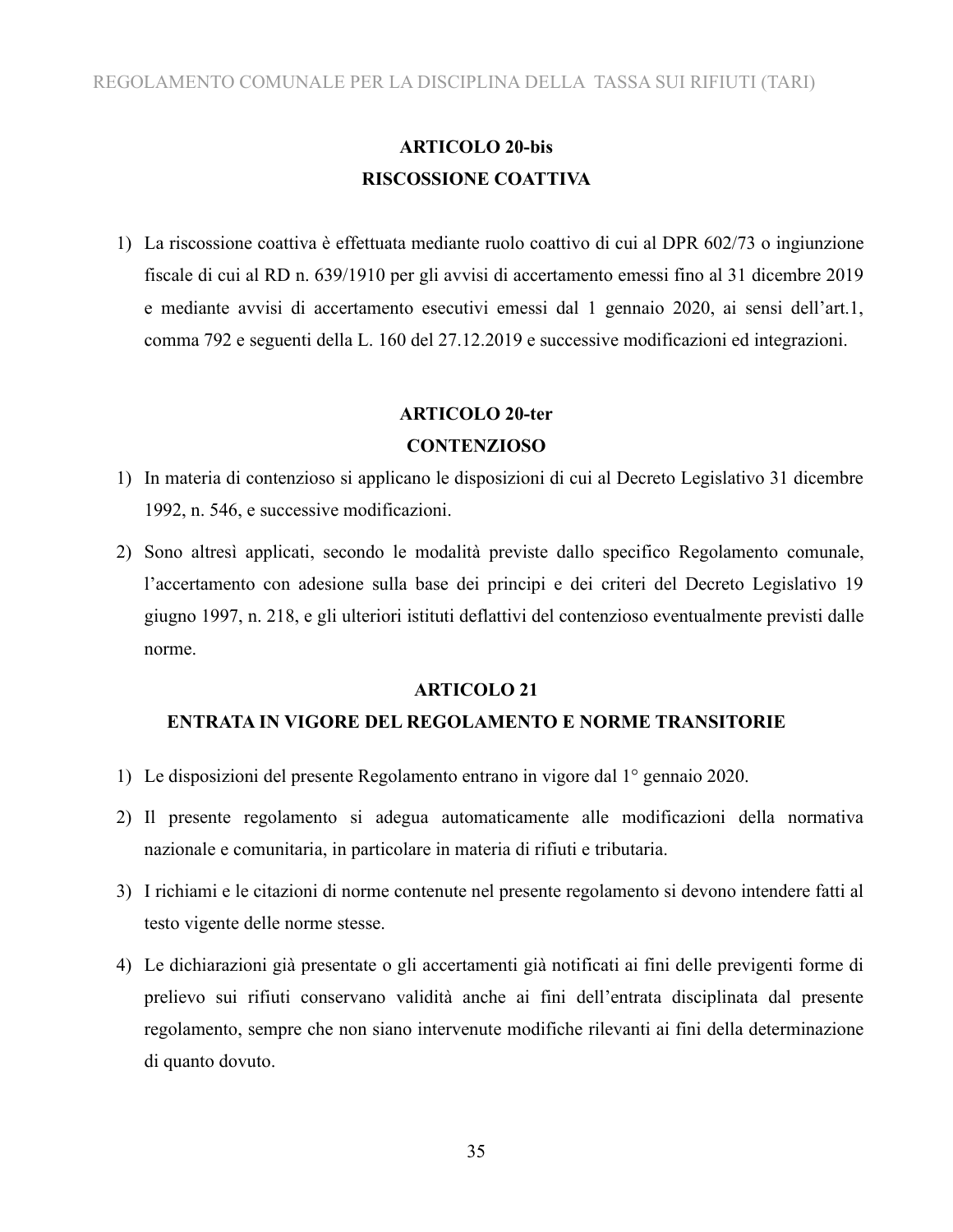## ARTICOLO 20-bis
## RISCOSSIONE COATTIVA

1) La riscossione coattiva è effettuata mediante ruolo coattivo di cui al DPR 602/73 o ingiunzione fiscale di cui al RD n. 639/1910 per gli avvisi di accertamento emessi fino al 31 dicembre 2019 e mediante avvisi di accertamento esecutivi emessi dal 1 gennaio 2020, ai sensi dell'art.1, comma 792 e seguenti della L. 160 del 27.12.2019 e successive modificazioni ed integrazioni.

## ARTICOLO 20-ter
## CONTENZIOSO

1) In materia di contenzioso si applicano le disposizioni di cui al Decreto Legislativo 31 dicembre 1992, n. 546, e successive modificazioni.
2) Sono altresì applicati, secondo le modalità previste dallo specifico Regolamento comunale, l'accertamento con adesione sulla base dei principi e dei criteri del Decreto Legislativo 19 giugno 1997, n. 218, e gli ulteriori istituti deflattivi del contenzioso eventualmente previsti dalle norme.

## ARTICOLO 21
## ENTRATA IN VIGORE DEL REGOLAMENTO E NORME TRANSITORIE

1) Le disposizioni del presente Regolamento entrano in vigore dal 1° gennaio 2020.
2) Il presente regolamento si adegua automaticamente alle modificazioni della normativa nazionale e comunitaria, in particolare in materia di rifiuti e tributaria.
3) I richiami e le citazioni di norme contenute nel presente regolamento si devono intendere fatti al testo vigente delle norme stesse.
4) Le dichiarazioni già presentate o gli accertamenti già notificati ai fini delle previgenti forme di prelievo sui rifiuti conservano validità anche ai fini dell'entrata disciplinata dal presente regolamento, sempre che non siano intervenute modifiche rilevanti ai fini della determinazione di quanto dovuto.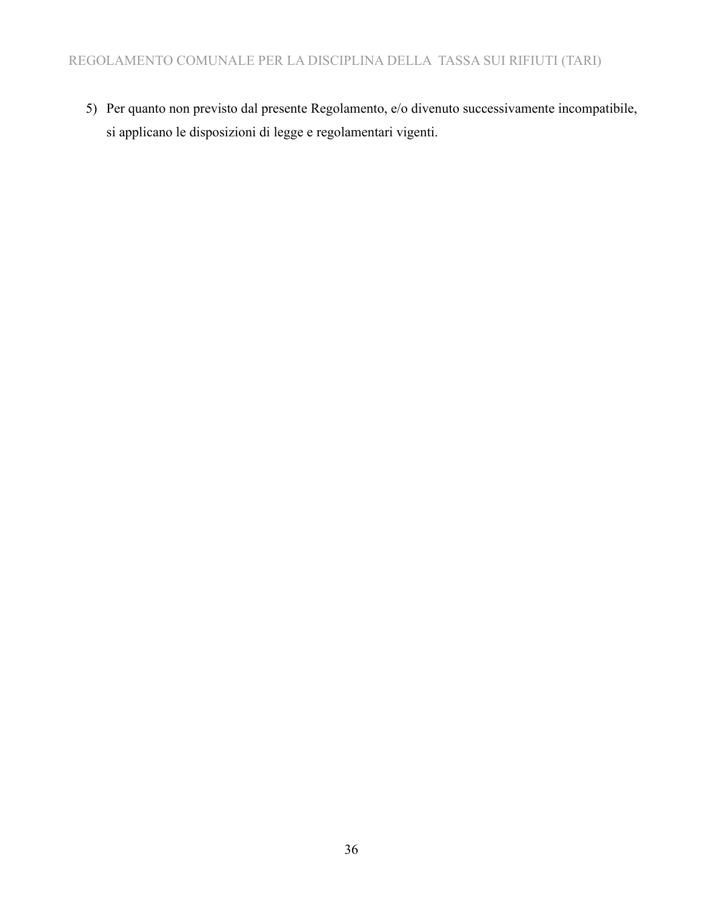5) Per quanto non previsto dal presente Regolamento, e/o divenuto successivamente incompatibile, si applicano le disposizioni di legge e regolamentari vigenti.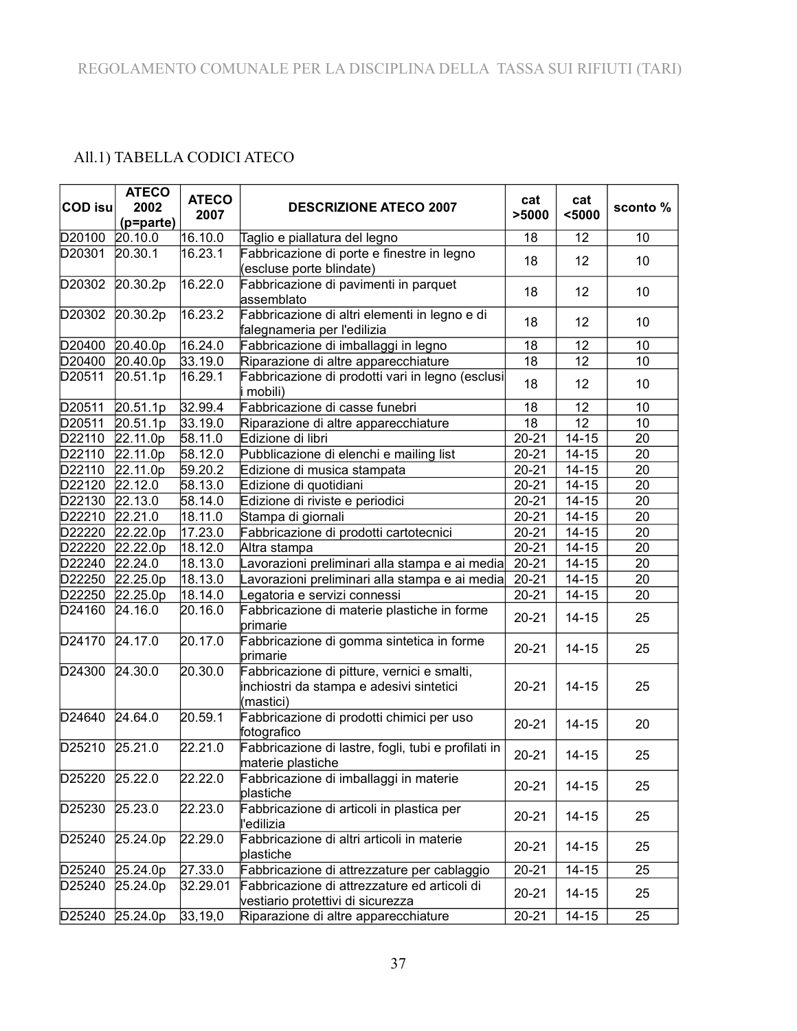All.1) TABELLA CODICI ATECO

| COD isu | ATECO 2002 (p=parte) | ATECO 2007 | DESCRIZIONE ATECO 2007 | cat >5000 | cat <5000 | sconto % |
|---|---|---|---|---|---|---|
| D20100 | 20.10.0 | 16.10.0 | Taglio e piallatura del legno | 18 | 12 | 10 |
| D20301 | 20.30.1 | 16.23.1 | Fabbricazione di porte e finestre in legno (escluse porte blindate) | 18 | 12 | 10 |
| D20302 | 20.30.2p | 16.22.0 | Fabbricazione di pavimenti in parquet assemblato | 18 | 12 | 10 |
| D20302 | 20.30.2p | 16.23.2 | Fabbricazione di altri elementi in legno e di falegnameria per l'edilizia | 18 | 12 | 10 |
| D20400 | 20.40.0p | 16.24.0 | Fabbricazione di imballaggi in legno | 18 | 12 | 10 |
| D20400 | 20.40.0p | 33.19.0 | Riparazione di altre apparecchiature | 18 | 12 | 10 |
| D20511 | 20.51.1p | 16.29.1 | Fabbricazione di prodotti vari in legno (esclusi i mobili) | 18 | 12 | 10 |
| D20511 | 20.51.1p | 32.99.4 | Fabbricazione di casse funebri | 18 | 12 | 10 |
| D20511 | 20.51.1p | 33.19.0 | Riparazione di altre apparecchiature | 18 | 12 | 10 |
| D22110 | 22.11.0p | 58.11.0 | Edizione di libri | 20-21 | 14-15 | 20 |
| D22110 | 22.11.0p | 58.12.0 | Pubblicazione di elenchi e mailing list | 20-21 | 14-15 | 20 |
| D22110 | 22.11.0p | 59.20.2 | Edizione di musica stampata | 20-21 | 14-15 | 20 |
| D22120 | 22.12.0 | 58.13.0 | Edizione di quotidiani | 20-21 | 14-15 | 20 |
| D22130 | 22.13.0 | 58.14.0 | Edizione di riviste e periodici | 20-21 | 14-15 | 20 |
| D22210 | 22.21.0 | 18.11.0 | Stampa di giornali | 20-21 | 14-15 | 20 |
| D22220 | 22.22.0p | 17.23.0 | Fabbricazione di prodotti cartotecnici | 20-21 | 14-15 | 20 |
| D22220 | 22.22.0p | 18.12.0 | Altra stampa | 20-21 | 14-15 | 20 |
| D22240 | 22.24.0 | 18.13.0 | Lavorazioni preliminari alla stampa e ai media | 20-21 | 14-15 | 20 |
| D22250 | 22.25.0p | 18.13.0 | Lavorazioni preliminari alla stampa e ai media | 20-21 | 14-15 | 20 |
| D22250 | 22.25.0p | 18.14.0 | Legatoria e servizi connessi | 20-21 | 14-15 | 20 |
| D24160 | 24.16.0 | 20.16.0 | Fabbricazione di materie plastiche in forme primarie | 20-21 | 14-15 | 25 |
| D24170 | 24.17.0 | 20.17.0 | Fabbricazione di gomma sintetica in forme primarie | 20-21 | 14-15 | 25 |
| D24300 | 24.30.0 | 20.30.0 | Fabbricazione di pitture, vernici e smalti, inchiostri da stampa e adesivi sintetici (mastici) | 20-21 | 14-15 | 25 |
| D24640 | 24.64.0 | 20.59.1 | Fabbricazione di prodotti chimici per uso fotografico | 20-21 | 14-15 | 20 |
| D25210 | 25.21.0 | 22.21.0 | Fabbricazione di lastre, fogli, tubi e profilati in materie plastiche | 20-21 | 14-15 | 25 |
| D25220 | 25.22.0 | 22.22.0 | Fabbricazione di imballaggi in materie plastiche | 20-21 | 14-15 | 25 |
| D25230 | 25.23.0 | 22.23.0 | Fabbricazione di articoli in plastica per l'edilizia | 20-21 | 14-15 | 25 |
| D25240 | 25.24.0p | 22.29.0 | Fabbricazione di altri articoli in materie plastiche | 20-21 | 14-15 | 25 |
| D25240 | 25.24.0p | 27.33.0 | Fabbricazione di attrezzature per cablaggio | 20-21 | 14-15 | 25 |
| D25240 | 25.24.0p | 32.29.01 | Fabbricazione di attrezzature ed articoli di vestiario protettivi di sicurezza | 20-21 | 14-15 | 25 |
| D25240 | 25.24.0p | 33,19,0 | Riparazione di altre apparecchiature | 20-21 | 14-15 | 25 |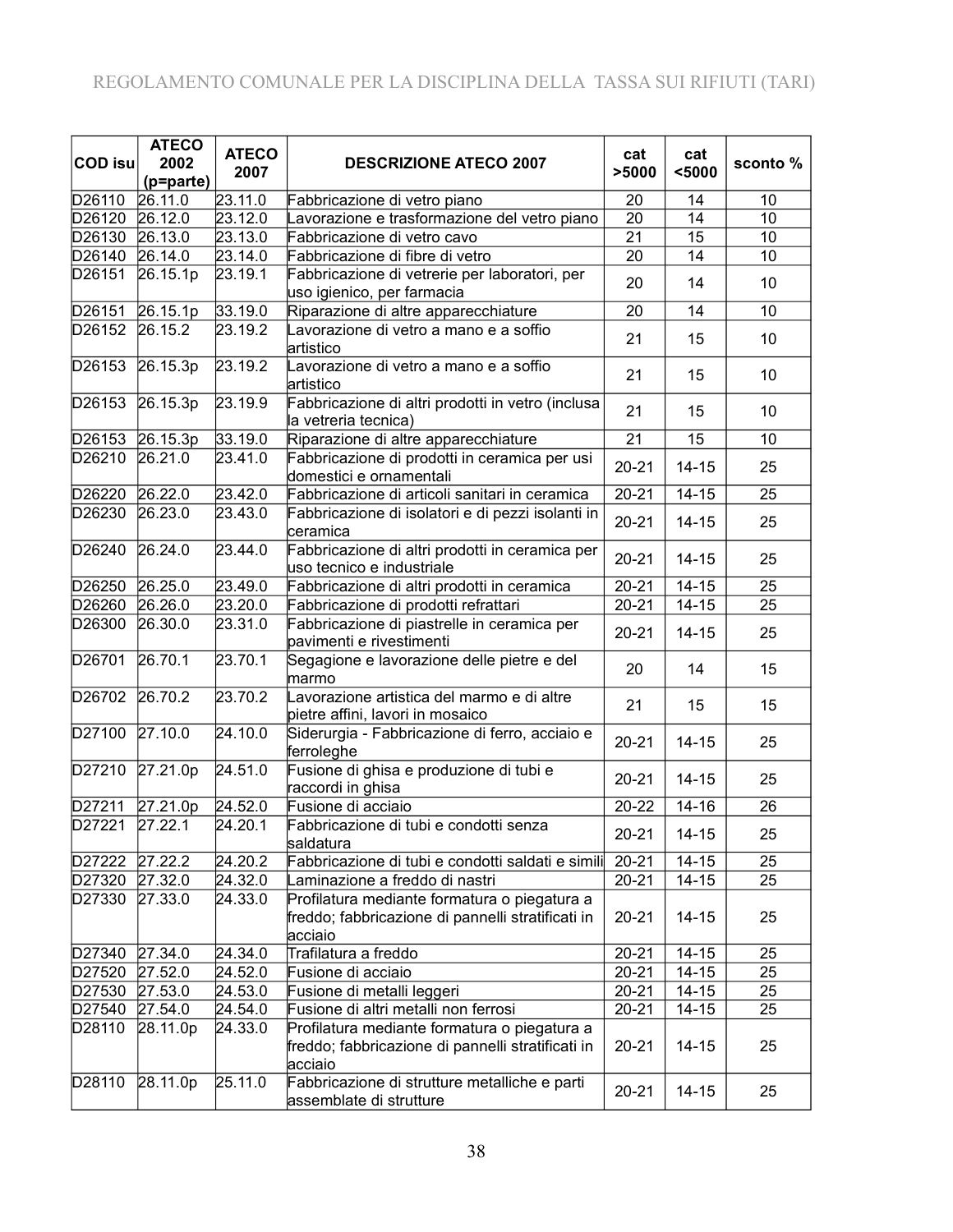| COD isu | ATECO 2002 (p=parte) | ATECO 2007 | DESCRIZIONE ATECO 2007 | cat >5000 | cat <5000 | sconto % |
|---|---|---|---|---|---|---|
| D26110 | 26.11.0 | 23.11.0 | Fabbricazione di vetro piano | 20 | 14 | 10 |
| D26120 | 26.12.0 | 23.12.0 | Lavorazione e trasformazione del vetro piano | 20 | 14 | 10 |
| D26130 | 26.13.0 | 23.13.0 | Fabbricazione di vetro cavo | 21 | 15 | 10 |
| D26140 | 26.14.0 | 23.14.0 | Fabbricazione di fibre di vetro | 20 | 14 | 10 |
| D26151 | 26.15.1p | 23.19.1 | Fabbricazione di vetrerie per laboratori, per uso igienico, per farmacia | 20 | 14 | 10 |
| D26151 | 26.15.1p | 33.19.0 | Riparazione di altre apparecchiature | 20 | 14 | 10 |
| D26152 | 26.15.2 | 23.19.2 | Lavorazione di vetro a mano e a soffio artistico | 21 | 15 | 10 |
| D26153 | 26.15.3p | 23.19.2 | Lavorazione di vetro a mano e a soffio artistico | 21 | 15 | 10 |
| D26153 | 26.15.3p | 23.19.9 | Fabbricazione di altri prodotti in vetro (inclusa la vetreria tecnica) | 21 | 15 | 10 |
| D26153 | 26.15.3p | 33.19.0 | Riparazione di altre apparecchiature | 21 | 15 | 10 |
| D26210 | 26.21.0 | 23.41.0 | Fabbricazione di prodotti in ceramica per usi domestici e ornamentali | 20-21 | 14-15 | 25 |
| D26220 | 26.22.0 | 23.42.0 | Fabbricazione di articoli sanitari in ceramica | 20-21 | 14-15 | 25 |
| D26230 | 26.23.0 | 23.43.0 | Fabbricazione di isolatori e di pezzi isolanti in ceramica | 20-21 | 14-15 | 25 |
| D26240 | 26.24.0 | 23.44.0 | Fabbricazione di altri prodotti in ceramica per uso tecnico e industriale | 20-21 | 14-15 | 25 |
| D26250 | 26.25.0 | 23.49.0 | Fabbricazione di altri prodotti in ceramica | 20-21 | 14-15 | 25 |
| D26260 | 26.26.0 | 23.20.0 | Fabbricazione di prodotti refrattari | 20-21 | 14-15 | 25 |
| D26300 | 26.30.0 | 23.31.0 | Fabbricazione di piastrelle in ceramica per pavimenti e rivestimenti | 20-21 | 14-15 | 25 |
| D26701 | 26.70.1 | 23.70.1 | Segagione e lavorazione delle pietre e del marmo | 20 | 14 | 15 |
| D26702 | 26.70.2 | 23.70.2 | Lavorazione artistica del marmo e di altre pietre affini, lavori in mosaico | 21 | 15 | 15 |
| D27100 | 27.10.0 | 24.10.0 | Siderurgia - Fabbricazione di ferro, acciaio e ferroleghe | 20-21 | 14-15 | 25 |
| D27210 | 27.21.0p | 24.51.0 | Fusione di ghisa e produzione di tubi e raccordi in ghisa | 20-21 | 14-15 | 25 |
| D27211 | 27.21.0p | 24.52.0 | Fusione di acciaio | 20-22 | 14-16 | 26 |
| D27221 | 27.22.1 | 24.20.1 | Fabbricazione di tubi e condotti senza saldatura | 20-21 | 14-15 | 25 |
| D27222 | 27.22.2 | 24.20.2 | Fabbricazione di tubi e condotti saldati e simili | 20-21 | 14-15 | 25 |
| D27320 | 27.32.0 | 24.32.0 | Laminazione a freddo di nastri | 20-21 | 14-15 | 25 |
| D27330 | 27.33.0 | 24.33.0 | Profilatura mediante formatura o piegatura a freddo; fabbricazione di pannelli stratificati in acciaio | 20-21 | 14-15 | 25 |
| D27340 | 27.34.0 | 24.34.0 | Trafilatura a freddo | 20-21 | 14-15 | 25 |
| D27520 | 27.52.0 | 24.52.0 | Fusione di acciaio | 20-21 | 14-15 | 25 |
| D27530 | 27.53.0 | 24.53.0 | Fusione di metalli leggeri | 20-21 | 14-15 | 25 |
| D27540 | 27.54.0 | 24.54.0 | Fusione di altri metalli non ferrosi | 20-21 | 14-15 | 25 |
| D28110 | 28.11.0p | 24.33.0 | Profilatura mediante formatura o piegatura a freddo; fabbricazione di pannelli stratificati in acciaio | 20-21 | 14-15 | 25 |
| D28110 | 28.11.0p | 25.11.0 | Fabbricazione di strutture metalliche e parti assemblate di strutture | 20-21 | 14-15 | 25 |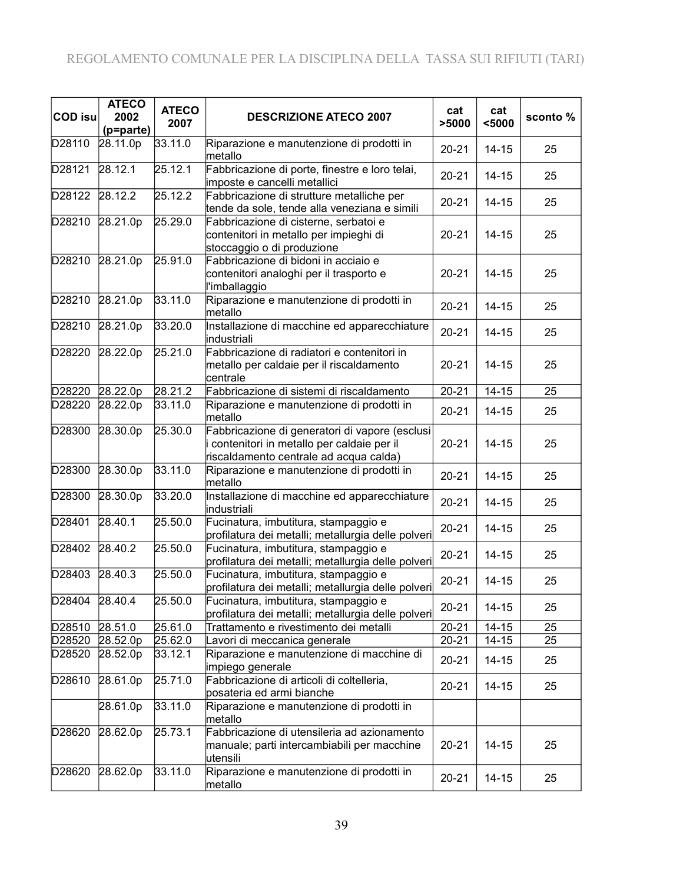| COD isu | ATECO 2002 (p=parte) | ATECO 2007 | DESCRIZIONE ATECO 2007 | cat >5000 | cat <5000 | sconto % |
|---|---|---|---|---|---|---|
| D28110 | 28.11.0p | 33.11.0 | Riparazione e manutenzione di prodotti in metallo | 20-21 | 14-15 | 25 |
| D28121 | 28.12.1 | 25.12.1 | Fabbricazione di porte, finestre e loro telai, imposte e cancelli metallici | 20-21 | 14-15 | 25 |
| D28122 | 28.12.2 | 25.12.2 | Fabbricazione di strutture metalliche per tende da sole, tende alla veneziana e simili | 20-21 | 14-15 | 25 |
| D28210 | 28.21.0p | 25.29.0 | Fabbricazione di cisterne, serbatoi e contenitori in metallo per impieghi di stoccaggio o di produzione | 20-21 | 14-15 | 25 |
| D28210 | 28.21.0p | 25.91.0 | Fabbricazione di bidoni in acciaio e contenitori analoghi per il trasporto e l'imballaggio | 20-21 | 14-15 | 25 |
| D28210 | 28.21.0p | 33.11.0 | Riparazione e manutenzione di prodotti in metallo | 20-21 | 14-15 | 25 |
| D28210 | 28.21.0p | 33.20.0 | Installazione di macchine ed apparecchiature industriali | 20-21 | 14-15 | 25 |
| D28220 | 28.22.0p | 25.21.0 | Fabbricazione di radiatori e contenitori in metallo per caldaie per il riscaldamento centrale | 20-21 | 14-15 | 25 |
| D28220 | 28.22.0p | 28.21.2 | Fabbricazione di sistemi di riscaldamento | 20-21 | 14-15 | 25 |
| D28220 | 28.22.0p | 33.11.0 | Riparazione e manutenzione di prodotti in metallo | 20-21 | 14-15 | 25 |
| D28300 | 28.30.0p | 25.30.0 | Fabbricazione di generatori di vapore (esclusi i contenitori in metallo per caldaie per il riscaldamento centrale ad acqua calda) | 20-21 | 14-15 | 25 |
| D28300 | 28.30.0p | 33.11.0 | Riparazione e manutenzione di prodotti in metallo | 20-21 | 14-15 | 25 |
| D28300 | 28.30.0p | 33.20.0 | Installazione di macchine ed apparecchiature industriali | 20-21 | 14-15 | 25 |
| D28401 | 28.40.1 | 25.50.0 | Fucinatura, imbutitura, stampaggio e profilatura dei metalli; metallurgia delle polveri | 20-21 | 14-15 | 25 |
| D28402 | 28.40.2 | 25.50.0 | Fucinatura, imbutitura, stampaggio e profilatura dei metalli; metallurgia delle polveri | 20-21 | 14-15 | 25 |
| D28403 | 28.40.3 | 25.50.0 | Fucinatura, imbutitura, stampaggio e profilatura dei metalli; metallurgia delle polveri | 20-21 | 14-15 | 25 |
| D28404 | 28.40.4 | 25.50.0 | Fucinatura, imbutitura, stampaggio e profilatura dei metalli; metallurgia delle polveri | 20-21 | 14-15 | 25 |
| D28510 | 28.51.0 | 25.61.0 | Trattamento e rivestimento dei metalli | 20-21 | 14-15 | 25 |
| D28520 | 28.52.0p | 25.62.0 | Lavori di meccanica generale | 20-21 | 14-15 | 25 |
| D28520 | 28.52.0p | 33.12.1 | Riparazione e manutenzione di macchine di impiego generale | 20-21 | 14-15 | 25 |
| D28610 | 28.61.0p | 25.71.0 | Fabbricazione di articoli di coltelleria, posateria ed armi bianche | 20-21 | 14-15 | 25 |
| | 28.61.0p | 33.11.0 | Riparazione e manutenzione di prodotti in metallo | | | |
| D28620 | 28.62.0p | 25.73.1 | Fabbricazione di utensileria ad azionamento manuale; parti intercambiabili per macchine utensili | 20-21 | 14-15 | 25 |
| D28620 | 28.62.0p | 33.11.0 | Riparazione e manutenzione di prodotti in metallo | 20-21 | 14-15 | 25 |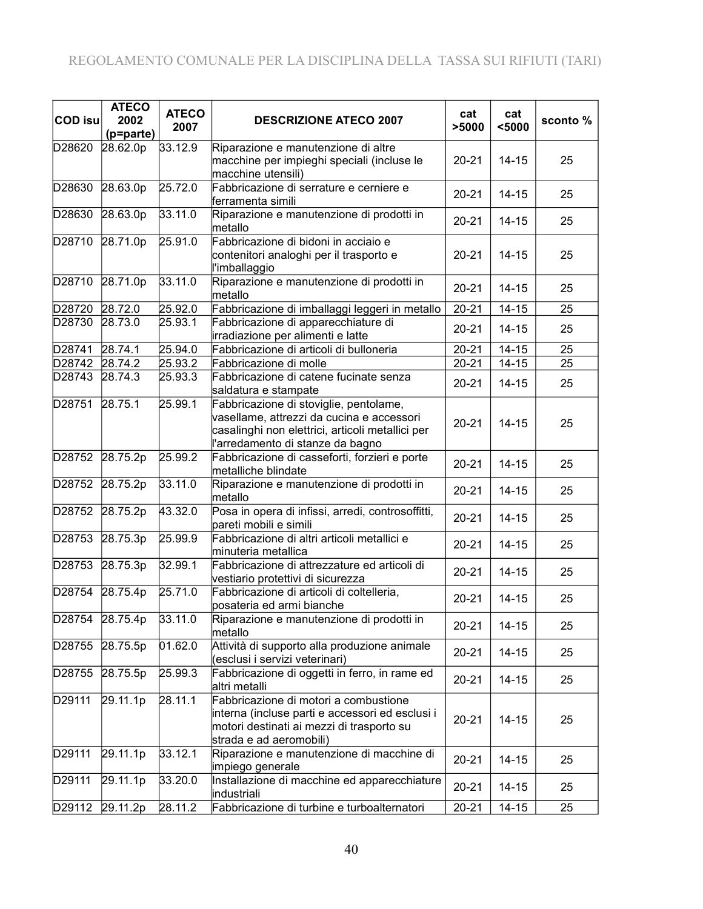| COD isu | ATECO 2002 (p=parte) | ATECO 2007 | DESCRIZIONE ATECO 2007 | cat >5000 | cat <5000 | sconto % |
|---|---|---|---|---|---|---|
| D28620 | 28.62.0p | 33.12.9 | Riparazione e manutenzione di altre macchine per impieghi speciali (incluse le macchine utensili) | 20-21 | 14-15 | 25 |
| D28630 | 28.63.0p | 25.72.0 | Fabbricazione di serrature e cerniere e ferramenta simili | 20-21 | 14-15 | 25 |
| D28630 | 28.63.0p | 33.11.0 | Riparazione e manutenzione di prodotti in metallo | 20-21 | 14-15 | 25 |
| D28710 | 28.71.0p | 25.91.0 | Fabbricazione di bidoni in acciaio e contenitori analoghi per il trasporto e l'imballaggio | 20-21 | 14-15 | 25 |
| D28710 | 28.71.0p | 33.11.0 | Riparazione e manutenzione di prodotti in metallo | 20-21 | 14-15 | 25 |
| D28720 | 28.72.0 | 25.92.0 | Fabbricazione di imballaggi leggeri in metallo | 20-21 | 14-15 | 25 |
| D28730 | 28.73.0 | 25.93.1 | Fabbricazione di apparecchiature di irradiazione per alimenti e latte | 20-21 | 14-15 | 25 |
| D28741 | 28.74.1 | 25.94.0 | Fabbricazione di articoli di bulloneria | 20-21 | 14-15 | 25 |
| D28742 | 28.74.2 | 25.93.2 | Fabbricazione di molle | 20-21 | 14-15 | 25 |
| D28743 | 28.74.3 | 25.93.3 | Fabbricazione di catene fucinate senza saldatura e stampate | 20-21 | 14-15 | 25 |
| D28751 | 28.75.1 | 25.99.1 | Fabbricazione di stoviglie, pentolame, vasellame, attrezzi da cucina e accessori casalinghi non elettrici, articoli metallici per l'arredamento di stanze da bagno | 20-21 | 14-15 | 25 |
| D28752 | 28.75.2p | 25.99.2 | Fabbricazione di casseforti, forzieri e porte metalliche blindate | 20-21 | 14-15 | 25 |
| D28752 | 28.75.2p | 33.11.0 | Riparazione e manutenzione di prodotti in metallo | 20-21 | 14-15 | 25 |
| D28752 | 28.75.2p | 43.32.0 | Posa in opera di infissi, arredi, controsoffitti, pareti mobili e simili | 20-21 | 14-15 | 25 |
| D28753 | 28.75.3p | 25.99.9 | Fabbricazione di altri articoli metallici e minuteria metallica | 20-21 | 14-15 | 25 |
| D28753 | 28.75.3p | 32.99.1 | Fabbricazione di attrezzature ed articoli di vestiario protettivi di sicurezza | 20-21 | 14-15 | 25 |
| D28754 | 28.75.4p | 25.71.0 | Fabbricazione di articoli di coltelleria, posateria ed armi bianche | 20-21 | 14-15 | 25 |
| D28754 | 28.75.4p | 33.11.0 | Riparazione e manutenzione di prodotti in metallo | 20-21 | 14-15 | 25 |
| D28755 | 28.75.5p | 01.62.0 | Attività di supporto alla produzione animale (esclusi i servizi veterinari) | 20-21 | 14-15 | 25 |
| D28755 | 28.75.5p | 25.99.3 | Fabbricazione di oggetti in ferro, in rame ed altri metalli | 20-21 | 14-15 | 25 |
| D29111 | 29.11.1p | 28.11.1 | Fabbricazione di motori a combustione interna (incluse parti e accessori ed esclusi i motori destinati ai mezzi di trasporto su strada e ad aeromobili) | 20-21 | 14-15 | 25 |
| D29111 | 29.11.1p | 33.12.1 | Riparazione e manutenzione di macchine di impiego generale | 20-21 | 14-15 | 25 |
| D29111 | 29.11.1p | 33.20.0 | Installazione di macchine ed apparecchiature industriali | 20-21 | 14-15 | 25 |
| D29112 | 29.11.2p | 28.11.2 | Fabbricazione di turbine e turboalternatori | 20-21 | 14-15 | 25 |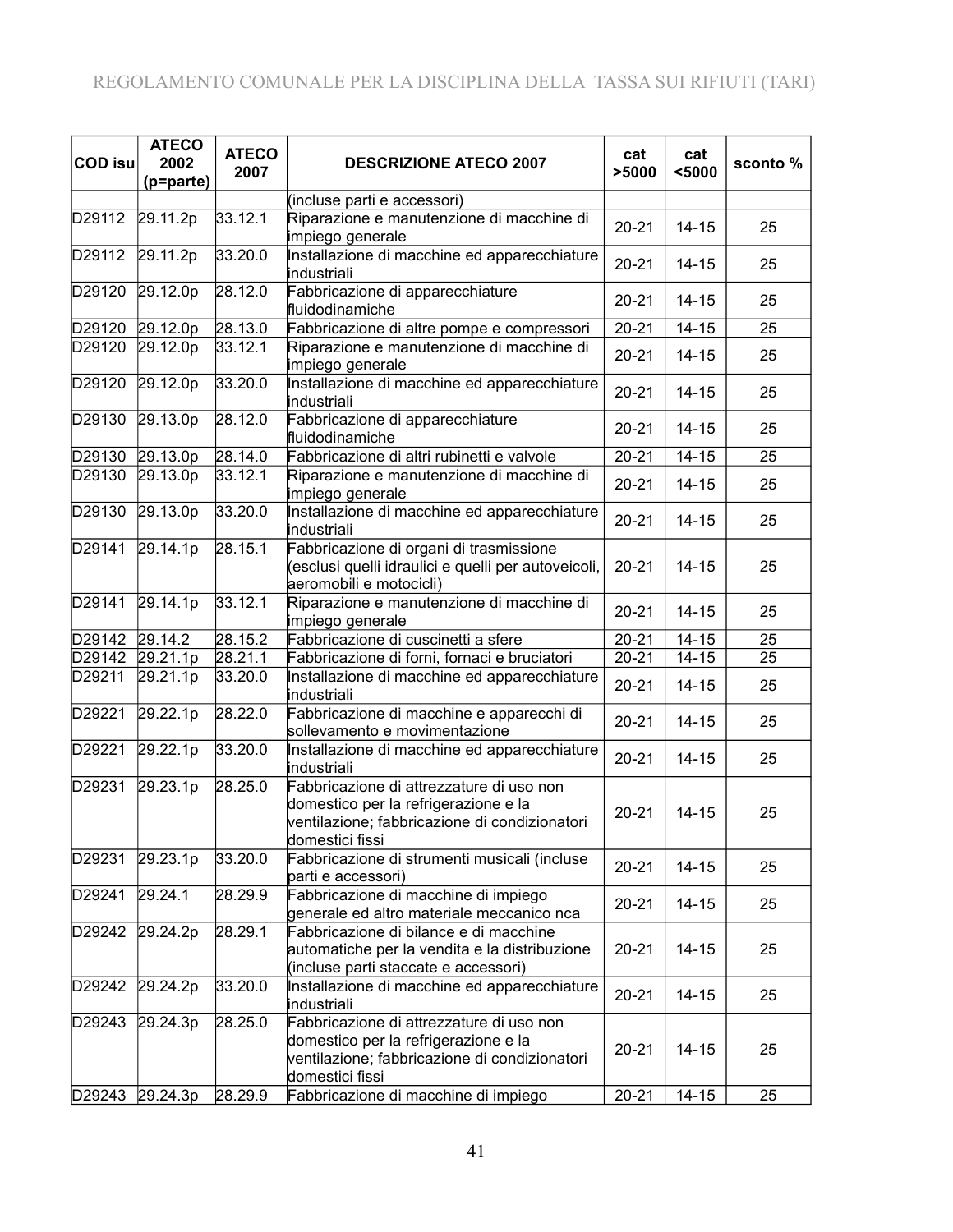| COD isu | ATECO 2002 (p=parte) | ATECO 2007 | DESCRIZIONE ATECO 2007 | cat >5000 | cat <5000 | sconto % |
|---|---|---|---|---|---|---|
| | | | (incluse parti e accessori) | | | |
| D29112 | 29.11.2p | 33.12.1 | Riparazione e manutenzione di macchine di impiego generale | 20-21 | 14-15 | 25 |
| D29112 | 29.11.2p | 33.20.0 | Installazione di macchine ed apparecchiature industriali | 20-21 | 14-15 | 25 |
| D29120 | 29.12.0p | 28.12.0 | Fabbricazione di apparecchiature fluidodinamiche | 20-21 | 14-15 | 25 |
| D29120 | 29.12.0p | 28.13.0 | Fabbricazione di altre pompe e compressori | 20-21 | 14-15 | 25 |
| D29120 | 29.12.0p | 33.12.1 | Riparazione e manutenzione di macchine di impiego generale | 20-21 | 14-15 | 25 |
| D29120 | 29.12.0p | 33.20.0 | Installazione di macchine ed apparecchiature industriali | 20-21 | 14-15 | 25 |
| D29130 | 29.13.0p | 28.12.0 | Fabbricazione di apparecchiature fluidodinamiche | 20-21 | 14-15 | 25 |
| D29130 | 29.13.0p | 28.14.0 | Fabbricazione di altri rubinetti e valvole | 20-21 | 14-15 | 25 |
| D29130 | 29.13.0p | 33.12.1 | Riparazione e manutenzione di macchine di impiego generale | 20-21 | 14-15 | 25 |
| D29130 | 29.13.0p | 33.20.0 | Installazione di macchine ed apparecchiature industriali | 20-21 | 14-15 | 25 |
| D29141 | 29.14.1p | 28.15.1 | Fabbricazione di organi di trasmissione (esclusi quelli idraulici e quelli per autoveicoli, aeromobili e motocicli) | 20-21 | 14-15 | 25 |
| D29141 | 29.14.1p | 33.12.1 | Riparazione e manutenzione di macchine di impiego generale | 20-21 | 14-15 | 25 |
| D29142 | 29.14.2 | 28.15.2 | Fabbricazione di cuscinetti a sfere | 20-21 | 14-15 | 25 |
| D29142 | 29.21.1p | 28.21.1 | Fabbricazione di forni, fornaci e bruciatori | 20-21 | 14-15 | 25 |
| D29211 | 29.21.1p | 33.20.0 | Installazione di macchine ed apparecchiature industriali | 20-21 | 14-15 | 25 |
| D29221 | 29.22.1p | 28.22.0 | Fabbricazione di macchine e apparecchi di sollevamento e movimentazione | 20-21 | 14-15 | 25 |
| D29221 | 29.22.1p | 33.20.0 | Installazione di macchine ed apparecchiature industriali | 20-21 | 14-15 | 25 |
| D29231 | 29.23.1p | 28.25.0 | Fabbricazione di attrezzature di uso non domestico per la refrigerazione e la ventilazione; fabbricazione di condizionatori domestici fissi | 20-21 | 14-15 | 25 |
| D29231 | 29.23.1p | 33.20.0 | Fabbricazione di strumenti musicali (incluse parti e accessori) | 20-21 | 14-15 | 25 |
| D29241 | 29.24.1 | 28.29.9 | Fabbricazione di macchine di impiego generale ed altro materiale meccanico nca | 20-21 | 14-15 | 25 |
| D29242 | 29.24.2p | 28.29.1 | Fabbricazione di bilance e di macchine automatiche per la vendita e la distribuzione (incluse parti staccate e accessori) | 20-21 | 14-15 | 25 |
| D29242 | 29.24.2p | 33.20.0 | Installazione di macchine ed apparecchiature industriali | 20-21 | 14-15 | 25 |
| D29243 | 29.24.3p | 28.25.0 | Fabbricazione di attrezzature di uso non domestico per la refrigerazione e la ventilazione; fabbricazione di condizionatori domestici fissi | 20-21 | 14-15 | 25 |
| D29243 | 29.24.3p | 28.29.9 | Fabbricazione di macchine di impiego | 20-21 | 14-15 | 25 |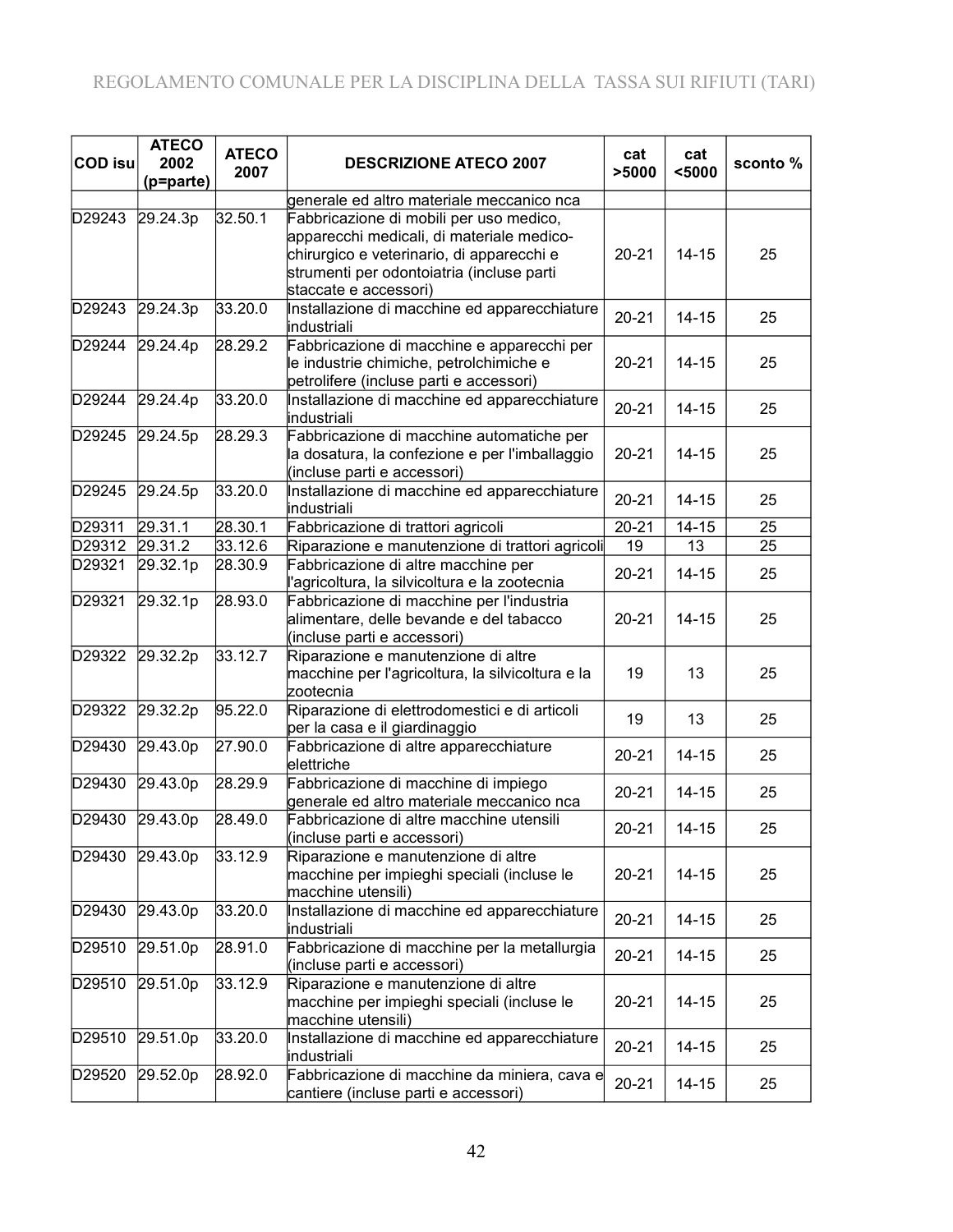| COD isu | ATECO 2002 (p=parte) | ATECO 2007 | DESCRIZIONE ATECO 2007 | cat >5000 | cat <5000 | sconto % |
|---|---|---|---|---|---|---|
| | | | generale ed altro materiale meccanico nca | | | |
| D29243 | 29.24.3p | 32.50.1 | Fabbricazione di mobili per uso medico, apparecchi medicali, di materiale medico-chirurgico e veterinario, di apparecchi e strumenti per odontoiatria (incluse parti staccate e accessori) | 20-21 | 14-15 | 25 |
| D29243 | 29.24.3p | 33.20.0 | Installazione di macchine ed apparecchiature industriali | 20-21 | 14-15 | 25 |
| D29244 | 29.24.4p | 28.29.2 | Fabbricazione di macchine e apparecchi per le industrie chimiche, petrolchimiche e petrolifere (incluse parti e accessori) | 20-21 | 14-15 | 25 |
| D29244 | 29.24.4p | 33.20.0 | Installazione di macchine ed apparecchiature industriali | 20-21 | 14-15 | 25 |
| D29245 | 29.24.5p | 28.29.3 | Fabbricazione di macchine automatiche per la dosatura, la confezione e per l'imballaggio (incluse parti e accessori) | 20-21 | 14-15 | 25 |
| D29245 | 29.24.5p | 33.20.0 | Installazione di macchine ed apparecchiature industriali | 20-21 | 14-15 | 25 |
| D29311 | 29.31.1 | 28.30.1 | Fabbricazione di trattori agricoli | 20-21 | 14-15 | 25 |
| D29312 | 29.31.2 | 33.12.6 | Riparazione e manutenzione di trattori agricoli | 19 | 13 | 25 |
| D29321 | 29.32.1p | 28.30.9 | Fabbricazione di altre macchine per l'agricoltura, la silvicoltura e la zootecnia | 20-21 | 14-15 | 25 |
| D29321 | 29.32.1p | 28.93.0 | Fabbricazione di macchine per l'industria alimentare, delle bevande e del tabacco (incluse parti e accessori) | 20-21 | 14-15 | 25 |
| D29322 | 29.32.2p | 33.12.7 | Riparazione e manutenzione di altre macchine per l'agricoltura, la silvicoltura e la zootecnia | 19 | 13 | 25 |
| D29322 | 29.32.2p | 95.22.0 | Riparazione di elettrodomestici e di articoli per la casa e il giardinaggio | 19 | 13 | 25 |
| D29430 | 29.43.0p | 27.90.0 | Fabbricazione di altre apparecchiature elettriche | 20-21 | 14-15 | 25 |
| D29430 | 29.43.0p | 28.29.9 | Fabbricazione di macchine di impiego generale ed altro materiale meccanico nca | 20-21 | 14-15 | 25 |
| D29430 | 29.43.0p | 28.49.0 | Fabbricazione di altre macchine utensili (incluse parti e accessori) | 20-21 | 14-15 | 25 |
| D29430 | 29.43.0p | 33.12.9 | Riparazione e manutenzione di altre macchine per impieghi speciali (incluse le macchine utensili) | 20-21 | 14-15 | 25 |
| D29430 | 29.43.0p | 33.20.0 | Installazione di macchine ed apparecchiature industriali | 20-21 | 14-15 | 25 |
| D29510 | 29.51.0p | 28.91.0 | Fabbricazione di macchine per la metallurgia (incluse parti e accessori) | 20-21 | 14-15 | 25 |
| D29510 | 29.51.0p | 33.12.9 | Riparazione e manutenzione di altre macchine per impieghi speciali (incluse le macchine utensili) | 20-21 | 14-15 | 25 |
| D29510 | 29.51.0p | 33.20.0 | Installazione di macchine ed apparecchiature industriali | 20-21 | 14-15 | 25 |
| D29520 | 29.52.0p | 28.92.0 | Fabbricazione di macchine da miniera, cava e cantiere (incluse parti e accessori) | 20-21 | 14-15 | 25 |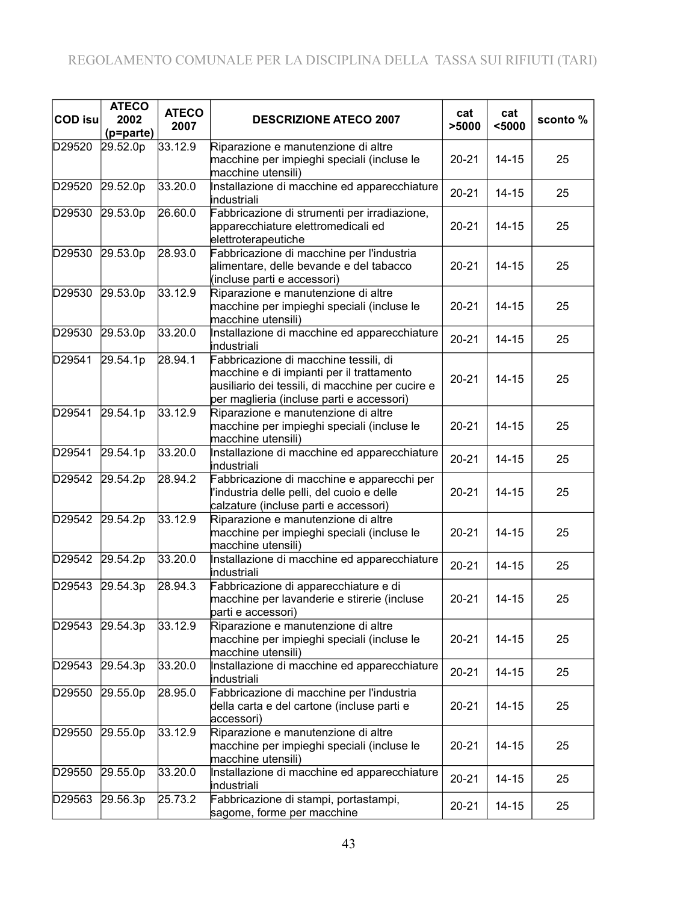| COD isu | ATECO 2002 (p=parte) | ATECO 2007 | DESCRIZIONE ATECO 2007 | cat >5000 | cat <5000 | sconto % |
|---|---|---|---|---|---|---|
| D29520 | 29.52.0p | 33.12.9 | Riparazione e manutenzione di altre macchine per impieghi speciali (incluse le macchine utensili) | 20-21 | 14-15 | 25 |
| D29520 | 29.52.0p | 33.20.0 | Installazione di macchine ed apparecchiature industriali | 20-21 | 14-15 | 25 |
| D29530 | 29.53.0p | 26.60.0 | Fabbricazione di strumenti per irradiazione, apparecchiature elettromedicali ed elettroterapeutiche | 20-21 | 14-15 | 25 |
| D29530 | 29.53.0p | 28.93.0 | Fabbricazione di macchine per l'industria alimentare, delle bevande e del tabacco (incluse parti e accessori) | 20-21 | 14-15 | 25 |
| D29530 | 29.53.0p | 33.12.9 | Riparazione e manutenzione di altre macchine per impieghi speciali (incluse le macchine utensili) | 20-21 | 14-15 | 25 |
| D29530 | 29.53.0p | 33.20.0 | Installazione di macchine ed apparecchiature industriali | 20-21 | 14-15 | 25 |
| D29541 | 29.54.1p | 28.94.1 | Fabbricazione di macchine tessili, di macchine e di impianti per il trattamento ausiliario dei tessili, di macchine per cucire e per maglieria (incluse parti e accessori) | 20-21 | 14-15 | 25 |
| D29541 | 29.54.1p | 33.12.9 | Riparazione e manutenzione di altre macchine per impieghi speciali (incluse le macchine utensili) | 20-21 | 14-15 | 25 |
| D29541 | 29.54.1p | 33.20.0 | Installazione di macchine ed apparecchiature industriali | 20-21 | 14-15 | 25 |
| D29542 | 29.54.2p | 28.94.2 | Fabbricazione di macchine e apparecchi per l'industria delle pelli, del cuoio e delle calzature (incluse parti e accessori) | 20-21 | 14-15 | 25 |
| D29542 | 29.54.2p | 33.12.9 | Riparazione e manutenzione di altre macchine per impieghi speciali (incluse le macchine utensili) | 20-21 | 14-15 | 25 |
| D29542 | 29.54.2p | 33.20.0 | Installazione di macchine ed apparecchiature industriali | 20-21 | 14-15 | 25 |
| D29543 | 29.54.3p | 28.94.3 | Fabbricazione di apparecchiature e di macchine per lavanderie e stirerie (incluse parti e accessori) | 20-21 | 14-15 | 25 |
| D29543 | 29.54.3p | 33.12.9 | Riparazione e manutenzione di altre macchine per impieghi speciali (incluse le macchine utensili) | 20-21 | 14-15 | 25 |
| D29543 | 29.54.3p | 33.20.0 | Installazione di macchine ed apparecchiature industriali | 20-21 | 14-15 | 25 |
| D29550 | 29.55.0p | 28.95.0 | Fabbricazione di macchine per l'industria della carta e del cartone (incluse parti e accessori) | 20-21 | 14-15 | 25 |
| D29550 | 29.55.0p | 33.12.9 | Riparazione e manutenzione di altre macchine per impieghi speciali (incluse le macchine utensili) | 20-21 | 14-15 | 25 |
| D29550 | 29.55.0p | 33.20.0 | Installazione di macchine ed apparecchiature industriali | 20-21 | 14-15 | 25 |
| D29563 | 29.56.3p | 25.73.2 | Fabbricazione di stampi, portastampi, sagome, forme per macchine | 20-21 | 14-15 | 25 |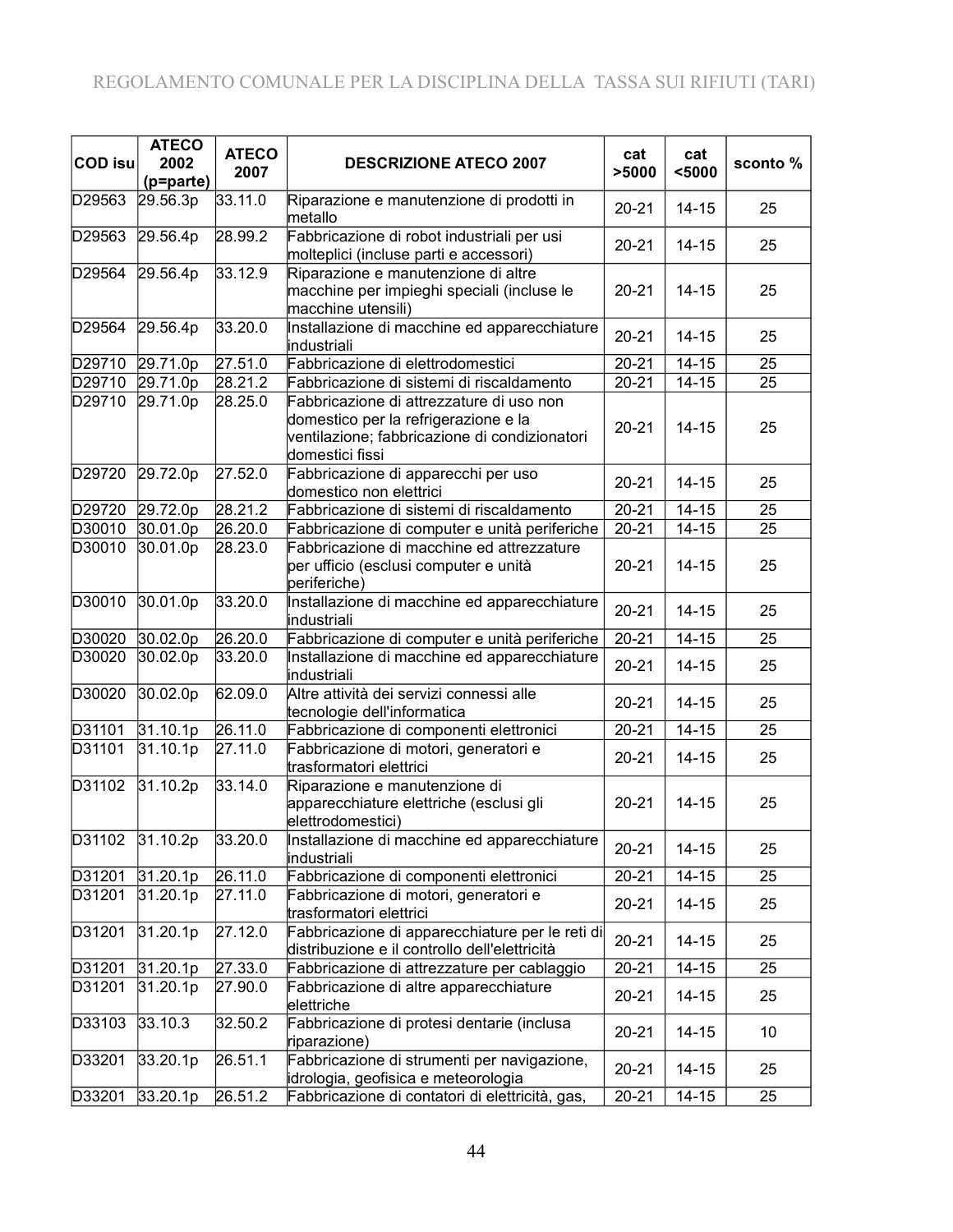| COD isu | ATECO 2002 (p=parte) | ATECO 2007 | DESCRIZIONE ATECO 2007 | cat >5000 | cat <5000 | sconto % |
|---|---|---|---|---|---|---|
| D29563 | 29.56.3p | 33.11.0 | Riparazione e manutenzione di prodotti in metallo | 20-21 | 14-15 | 25 |
| D29563 | 29.56.4p | 28.99.2 | Fabbricazione di robot industriali per usi molteplici (incluse parti e accessori) | 20-21 | 14-15 | 25 |
| D29564 | 29.56.4p | 33.12.9 | Riparazione e manutenzione di altre macchine per impieghi speciali (incluse le macchine utensili) | 20-21 | 14-15 | 25 |
| D29564 | 29.56.4p | 33.20.0 | Installazione di macchine ed apparecchiature industriali | 20-21 | 14-15 | 25 |
| D29710 | 29.71.0p | 27.51.0 | Fabbricazione di elettrodomestici | 20-21 | 14-15 | 25 |
| D29710 | 29.71.0p | 28.21.2 | Fabbricazione di sistemi di riscaldamento | 20-21 | 14-15 | 25 |
| D29710 | 29.71.0p | 28.25.0 | Fabbricazione di attrezzature di uso non domestico per la refrigerazione e la ventilazione; fabbricazione di condizionatori domestici fissi | 20-21 | 14-15 | 25 |
| D29720 | 29.72.0p | 27.52.0 | Fabbricazione di apparecchi per uso domestico non elettrici | 20-21 | 14-15 | 25 |
| D29720 | 29.72.0p | 28.21.2 | Fabbricazione di sistemi di riscaldamento | 20-21 | 14-15 | 25 |
| D30010 | 30.01.0p | 26.20.0 | Fabbricazione di computer e unità periferiche | 20-21 | 14-15 | 25 |
| D30010 | 30.01.0p | 28.23.0 | Fabbricazione di macchine ed attrezzature per ufficio (esclusi computer e unità periferiche) | 20-21 | 14-15 | 25 |
| D30010 | 30.01.0p | 33.20.0 | Installazione di macchine ed apparecchiature industriali | 20-21 | 14-15 | 25 |
| D30020 | 30.02.0p | 26.20.0 | Fabbricazione di computer e unità periferiche | 20-21 | 14-15 | 25 |
| D30020 | 30.02.0p | 33.20.0 | Installazione di macchine ed apparecchiature industriali | 20-21 | 14-15 | 25 |
| D30020 | 30.02.0p | 62.09.0 | Altre attività dei servizi connessi alle tecnologie dell'informatica | 20-21 | 14-15 | 25 |
| D31101 | 31.10.1p | 26.11.0 | Fabbricazione di componenti elettronici | 20-21 | 14-15 | 25 |
| D31101 | 31.10.1p | 27.11.0 | Fabbricazione di motori, generatori e trasformatori elettrici | 20-21 | 14-15 | 25 |
| D31102 | 31.10.2p | 33.14.0 | Riparazione e manutenzione di apparecchiature elettriche (esclusi gli elettrodomestici) | 20-21 | 14-15 | 25 |
| D31102 | 31.10.2p | 33.20.0 | Installazione di macchine ed apparecchiature industriali | 20-21 | 14-15 | 25 |
| D31201 | 31.20.1p | 26.11.0 | Fabbricazione di componenti elettronici | 20-21 | 14-15 | 25 |
| D31201 | 31.20.1p | 27.11.0 | Fabbricazione di motori, generatori e trasformatori elettrici | 20-21 | 14-15 | 25 |
| D31201 | 31.20.1p | 27.12.0 | Fabbricazione di apparecchiature per le reti di distribuzione e il controllo dell'elettricità | 20-21 | 14-15 | 25 |
| D31201 | 31.20.1p | 27.33.0 | Fabbricazione di attrezzature per cablaggio | 20-21 | 14-15 | 25 |
| D31201 | 31.20.1p | 27.90.0 | Fabbricazione di altre apparecchiature elettriche | 20-21 | 14-15 | 25 |
| D33103 | 33.10.3 | 32.50.2 | Fabbricazione di protesi dentarie (inclusa riparazione) | 20-21 | 14-15 | 10 |
| D33201 | 33.20.1p | 26.51.1 | Fabbricazione di strumenti per navigazione, idrologia, geofisica e meteorologia | 20-21 | 14-15 | 25 |
| D33201 | 33.20.1p | 26.51.2 | Fabbricazione di contatori di elettricità, gas, | 20-21 | 14-15 | 25 |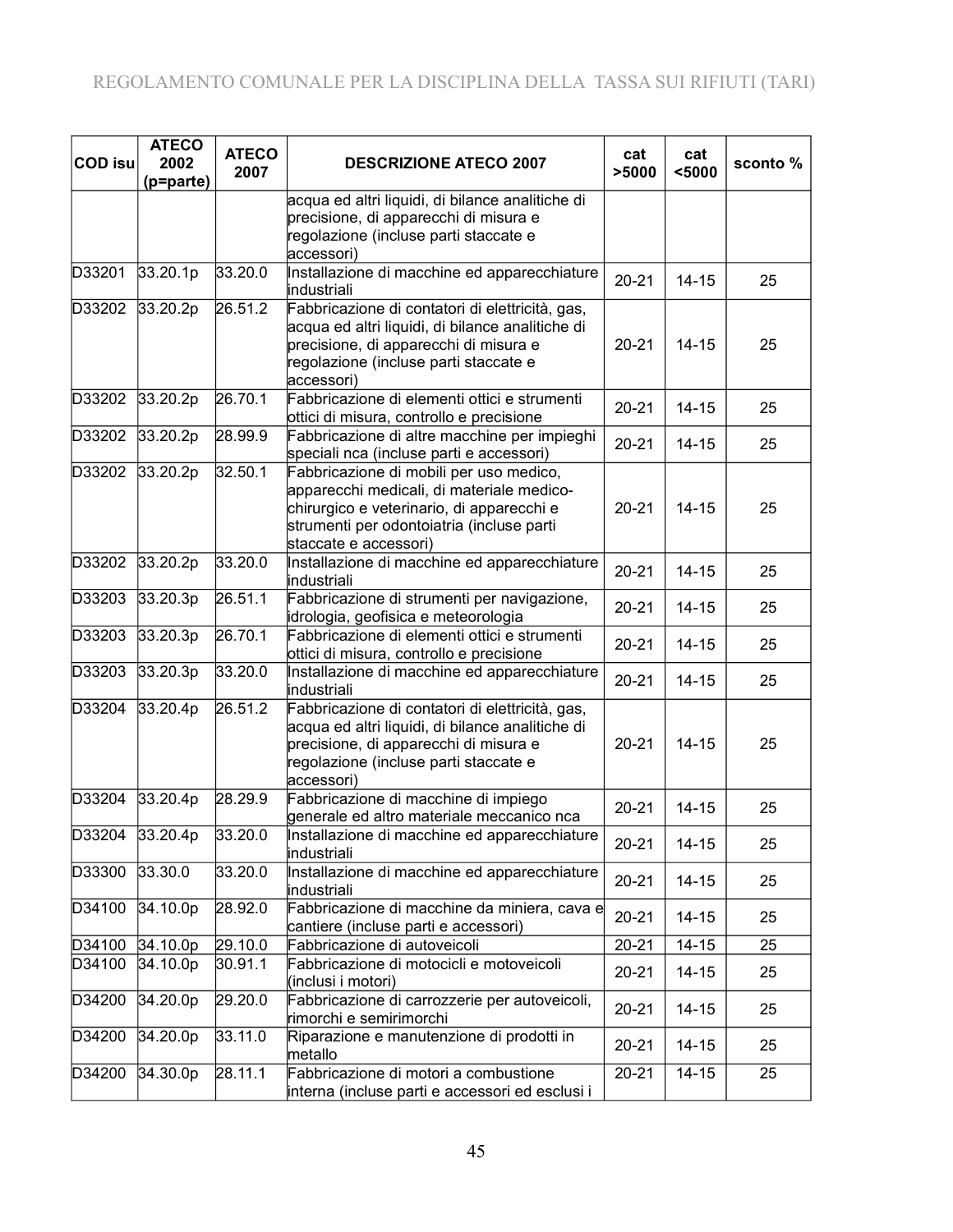| COD isu | ATECO 2002 (p=parte) | ATECO 2007 | DESCRIZIONE ATECO 2007 | cat >5000 | cat <5000 | sconto % |
|---|---|---|---|---|---|---|
| | | | acqua ed altri liquidi, di bilance analitiche di precisione, di apparecchi di misura e regolazione (incluse parti staccate e accessori) | | | |
| D33201 | 33.20.1p | 33.20.0 | Installazione di macchine ed apparecchiature industriali | 20-21 | 14-15 | 25 |
| D33202 | 33.20.2p | 26.51.2 | Fabbricazione di contatori di elettricità, gas, acqua ed altri liquidi, di bilance analitiche di precisione, di apparecchi di misura e regolazione (incluse parti staccate e accessori) | 20-21 | 14-15 | 25 |
| D33202 | 33.20.2p | 26.70.1 | Fabbricazione di elementi ottici e strumenti ottici di misura, controllo e precisione | 20-21 | 14-15 | 25 |
| D33202 | 33.20.2p | 28.99.9 | Fabbricazione di altre macchine per impieghi speciali nca (incluse parti e accessori) | 20-21 | 14-15 | 25 |
| D33202 | 33.20.2p | 32.50.1 | Fabbricazione di mobili per uso medico, apparecchi medicali, di materiale medico-chirurgico e veterinario, di apparecchi e strumenti per odontoiatria (incluse parti staccate e accessori) | 20-21 | 14-15 | 25 |
| D33202 | 33.20.2p | 33.20.0 | Installazione di macchine ed apparecchiature industriali | 20-21 | 14-15 | 25 |
| D33203 | 33.20.3p | 26.51.1 | Fabbricazione di strumenti per navigazione, idrologia, geofisica e meteorologia | 20-21 | 14-15 | 25 |
| D33203 | 33.20.3p | 26.70.1 | Fabbricazione di elementi ottici e strumenti ottici di misura, controllo e precisione | 20-21 | 14-15 | 25 |
| D33203 | 33.20.3p | 33.20.0 | Installazione di macchine ed apparecchiature industriali | 20-21 | 14-15 | 25 |
| D33204 | 33.20.4p | 26.51.2 | Fabbricazione di contatori di elettricità, gas, acqua ed altri liquidi, di bilance analitiche di precisione, di apparecchi di misura e regolazione (incluse parti staccate e accessori) | 20-21 | 14-15 | 25 |
| D33204 | 33.20.4p | 28.29.9 | Fabbricazione di macchine di impiego generale ed altro materiale meccanico nca | 20-21 | 14-15 | 25 |
| D33204 | 33.20.4p | 33.20.0 | Installazione di macchine ed apparecchiature industriali | 20-21 | 14-15 | 25 |
| D33300 | 33.30.0 | 33.20.0 | Installazione di macchine ed apparecchiature industriali | 20-21 | 14-15 | 25 |
| D34100 | 34.10.0p | 28.92.0 | Fabbricazione di macchine da miniera, cava e cantiere (incluse parti e accessori) | 20-21 | 14-15 | 25 |
| D34100 | 34.10.0p | 29.10.0 | Fabbricazione di autoveicoli | 20-21 | 14-15 | 25 |
| D34100 | 34.10.0p | 30.91.1 | Fabbricazione di motocicli e motoveicoli (inclusi i motori) | 20-21 | 14-15 | 25 |
| D34200 | 34.20.0p | 29.20.0 | Fabbricazione di carrozzerie per autoveicoli, rimorchi e semirimorchi | 20-21 | 14-15 | 25 |
| D34200 | 34.20.0p | 33.11.0 | Riparazione e manutenzione di prodotti in metallo | 20-21 | 14-15 | 25 |
| D34200 | 34.30.0p | 28.11.1 | Fabbricazione di motori a combustione interna (incluse parti e accessori ed esclusi i | 20-21 | 14-15 | 25 |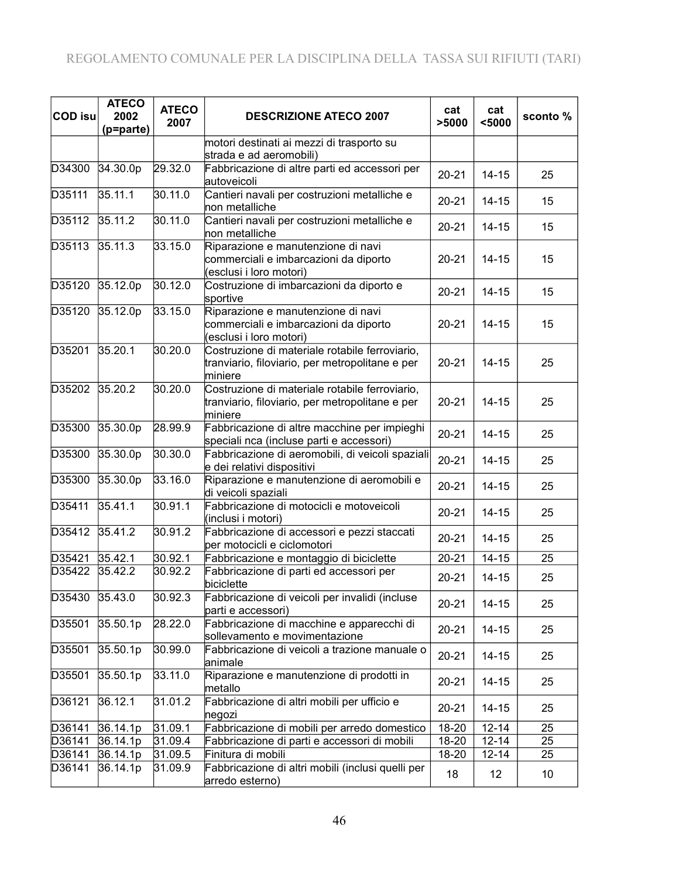| COD isu | ATECO 2002 (p=parte) | ATECO 2007 | DESCRIZIONE ATECO 2007 | cat >5000 | cat <5000 | sconto % |
|---|---|---|---|---|---|---|
| | | | motori destinati ai mezzi di trasporto su strada e ad aeromobili) | | | |
| D34300 | 34.30.0p | 29.32.0 | Fabbricazione di altre parti ed accessori per autoveicoli | 20-21 | 14-15 | 25 |
| D35111 | 35.11.1 | 30.11.0 | Cantieri navali per costruzioni metalliche e non metalliche | 20-21 | 14-15 | 15 |
| D35112 | 35.11.2 | 30.11.0 | Cantieri navali per costruzioni metalliche e non metalliche | 20-21 | 14-15 | 15 |
| D35113 | 35.11.3 | 33.15.0 | Riparazione e manutenzione di navi commerciali e imbarcazioni da diporto (esclusi i loro motori) | 20-21 | 14-15 | 15 |
| D35120 | 35.12.0p | 30.12.0 | Costruzione di imbarcazioni da diporto e sportive | 20-21 | 14-15 | 15 |
| D35120 | 35.12.0p | 33.15.0 | Riparazione e manutenzione di navi commerciali e imbarcazioni da diporto (esclusi i loro motori) | 20-21 | 14-15 | 15 |
| D35201 | 35.20.1 | 30.20.0 | Costruzione di materiale rotabile ferroviario, tranviario, filoviario, per metropolitane e per miniere | 20-21 | 14-15 | 25 |
| D35202 | 35.20.2 | 30.20.0 | Costruzione di materiale rotabile ferroviario, tranviario, filoviario, per metropolitane e per miniere | 20-21 | 14-15 | 25 |
| D35300 | 35.30.0p | 28.99.9 | Fabbricazione di altre macchine per impieghi speciali nca (incluse parti e accessori) | 20-21 | 14-15 | 25 |
| D35300 | 35.30.0p | 30.30.0 | Fabbricazione di aeromobili, di veicoli spaziali e dei relativi dispositivi | 20-21 | 14-15 | 25 |
| D35300 | 35.30.0p | 33.16.0 | Riparazione e manutenzione di aeromobili e di veicoli spaziali | 20-21 | 14-15 | 25 |
| D35411 | 35.41.1 | 30.91.1 | Fabbricazione di motocicli e motoveicoli (inclusi i motori) | 20-21 | 14-15 | 25 |
| D35412 | 35.41.2 | 30.91.2 | Fabbricazione di accessori e pezzi staccati per motocicli e ciclomotori | 20-21 | 14-15 | 25 |
| D35421 | 35.42.1 | 30.92.1 | Fabbricazione e montaggio di biciclette | 20-21 | 14-15 | 25 |
| D35422 | 35.42.2 | 30.92.2 | Fabbricazione di parti ed accessori per biciclette | 20-21 | 14-15 | 25 |
| D35430 | 35.43.0 | 30.92.3 | Fabbricazione di veicoli per invalidi (incluse parti e accessori) | 20-21 | 14-15 | 25 |
| D35501 | 35.50.1p | 28.22.0 | Fabbricazione di macchine e apparecchi di sollevamento e movimentazione | 20-21 | 14-15 | 25 |
| D35501 | 35.50.1p | 30.99.0 | Fabbricazione di veicoli a trazione manuale o animale | 20-21 | 14-15 | 25 |
| D35501 | 35.50.1p | 33.11.0 | Riparazione e manutenzione di prodotti in metallo | 20-21 | 14-15 | 25 |
| D36121 | 36.12.1 | 31.01.2 | Fabbricazione di altri mobili per ufficio e negozi | 20-21 | 14-15 | 25 |
| D36141 | 36.14.1p | 31.09.1 | Fabbricazione di mobili per arredo domestico | 18-20 | 12-14 | 25 |
| D36141 | 36.14.1p | 31.09.4 | Fabbricazione di parti e accessori di mobili | 18-20 | 12-14 | 25 |
| D36141 | 36.14.1p | 31.09.5 | Finitura di mobili | 18-20 | 12-14 | 25 |
| D36141 | 36.14.1p | 31.09.9 | Fabbricazione di altri mobili (inclusi quelli per arredo esterno) | 18 | 12 | 10 |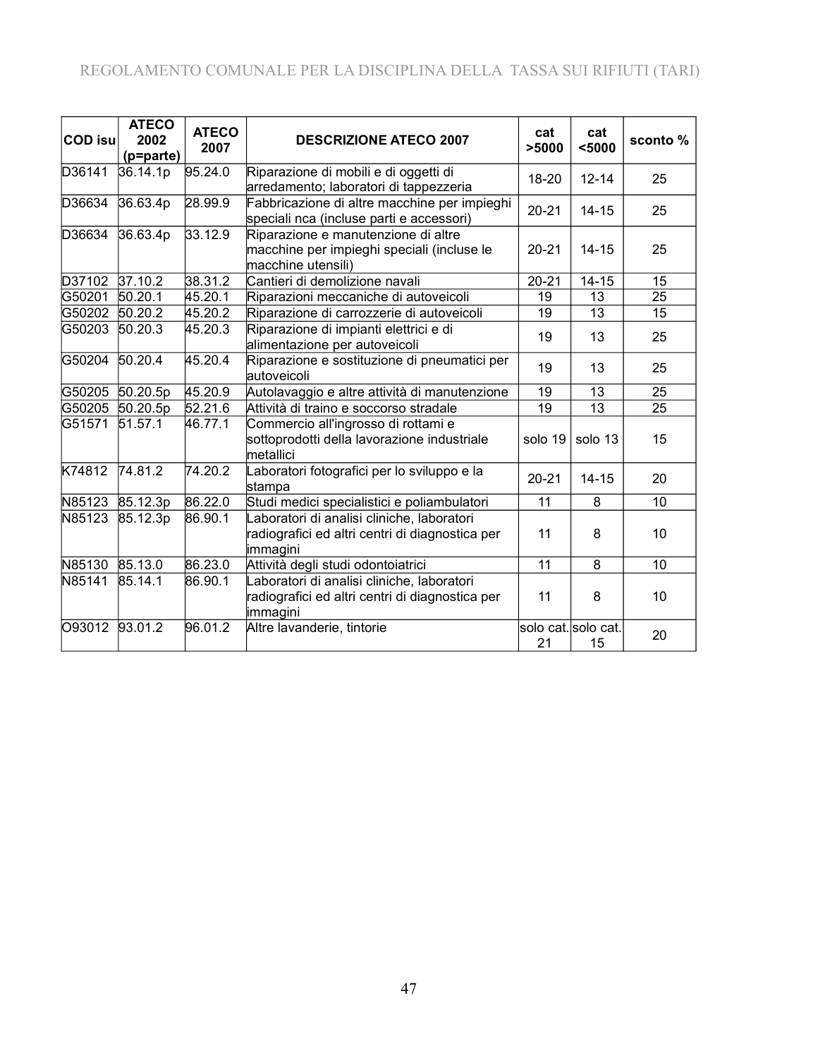| COD isu | ATECO 2002 (p=parte) | ATECO 2007 | DESCRIZIONE ATECO 2007 | cat >5000 | cat <5000 | sconto % |
|---|---|---|---|---|---|---|
| D36141 | 36.14.1p | 95.24.0 | Riparazione di mobili e di oggetti di arredamento; laboratori di tappezzeria | 18-20 | 12-14 | 25 |
| D36634 | 36.63.4p | 28.99.9 | Fabbricazione di altre macchine per impieghi speciali nca (incluse parti e accessori) | 20-21 | 14-15 | 25 |
| D36634 | 36.63.4p | 33.12.9 | Riparazione e manutenzione di altre macchine per impieghi speciali (incluse le macchine utensili) | 20-21 | 14-15 | 25 |
| D37102 | 37.10.2 | 38.31.2 | Cantieri di demolizione navali | 20-21 | 14-15 | 15 |
| G50201 | 50.20.1 | 45.20.1 | Riparazioni meccaniche di autoveicoli | 19 | 13 | 25 |
| G50202 | 50.20.2 | 45.20.2 | Riparazione di carrozzerie di autoveicoli | 19 | 13 | 15 |
| G50203 | 50.20.3 | 45.20.3 | Riparazione di impianti elettrici e di alimentazione per autoveicoli | 19 | 13 | 25 |
| G50204 | 50.20.4 | 45.20.4 | Riparazione e sostituzione di pneumatici per autoveicoli | 19 | 13 | 25 |
| G50205 | 50.20.5p | 45.20.9 | Autolavaggio e altre attività di manutenzione | 19 | 13 | 25 |
| G50205 | 50.20.5p | 52.21.6 | Attività di traino e soccorso stradale | 19 | 13 | 25 |
| G51571 | 51.57.1 | 46.77.1 | Commercio all'ingrosso di rottami e sottoprodotti della lavorazione industriale metallici | solo 19 | solo 13 | 15 |
| K74812 | 74.81.2 | 74.20.2 | Laboratori fotografici per lo sviluppo e la stampa | 20-21 | 14-15 | 20 |
| N85123 | 85.12.3p | 86.22.0 | Studi medici specialistici e poliambulatori | 11 | 8 | 10 |
| N85123 | 85.12.3p | 86.90.1 | Laboratori di analisi cliniche, laboratori radiografici ed altri centri di diagnostica per immagini | 11 | 8 | 10 |
| N85130 | 85.13.0 | 86.23.0 | Attività degli studi odontoiatrici | 11 | 8 | 10 |
| N85141 | 85.14.1 | 86.90.1 | Laboratori di analisi cliniche, laboratori radiografici ed altri centri di diagnostica per immagini | 11 | 8 | 10 |
| O93012 | 93.01.2 | 96.01.2 | Altre lavanderie, tintorie | solo cat. 21 | solo cat. 15 | 20 |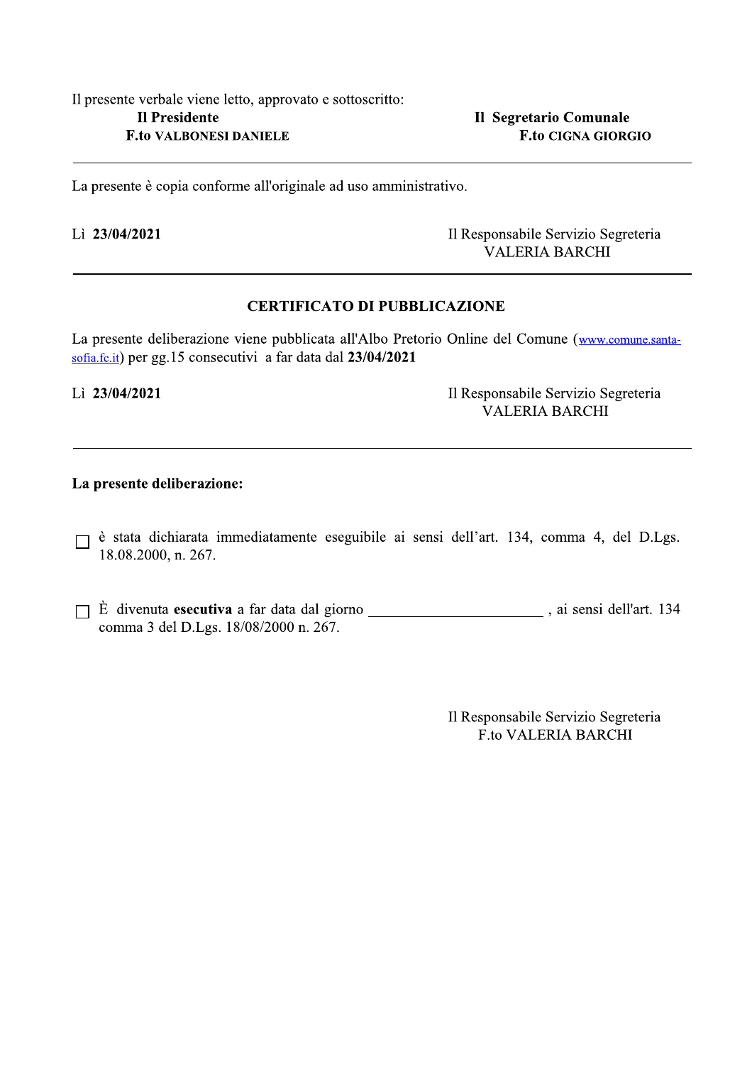Il presente verbale viene letto, approvato e sottoscritto:

**Il Presidente**
**F.to VALBONESI DANIELE**

**Il Segretario Comunale**
**F.to CIGNA GIORGIO**

---

La presente è copia conforme all'originale ad uso amministrativo.

Lì **23/04/2021**

Il Responsabile Servizio Segreteria
VALERIA BARCHI

---

### CERTIFICATO DI PUBBLICAZIONE

La presente deliberazione viene pubblicata all'Albo Pretorio Online del Comune (www.comune.santa-sofia.fc.it) per gg.15 consecutivi a far data dal **23/04/2021**

Lì **23/04/2021**

Il Responsabile Servizio Segreteria
VALERIA BARCHI

---

**La presente deliberazione:**

☐ è stata dichiarata immediatamente eseguibile ai sensi dell'art. 134, comma 4, del D.Lgs. 18.08.2000, n. 267.

☐ È divenuta **esecutiva** a far data dal giorno ______________________ , ai sensi dell'art. 134 comma 3 del D.Lgs. 18/08/2000 n. 267.

Il Responsabile Servizio Segreteria
F.to VALERIA BARCHI